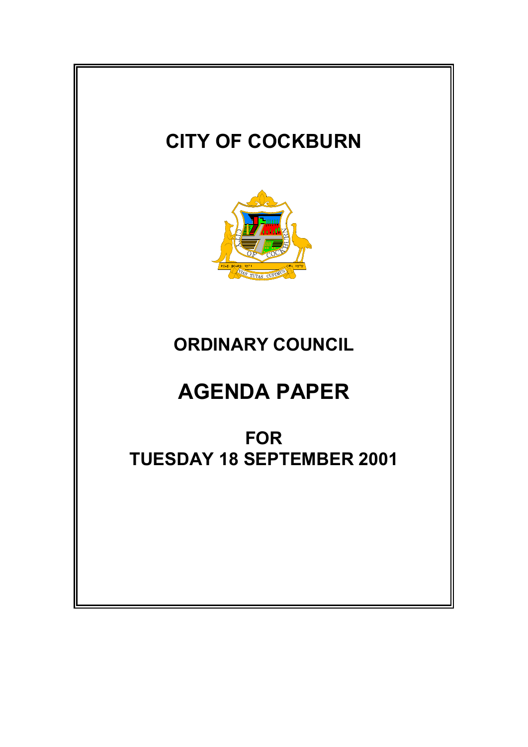# CITY OF COCKBURN

## ORDINARY COUNCIL

# AGENDA PAPER

## FOR
## TUESDAY 18 SEPTEMBER 2001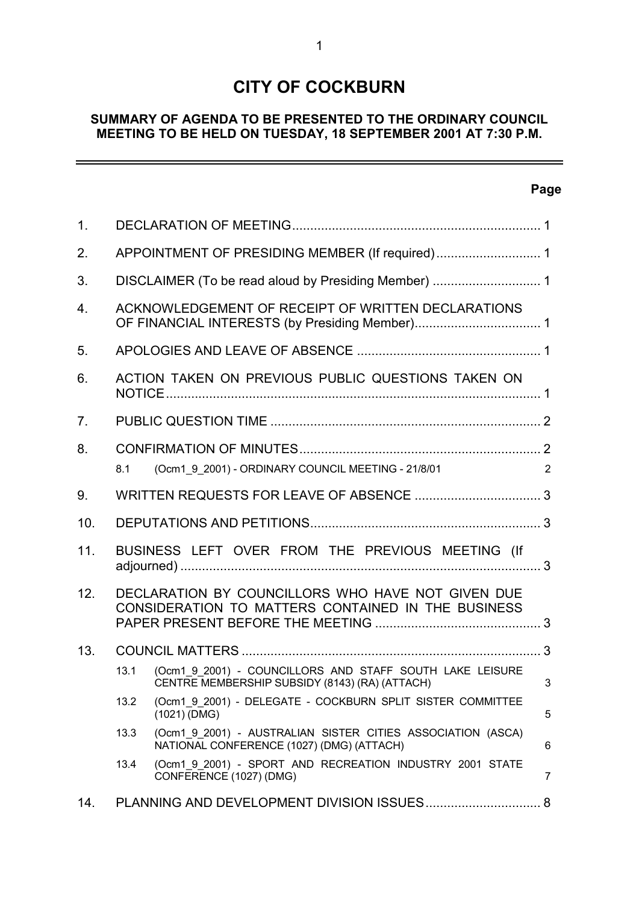# CITY OF COCKBURN

## SUMMARY OF AGENDA TO BE PRESENTED TO THE ORDINARY COUNCIL MEETING TO BE HELD ON TUESDAY, 18 SEPTEMBER 2001 AT 7:30 P.M.

| | | | Page |
|---|---|---|---|
| 1. | DECLARATION OF MEETING | | 1 |
| 2. | APPOINTMENT OF PRESIDING MEMBER (If required) | | 1 |
| 3. | DISCLAIMER (To be read aloud by Presiding Member) | | 1 |
| 4. | ACKNOWLEDGEMENT OF RECEIPT OF WRITTEN DECLARATIONS OF FINANCIAL INTERESTS (by Presiding Member) | | 1 |
| 5. | APOLOGIES AND LEAVE OF ABSENCE | | 1 |
| 6. | ACTION TAKEN ON PREVIOUS PUBLIC QUESTIONS TAKEN ON NOTICE | | 1 |
| 7. | PUBLIC QUESTION TIME | | 2 |
| 8. | CONFIRMATION OF MINUTES | | 2 |
| | 8.1 | (Ocm1_9_2001) - ORDINARY COUNCIL MEETING - 21/8/01 | 2 |
| 9. | WRITTEN REQUESTS FOR LEAVE OF ABSENCE | | 3 |
| 10. | DEPUTATIONS AND PETITIONS | | 3 |
| 11. | BUSINESS LEFT OVER FROM THE PREVIOUS MEETING (If adjourned) | | 3 |
| 12. | DECLARATION BY COUNCILLORS WHO HAVE NOT GIVEN DUE CONSIDERATION TO MATTERS CONTAINED IN THE BUSINESS PAPER PRESENT BEFORE THE MEETING | | 3 |
| 13. | COUNCIL MATTERS | | 3 |
| | 13.1 | (Ocm1_9_2001) - COUNCILLORS AND STAFF SOUTH LAKE LEISURE CENTRE MEMBERSHIP SUBSIDY (8143) (RA) (ATTACH) | 3 |
| | 13.2 | (Ocm1_9_2001) - DELEGATE - COCKBURN SPLIT SISTER COMMITTEE (1021) (DMG) | 5 |
| | 13.3 | (Ocm1_9_2001) - AUSTRALIAN SISTER CITIES ASSOCIATION (ASCA) NATIONAL CONFERENCE (1027) (DMG) (ATTACH) | 6 |
| | 13.4 | (Ocm1_9_2001) - SPORT AND RECREATION INDUSTRY 2001 STATE CONFERENCE (1027) (DMG) | 7 |
| 14. | PLANNING AND DEVELOPMENT DIVISION ISSUES | | 8 |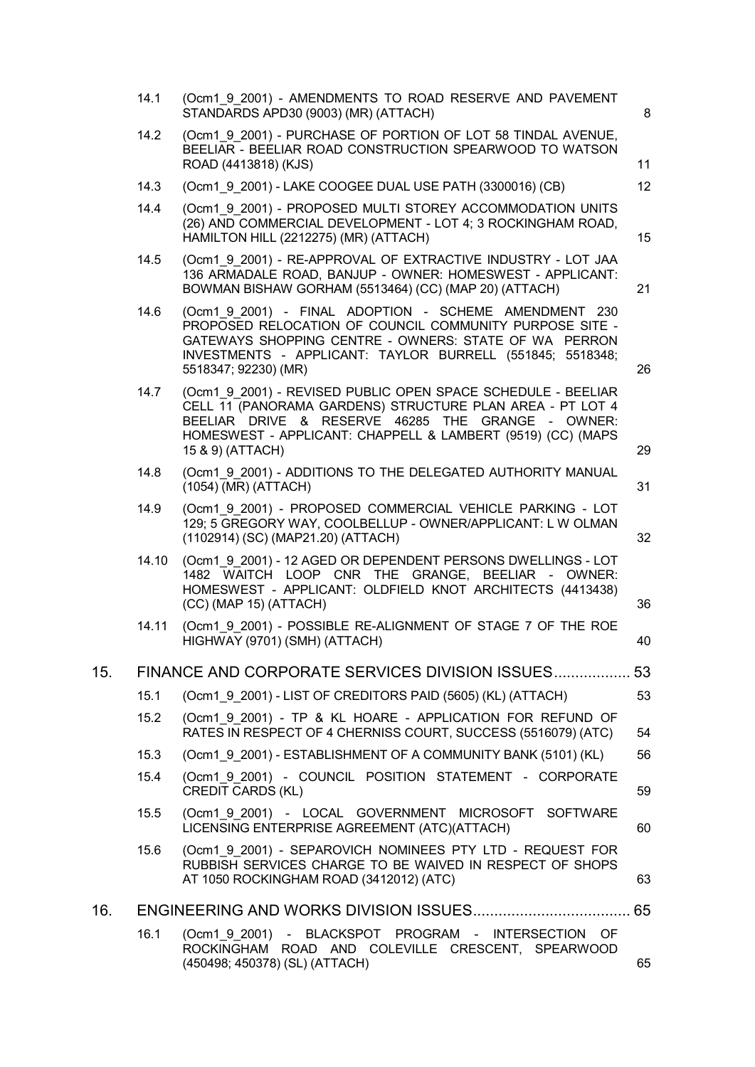| | | |
|---|---|---|
| 14.1 | (Ocm1_9_2001) - AMENDMENTS TO ROAD RESERVE AND PAVEMENT STANDARDS APD30 (9003) (MR) (ATTACH) | 8 |
| 14.2 | (Ocm1_9_2001) - PURCHASE OF PORTION OF LOT 58 TINDAL AVENUE, BEELIAR - BEELIAR ROAD CONSTRUCTION SPEARWOOD TO WATSON ROAD (4413818) (KJS) | 11 |
| 14.3 | (Ocm1_9_2001) - LAKE COOGEE DUAL USE PATH (3300016) (CB) | 12 |
| 14.4 | (Ocm1_9_2001) - PROPOSED MULTI STOREY ACCOMMODATION UNITS (26) AND COMMERCIAL DEVELOPMENT - LOT 4; 3 ROCKINGHAM ROAD, HAMILTON HILL (2212275) (MR) (ATTACH) | 15 |
| 14.5 | (Ocm1_9_2001) - RE-APPROVAL OF EXTRACTIVE INDUSTRY - LOT JAA 136 ARMADALE ROAD, BANJUP - OWNER: HOMESWEST - APPLICANT: BOWMAN BISHAW GORHAM (5513464) (CC) (MAP 20) (ATTACH) | 21 |
| 14.6 | (Ocm1_9_2001) - FINAL ADOPTION - SCHEME AMENDMENT 230 PROPOSED RELOCATION OF COUNCIL COMMUNITY PURPOSE SITE - GATEWAYS SHOPPING CENTRE - OWNERS: STATE OF WA PERRON INVESTMENTS - APPLICANT: TAYLOR BURRELL (551845; 5518348; 5518347; 92230) (MR) | 26 |
| 14.7 | (Ocm1_9_2001) - REVISED PUBLIC OPEN SPACE SCHEDULE - BEELIAR CELL 11 (PANORAMA GARDENS) STRUCTURE PLAN AREA - PT LOT 4 BEELIAR DRIVE & RESERVE 46285 THE GRANGE - OWNER: HOMESWEST - APPLICANT: CHAPPELL & LAMBERT (9519) (CC) (MAPS 15 & 9) (ATTACH) | 29 |
| 14.8 | (Ocm1_9_2001) - ADDITIONS TO THE DELEGATED AUTHORITY MANUAL (1054) (MR) (ATTACH) | 31 |
| 14.9 | (Ocm1_9_2001) - PROPOSED COMMERCIAL VEHICLE PARKING - LOT 129; 5 GREGORY WAY, COOLBELLUP - OWNER/APPLICANT: L W OLMAN (1102914) (SC) (MAP21.20) (ATTACH) | 32 |
| 14.10 | (Ocm1_9_2001) - 12 AGED OR DEPENDENT PERSONS DWELLINGS - LOT 1482 WAITCH LOOP CNR THE GRANGE, BEELIAR - OWNER: HOMESWEST - APPLICANT: OLDFIELD KNOT ARCHITECTS (4413438) (CC) (MAP 15) (ATTACH) | 36 |
| 14.11 | (Ocm1_9_2001) - POSSIBLE RE-ALIGNMENT OF STAGE 7 OF THE ROE HIGHWAY (9701) (SMH) (ATTACH) | 40 |

## 15. FINANCE AND CORPORATE SERVICES DIVISION ISSUES.................. 53

| | | |
|---|---|---|
| 15.1 | (Ocm1_9_2001) - LIST OF CREDITORS PAID (5605) (KL) (ATTACH) | 53 |
| 15.2 | (Ocm1_9_2001) - TP & KL HOARE - APPLICATION FOR REFUND OF RATES IN RESPECT OF 4 CHERNISS COURT, SUCCESS (5516079) (ATC) | 54 |
| 15.3 | (Ocm1_9_2001) - ESTABLISHMENT OF A COMMUNITY BANK (5101) (KL) | 56 |
| 15.4 | (Ocm1_9_2001) - COUNCIL POSITION STATEMENT - CORPORATE CREDIT CARDS (KL) | 59 |
| 15.5 | (Ocm1_9_2001) - LOCAL GOVERNMENT MICROSOFT SOFTWARE LICENSING ENTERPRISE AGREEMENT (ATC)(ATTACH) | 60 |
| 15.6 | (Ocm1_9_2001) - SEPAROVICH NOMINEES PTY LTD - REQUEST FOR RUBBISH SERVICES CHARGE TO BE WAIVED IN RESPECT OF SHOPS AT 1050 ROCKINGHAM ROAD (3412012) (ATC) | 63 |

## 16. ENGINEERING AND WORKS DIVISION ISSUES..................................... 65

| | | |
|---|---|---|
| 16.1 | (Ocm1_9_2001) - BLACKSPOT PROGRAM - INTERSECTION OF ROCKINGHAM ROAD AND COLEVILLE CRESCENT, SPEARWOOD (450498; 450378) (SL) (ATTACH) | 65 |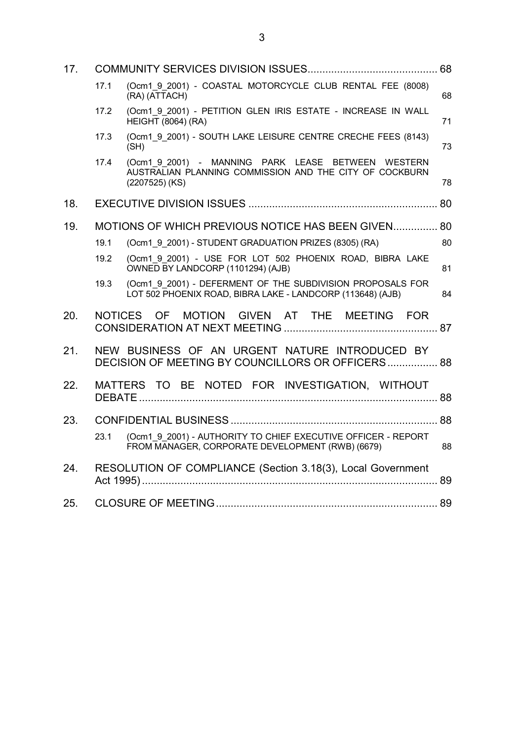17. COMMUNITY SERVICES DIVISION ISSUES ............................................ 68

    17.1 (Ocm1_9_2001) - COASTAL MOTORCYCLE CLUB RENTAL FEE (8008) (RA) (ATTACH) ............ 68

    17.2 (Ocm1_9_2001) - PETITION GLEN IRIS ESTATE - INCREASE IN WALL HEIGHT (8064) (RA) ............ 71

    17.3 (Ocm1_9_2001) - SOUTH LAKE LEISURE CENTRE CRECHE FEES (8143) (SH) ............ 73

    17.4 (Ocm1_9_2001) - MANNING PARK LEASE BETWEEN WESTERN AUSTRALIAN PLANNING COMMISSION AND THE CITY OF COCKBURN (2207525) (KS) ............ 78

18. EXECUTIVE DIVISION ISSUES ............................................................... 80

19. MOTIONS OF WHICH PREVIOUS NOTICE HAS BEEN GIVEN............... 80

    19.1 (Ocm1_9_2001) - STUDENT GRADUATION PRIZES (8305) (RA) ............ 80

    19.2 (Ocm1_9_2001) - USE FOR LOT 502 PHOENIX ROAD, BIBRA LAKE OWNED BY LANDCORP (1101294) (AJB) ............ 81

    19.3 (Ocm1_9_2001) - DEFERMENT OF THE SUBDIVISION PROPOSALS FOR LOT 502 PHOENIX ROAD, BIBRA LAKE - LANDCORP (113648) (AJB) ............ 84

20. NOTICES OF MOTION GIVEN AT THE MEETING FOR CONSIDERATION AT NEXT MEETING .................................................... 87

21. NEW BUSINESS OF AN URGENT NATURE INTRODUCED BY DECISION OF MEETING BY COUNCILLORS OR OFFICERS ................. 88

22. MATTERS TO BE NOTED FOR INVESTIGATION, WITHOUT DEBATE ..................................................................................................... 88

23. CONFIDENTIAL BUSINESS ..................................................................... 88

    23.1 (Ocm1_9_2001) - AUTHORITY TO CHIEF EXECUTIVE OFFICER - REPORT FROM MANAGER, CORPORATE DEVELOPMENT (RWB) (6679) ............ 88

24. RESOLUTION OF COMPLIANCE (Section 3.18(3), Local Government Act 1995) .................................................................................................... 89

25. CLOSURE OF MEETING .......................................................................... 89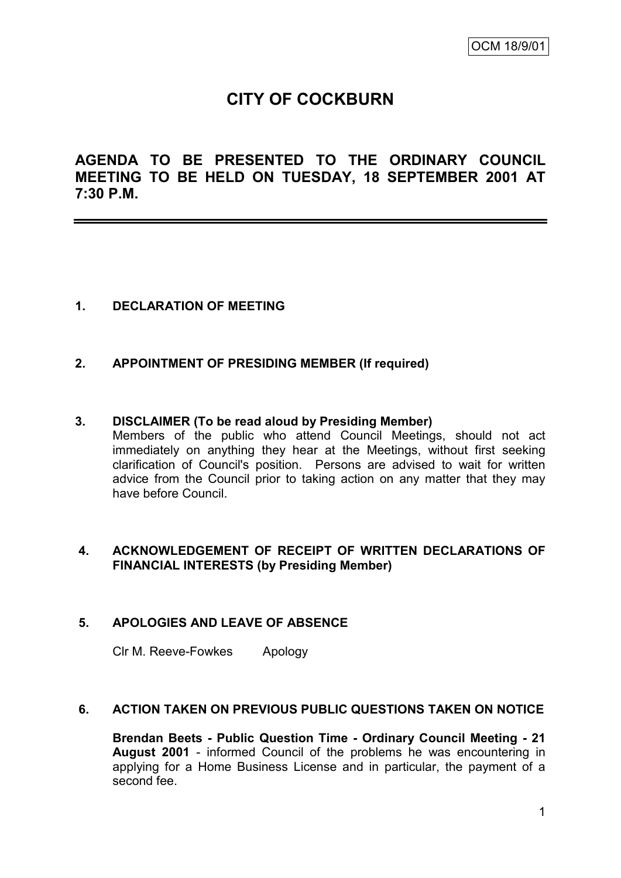OCM 18/9/01

# CITY OF COCKBURN

## AGENDA TO BE PRESENTED TO THE ORDINARY COUNCIL MEETING TO BE HELD ON TUESDAY, 18 SEPTEMBER 2001 AT 7:30 P.M.

---

**1. DECLARATION OF MEETING**

**2. APPOINTMENT OF PRESIDING MEMBER (If required)**

**3. DISCLAIMER (To be read aloud by Presiding Member)**

Members of the public who attend Council Meetings, should not act immediately on anything they hear at the Meetings, without first seeking clarification of Council's position. Persons are advised to wait for written advice from the Council prior to taking action on any matter that they may have before Council.

**4. ACKNOWLEDGEMENT OF RECEIPT OF WRITTEN DECLARATIONS OF FINANCIAL INTERESTS (by Presiding Member)**

**5. APOLOGIES AND LEAVE OF ABSENCE**

Clr M. Reeve-Fowkes Apology

**6. ACTION TAKEN ON PREVIOUS PUBLIC QUESTIONS TAKEN ON NOTICE**

**Brendan Beets - Public Question Time - Ordinary Council Meeting - 21 August 2001** - informed Council of the problems he was encountering in applying for a Home Business License and in particular, the payment of a second fee.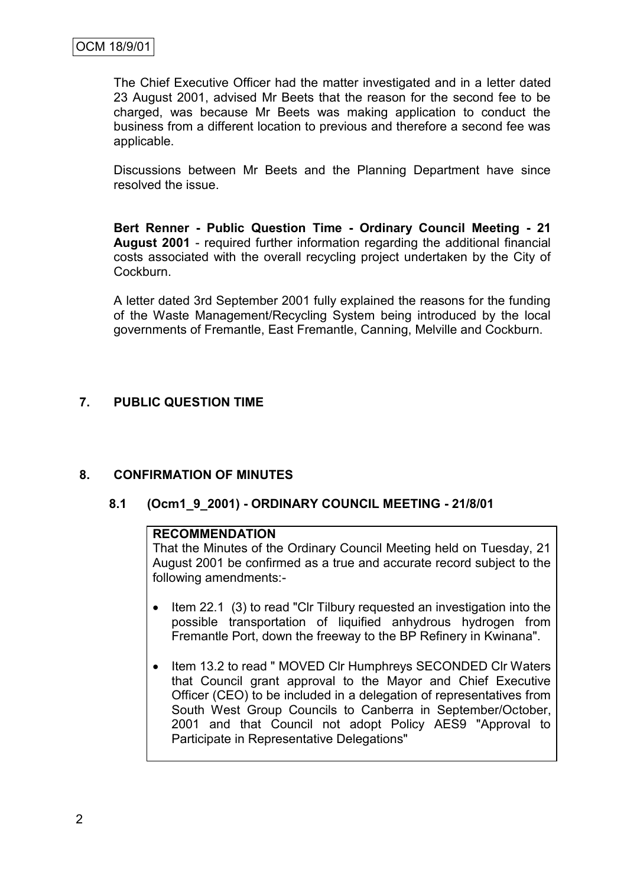The Chief Executive Officer had the matter investigated and in a letter dated 23 August 2001, advised Mr Beets that the reason for the second fee to be charged, was because Mr Beets was making application to conduct the business from a different location to previous and therefore a second fee was applicable.

Discussions between Mr Beets and the Planning Department have since resolved the issue.

**Bert Renner - Public Question Time - Ordinary Council Meeting - 21 August 2001** - required further information regarding the additional financial costs associated with the overall recycling project undertaken by the City of Cockburn.

A letter dated 3rd September 2001 fully explained the reasons for the funding of the Waste Management/Recycling System being introduced by the local governments of Fremantle, East Fremantle, Canning, Melville and Cockburn.

## 7. PUBLIC QUESTION TIME

## 8. CONFIRMATION OF MINUTES

### 8.1 (Ocm1_9_2001) - ORDINARY COUNCIL MEETING - 21/8/01

**RECOMMENDATION**

That the Minutes of the Ordinary Council Meeting held on Tuesday, 21 August 2001 be confirmed as a true and accurate record subject to the following amendments:-

- Item 22.1 (3) to read "Clr Tilbury requested an investigation into the possible transportation of liquified anhydrous hydrogen from Fremantle Port, down the freeway to the BP Refinery in Kwinana".
- Item 13.2 to read " MOVED Clr Humphreys SECONDED Clr Waters that Council grant approval to the Mayor and Chief Executive Officer (CEO) to be included in a delegation of representatives from South West Group Councils to Canberra in September/October, 2001 and that Council not adopt Policy AES9 "Approval to Participate in Representative Delegations"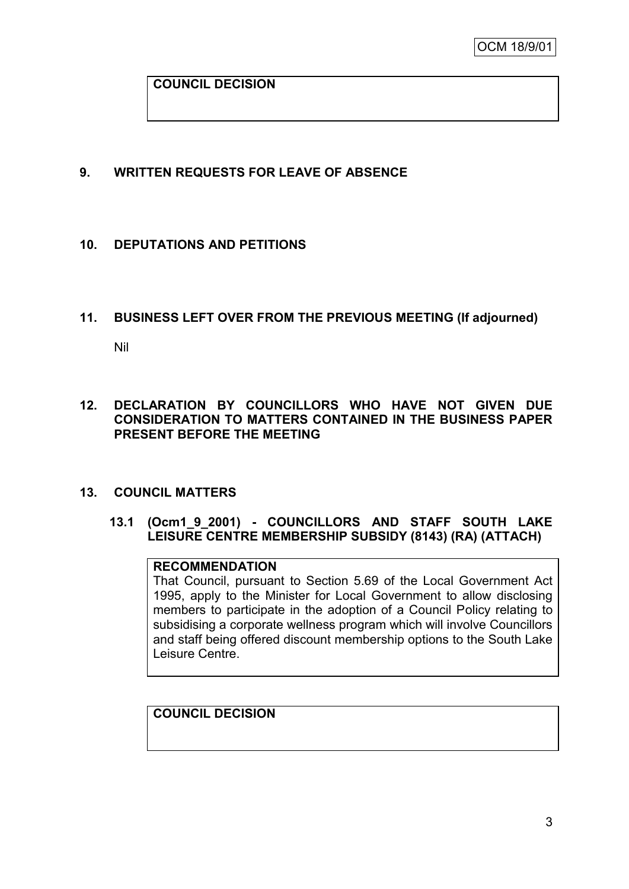**COUNCIL DECISION**

## 9. WRITTEN REQUESTS FOR LEAVE OF ABSENCE

## 10. DEPUTATIONS AND PETITIONS

## 11. BUSINESS LEFT OVER FROM THE PREVIOUS MEETING (If adjourned)

Nil

## 12. DECLARATION BY COUNCILLORS WHO HAVE NOT GIVEN DUE CONSIDERATION TO MATTERS CONTAINED IN THE BUSINESS PAPER PRESENT BEFORE THE MEETING

## 13. COUNCIL MATTERS

### 13.1 (Ocm1_9_2001) - COUNCILLORS AND STAFF SOUTH LAKE LEISURE CENTRE MEMBERSHIP SUBSIDY (8143) (RA) (ATTACH)

**RECOMMENDATION**

That Council, pursuant to Section 5.69 of the Local Government Act 1995, apply to the Minister for Local Government to allow disclosing members to participate in the adoption of a Council Policy relating to subsidising a corporate wellness program which will involve Councillors and staff being offered discount membership options to the South Lake Leisure Centre.

**COUNCIL DECISION**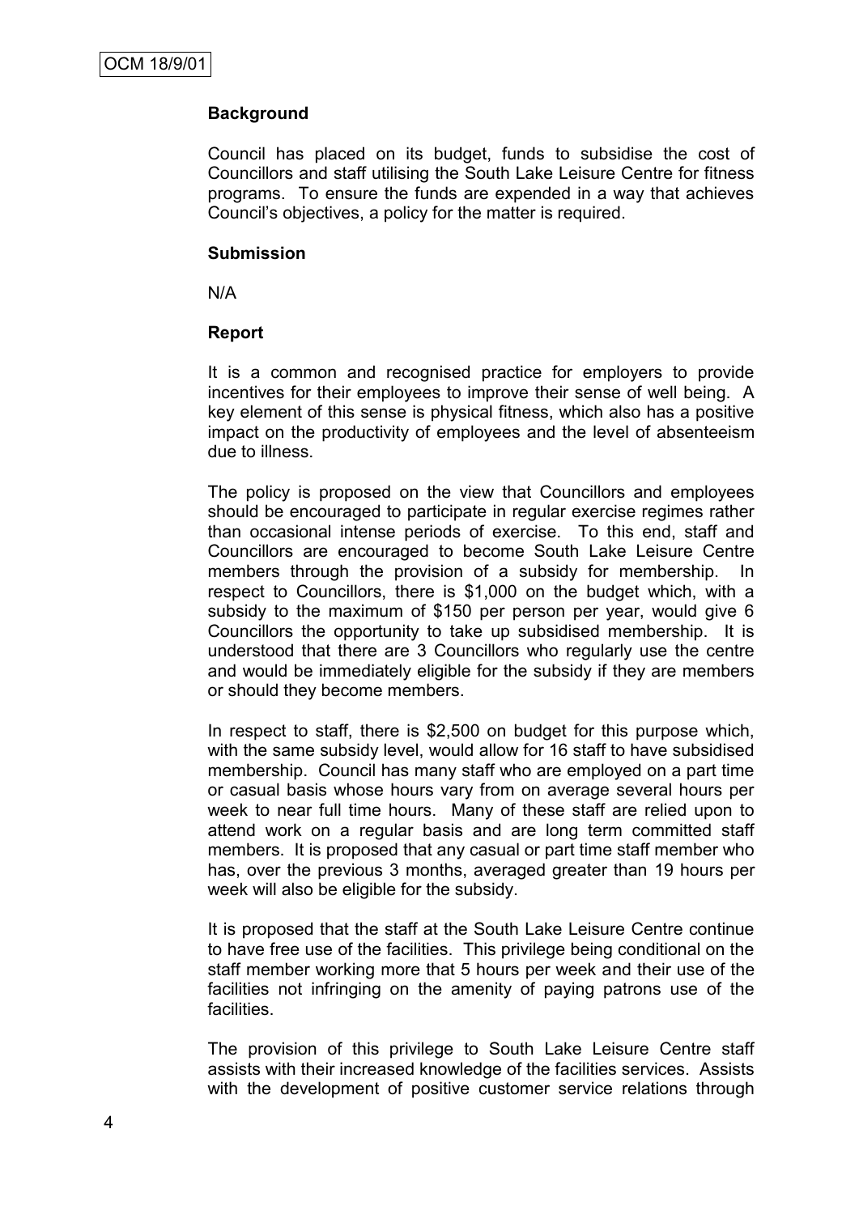**Background**

Council has placed on its budget, funds to subsidise the cost of Councillors and staff utilising the South Lake Leisure Centre for fitness programs. To ensure the funds are expended in a way that achieves Council's objectives, a policy for the matter is required.

**Submission**

N/A

**Report**

It is a common and recognised practice for employers to provide incentives for their employees to improve their sense of well being. A key element of this sense is physical fitness, which also has a positive impact on the productivity of employees and the level of absenteeism due to illness.

The policy is proposed on the view that Councillors and employees should be encouraged to participate in regular exercise regimes rather than occasional intense periods of exercise. To this end, staff and Councillors are encouraged to become South Lake Leisure Centre members through the provision of a subsidy for membership. In respect to Councillors, there is $1,000 on the budget which, with a subsidy to the maximum of $150 per person per year, would give 6 Councillors the opportunity to take up subsidised membership. It is understood that there are 3 Councillors who regularly use the centre and would be immediately eligible for the subsidy if they are members or should they become members.

In respect to staff, there is $2,500 on budget for this purpose which, with the same subsidy level, would allow for 16 staff to have subsidised membership. Council has many staff who are employed on a part time or casual basis whose hours vary from on average several hours per week to near full time hours. Many of these staff are relied upon to attend work on a regular basis and are long term committed staff members. It is proposed that any casual or part time staff member who has, over the previous 3 months, averaged greater than 19 hours per week will also be eligible for the subsidy.

It is proposed that the staff at the South Lake Leisure Centre continue to have free use of the facilities. This privilege being conditional on the staff member working more that 5 hours per week and their use of the facilities not infringing on the amenity of paying patrons use of the facilities.

The provision of this privilege to South Lake Leisure Centre staff assists with their increased knowledge of the facilities services. Assists with the development of positive customer service relations through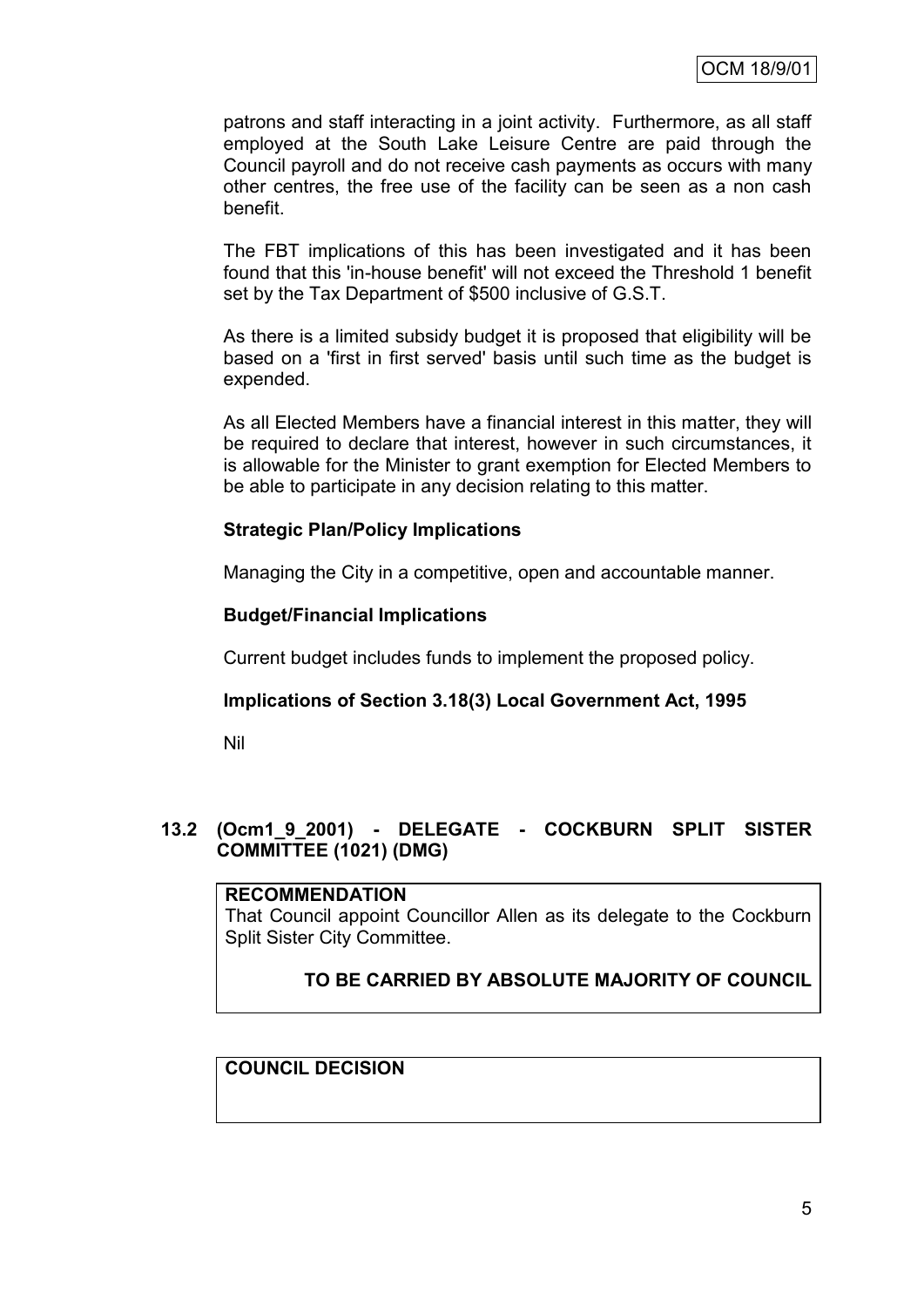patrons and staff interacting in a joint activity. Furthermore, as all staff employed at the South Lake Leisure Centre are paid through the Council payroll and do not receive cash payments as occurs with many other centres, the free use of the facility can be seen as a non cash benefit.

The FBT implications of this has been investigated and it has been found that this 'in-house benefit' will not exceed the Threshold 1 benefit set by the Tax Department of $500 inclusive of G.S.T.

As there is a limited subsidy budget it is proposed that eligibility will be based on a 'first in first served' basis until such time as the budget is expended.

As all Elected Members have a financial interest in this matter, they will be required to declare that interest, however in such circumstances, it is allowable for the Minister to grant exemption for Elected Members to be able to participate in any decision relating to this matter.

**Strategic Plan/Policy Implications**

Managing the City in a competitive, open and accountable manner.

**Budget/Financial Implications**

Current budget includes funds to implement the proposed policy.

**Implications of Section 3.18(3) Local Government Act, 1995**

Nil

## 13.2 (Ocm1_9_2001) - DELEGATE - COCKBURN SPLIT SISTER COMMITTEE (1021) (DMG)

**RECOMMENDATION**
That Council appoint Councillor Allen as its delegate to the Cockburn Split Sister City Committee.

**TO BE CARRIED BY ABSOLUTE MAJORITY OF COUNCIL**

**COUNCIL DECISION**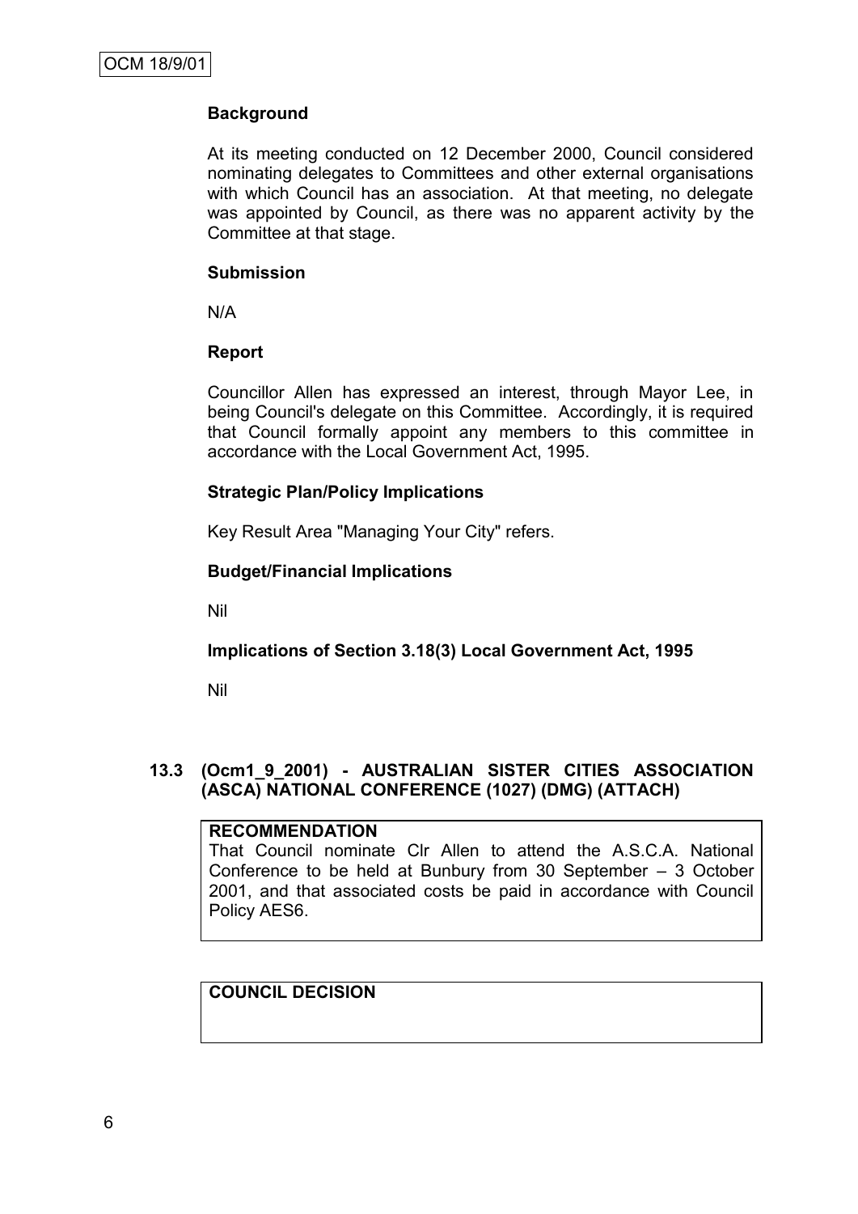**Background**

At its meeting conducted on 12 December 2000, Council considered nominating delegates to Committees and other external organisations with which Council has an association. At that meeting, no delegate was appointed by Council, as there was no apparent activity by the Committee at that stage.

**Submission**

N/A

**Report**

Councillor Allen has expressed an interest, through Mayor Lee, in being Council's delegate on this Committee. Accordingly, it is required that Council formally appoint any members to this committee in accordance with the Local Government Act, 1995.

**Strategic Plan/Policy Implications**

Key Result Area "Managing Your City" refers.

**Budget/Financial Implications**

Nil

**Implications of Section 3.18(3) Local Government Act, 1995**

Nil

### 13.3 (Ocm1_9_2001) - AUSTRALIAN SISTER CITIES ASSOCIATION (ASCA) NATIONAL CONFERENCE (1027) (DMG) (ATTACH)

**RECOMMENDATION**

That Council nominate Clr Allen to attend the A.S.C.A. National Conference to be held at Bunbury from 30 September – 3 October 2001, and that associated costs be paid in accordance with Council Policy AES6.

**COUNCIL DECISION**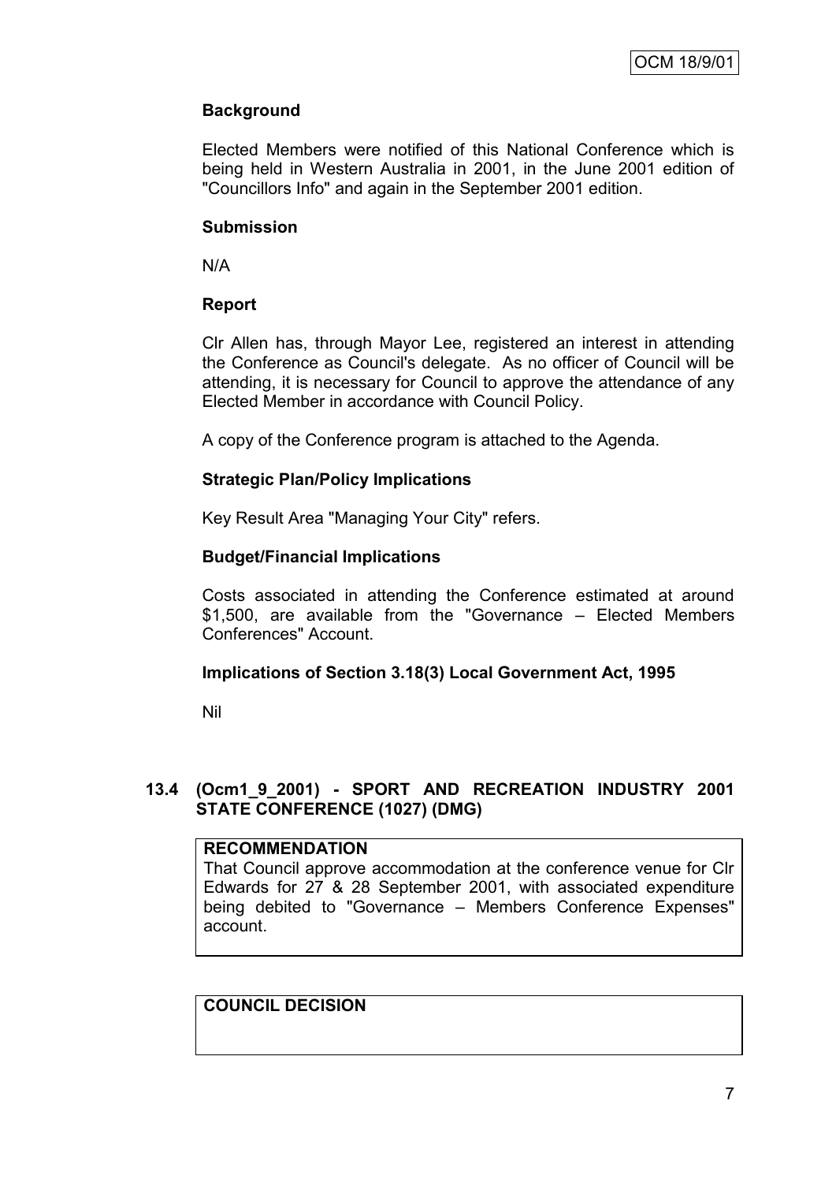**Background**

Elected Members were notified of this National Conference which is being held in Western Australia in 2001, in the June 2001 edition of "Councillors Info" and again in the September 2001 edition.

**Submission**

N/A

**Report**

Clr Allen has, through Mayor Lee, registered an interest in attending the Conference as Council's delegate. As no officer of Council will be attending, it is necessary for Council to approve the attendance of any Elected Member in accordance with Council Policy.

A copy of the Conference program is attached to the Agenda.

**Strategic Plan/Policy Implications**

Key Result Area "Managing Your City" refers.

**Budget/Financial Implications**

Costs associated in attending the Conference estimated at around $1,500, are available from the "Governance – Elected Members Conferences" Account.

**Implications of Section 3.18(3) Local Government Act, 1995**

Nil

## 13.4 (Ocm1_9_2001) - SPORT AND RECREATION INDUSTRY 2001 STATE CONFERENCE (1027) (DMG)

**RECOMMENDATION**

That Council approve accommodation at the conference venue for Clr Edwards for 27 & 28 September 2001, with associated expenditure being debited to "Governance – Members Conference Expenses" account.

**COUNCIL DECISION**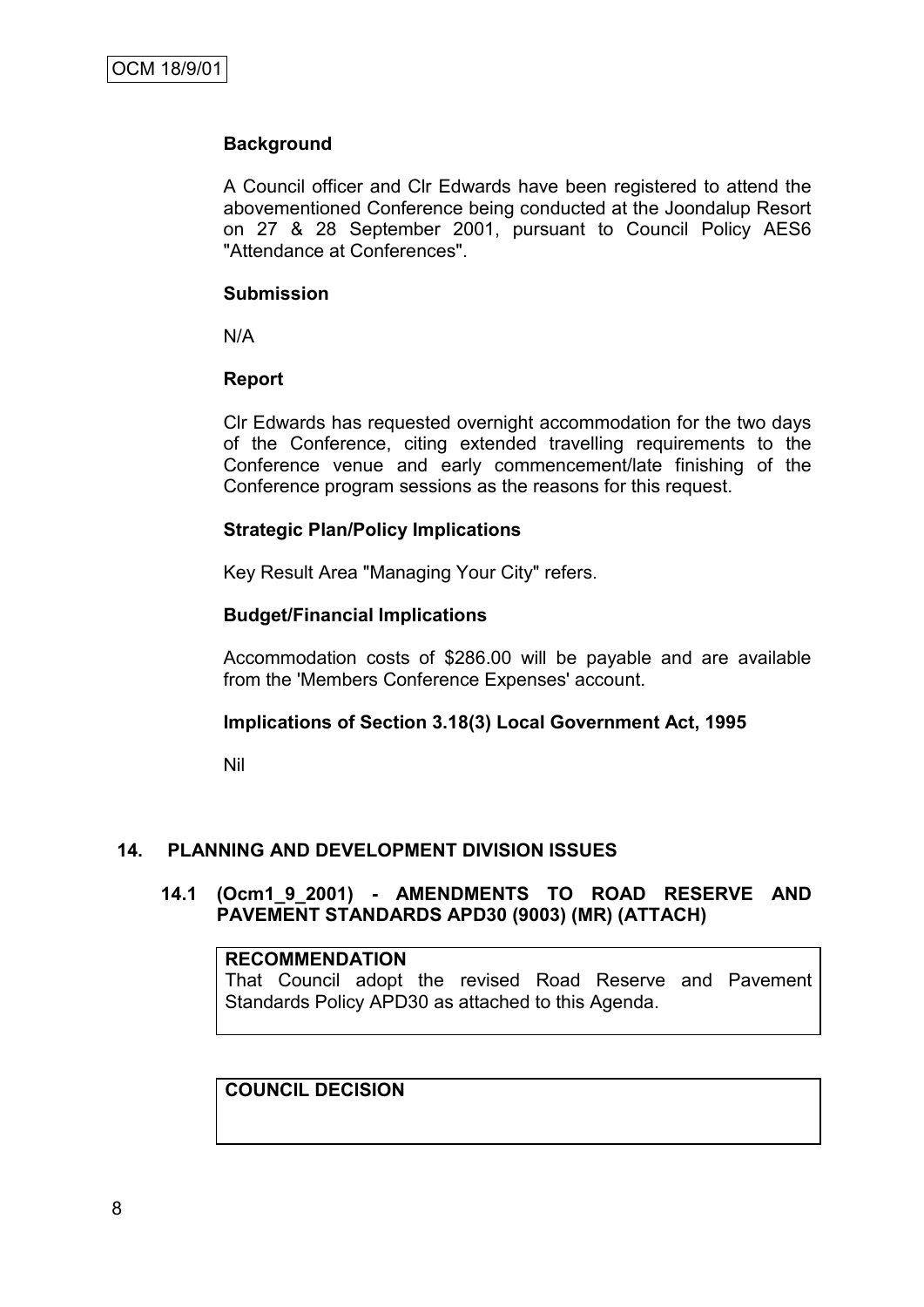### Background

A Council officer and Clr Edwards have been registered to attend the abovementioned Conference being conducted at the Joondalup Resort on 27 & 28 September 2001, pursuant to Council Policy AES6 "Attendance at Conferences".

### Submission

N/A

### Report

Clr Edwards has requested overnight accommodation for the two days of the Conference, citing extended travelling requirements to the Conference venue and early commencement/late finishing of the Conference program sessions as the reasons for this request.

### Strategic Plan/Policy Implications

Key Result Area "Managing Your City" refers.

### Budget/Financial Implications

Accommodation costs of $286.00 will be payable and are available from the 'Members Conference Expenses' account.

### Implications of Section 3.18(3) Local Government Act, 1995

Nil

## 14. PLANNING AND DEVELOPMENT DIVISION ISSUES

### 14.1 (Ocm1_9_2001) - AMENDMENTS TO ROAD RESERVE AND PAVEMENT STANDARDS APD30 (9003) (MR) (ATTACH)

**RECOMMENDATION**

That Council adopt the revised Road Reserve and Pavement Standards Policy APD30 as attached to this Agenda.

**COUNCIL DECISION**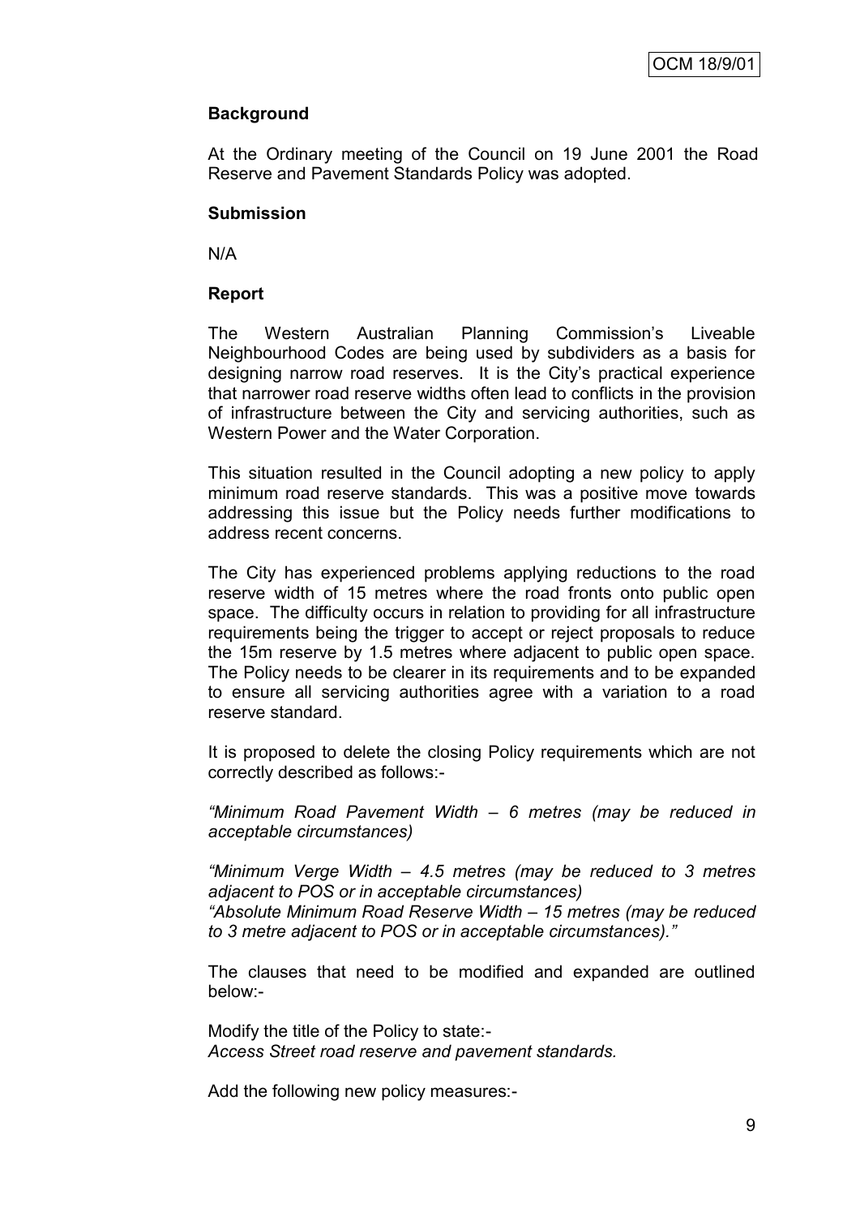### Background

At the Ordinary meeting of the Council on 19 June 2001 the Road Reserve and Pavement Standards Policy was adopted.

### Submission

N/A

### Report

The Western Australian Planning Commission's Liveable Neighbourhood Codes are being used by subdividers as a basis for designing narrow road reserves. It is the City's practical experience that narrower road reserve widths often lead to conflicts in the provision of infrastructure between the City and servicing authorities, such as Western Power and the Water Corporation.

This situation resulted in the Council adopting a new policy to apply minimum road reserve standards. This was a positive move towards addressing this issue but the Policy needs further modifications to address recent concerns.

The City has experienced problems applying reductions to the road reserve width of 15 metres where the road fronts onto public open space. The difficulty occurs in relation to providing for all infrastructure requirements being the trigger to accept or reject proposals to reduce the 15m reserve by 1.5 metres where adjacent to public open space. The Policy needs to be clearer in its requirements and to be expanded to ensure all servicing authorities agree with a variation to a road reserve standard.

It is proposed to delete the closing Policy requirements which are not correctly described as follows:-

*"Minimum Road Pavement Width – 6 metres (may be reduced in acceptable circumstances)*

*"Minimum Verge Width – 4.5 metres (may be reduced to 3 metres adjacent to POS or in acceptable circumstances)*
*"Absolute Minimum Road Reserve Width – 15 metres (may be reduced to 3 metre adjacent to POS or in acceptable circumstances)."*

The clauses that need to be modified and expanded are outlined below:-

Modify the title of the Policy to state:-
*Access Street road reserve and pavement standards.*

Add the following new policy measures:-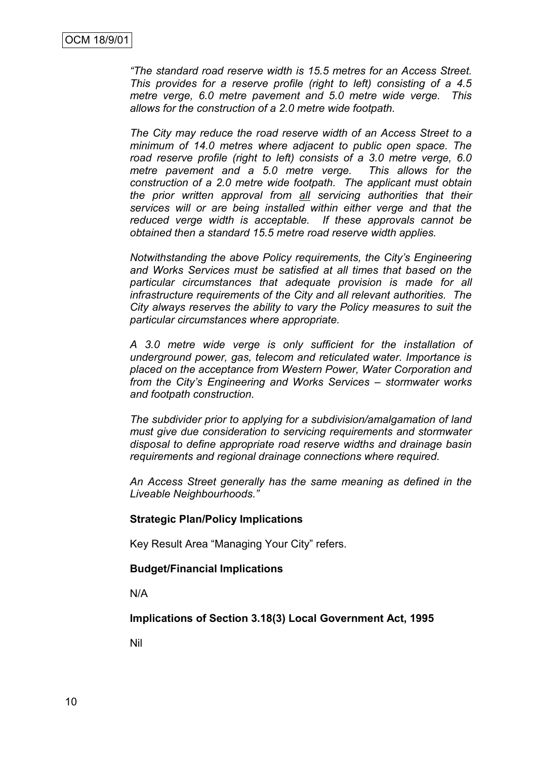*"The standard road reserve width is 15.5 metres for an Access Street. This provides for a reserve profile (right to left) consisting of a 4.5 metre verge, 6.0 metre pavement and 5.0 metre wide verge. This allows for the construction of a 2.0 metre wide footpath.*

*The City may reduce the road reserve width of an Access Street to a minimum of 14.0 metres where adjacent to public open space. The road reserve profile (right to left) consists of a 3.0 metre verge, 6.0 metre pavement and a 5.0 metre verge. This allows for the construction of a 2.0 metre wide footpath. The applicant must obtain the prior written approval from <u>all</u> servicing authorities that their services will or are being installed within either verge and that the reduced verge width is acceptable. If these approvals cannot be obtained then a standard 15.5 metre road reserve width applies.*

*Notwithstanding the above Policy requirements, the City's Engineering and Works Services must be satisfied at all times that based on the particular circumstances that adequate provision is made for all infrastructure requirements of the City and all relevant authorities. The City always reserves the ability to vary the Policy measures to suit the particular circumstances where appropriate.*

*A 3.0 metre wide verge is only sufficient for the installation of underground power, gas, telecom and reticulated water. Importance is placed on the acceptance from Western Power, Water Corporation and from the City's Engineering and Works Services – stormwater works and footpath construction.*

*The subdivider prior to applying for a subdivision/amalgamation of land must give due consideration to servicing requirements and stormwater disposal to define appropriate road reserve widths and drainage basin requirements and regional drainage connections where required.*

*An Access Street generally has the same meaning as defined in the Liveable Neighbourhoods."*

**Strategic Plan/Policy Implications**

Key Result Area "Managing Your City" refers.

**Budget/Financial Implications**

N/A

**Implications of Section 3.18(3) Local Government Act, 1995**

Nil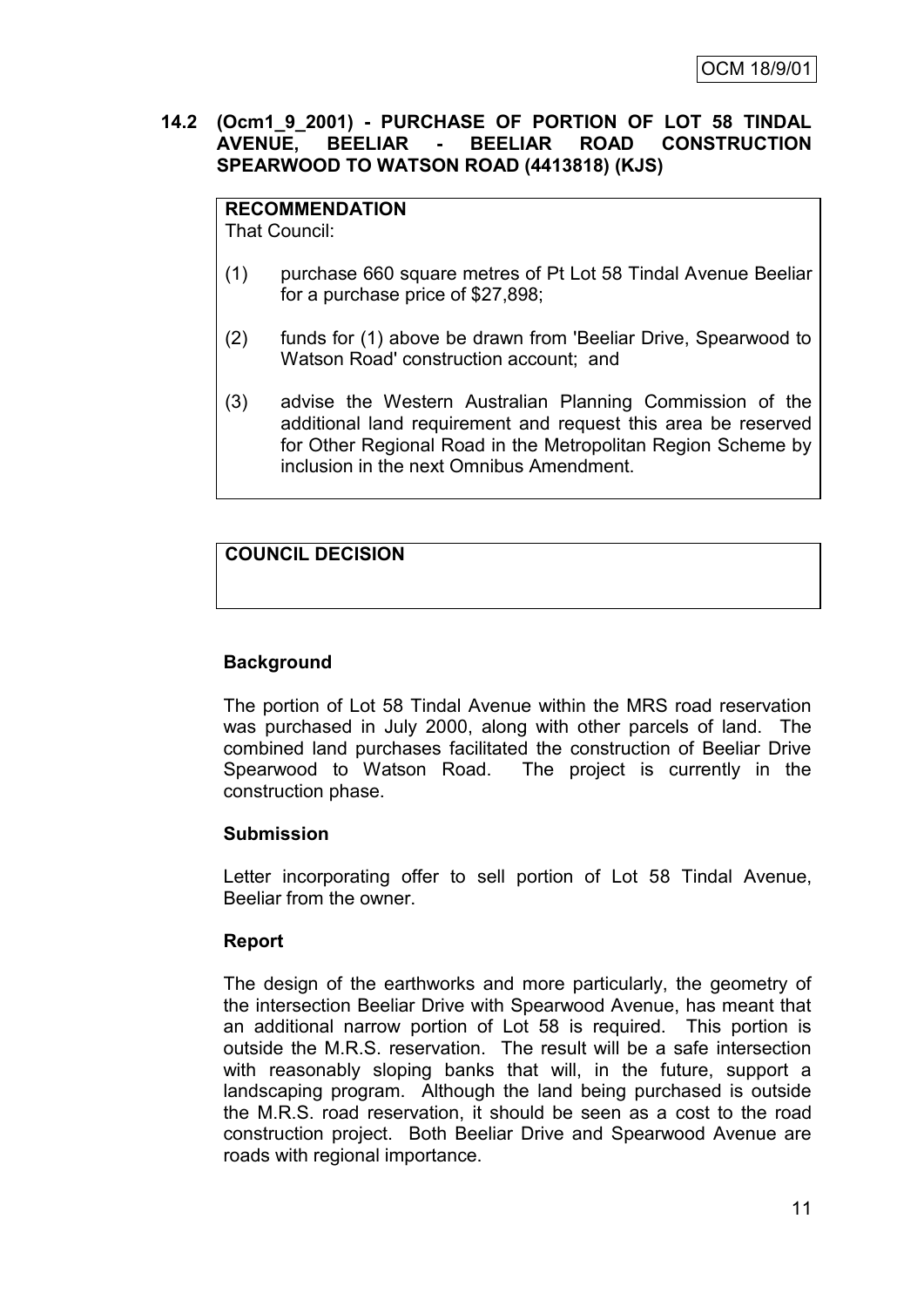## 14.2 (Ocm1_9_2001) - PURCHASE OF PORTION OF LOT 58 TINDAL AVENUE, BEELIAR - BEELIAR ROAD CONSTRUCTION SPEARWOOD TO WATSON ROAD (4413818) (KJS)

**RECOMMENDATION**
That Council:

(1) purchase 660 square metres of Pt Lot 58 Tindal Avenue Beeliar for a purchase price of $27,898;

(2) funds for (1) above be drawn from 'Beeliar Drive, Spearwood to Watson Road' construction account; and

(3) advise the Western Australian Planning Commission of the additional land requirement and request this area be reserved for Other Regional Road in the Metropolitan Region Scheme by inclusion in the next Omnibus Amendment.

**COUNCIL DECISION**

### Background

The portion of Lot 58 Tindal Avenue within the MRS road reservation was purchased in July 2000, along with other parcels of land. The combined land purchases facilitated the construction of Beeliar Drive Spearwood to Watson Road. The project is currently in the construction phase.

### Submission

Letter incorporating offer to sell portion of Lot 58 Tindal Avenue, Beeliar from the owner.

### Report

The design of the earthworks and more particularly, the geometry of the intersection Beeliar Drive with Spearwood Avenue, has meant that an additional narrow portion of Lot 58 is required. This portion is outside the M.R.S. reservation. The result will be a safe intersection with reasonably sloping banks that will, in the future, support a landscaping program. Although the land being purchased is outside the M.R.S. road reservation, it should be seen as a cost to the road construction project. Both Beeliar Drive and Spearwood Avenue are roads with regional importance.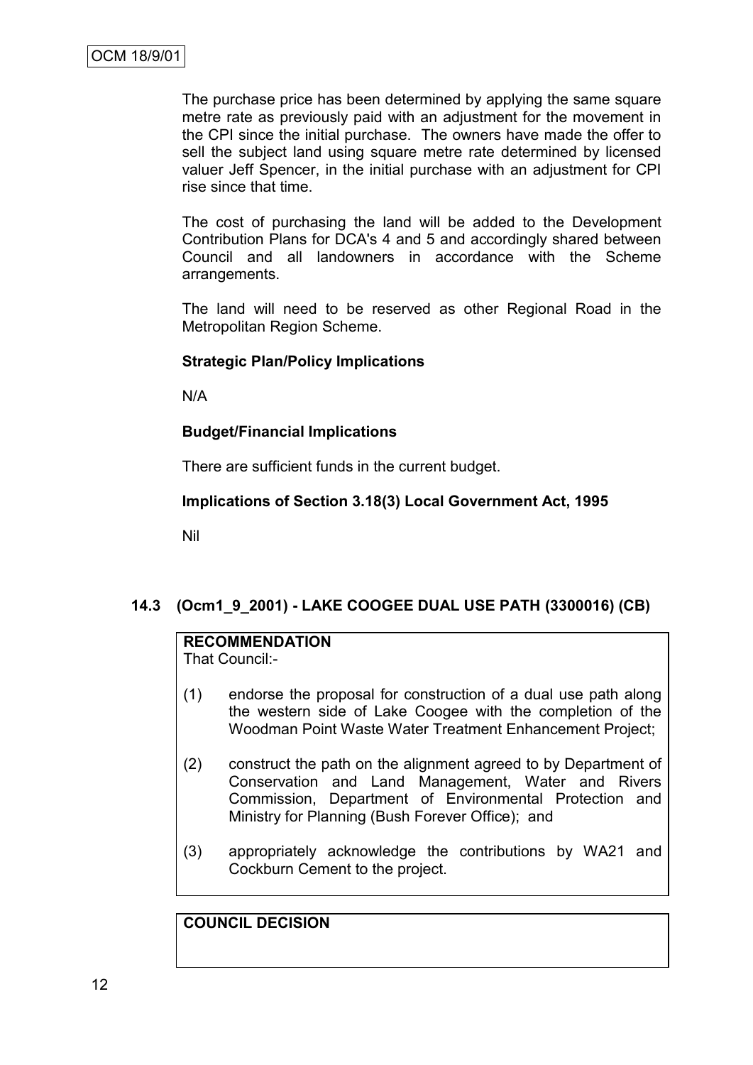The purchase price has been determined by applying the same square metre rate as previously paid with an adjustment for the movement in the CPI since the initial purchase. The owners have made the offer to sell the subject land using square metre rate determined by licensed valuer Jeff Spencer, in the initial purchase with an adjustment for CPI rise since that time.

The cost of purchasing the land will be added to the Development Contribution Plans for DCA's 4 and 5 and accordingly shared between Council and all landowners in accordance with the Scheme arrangements.

The land will need to be reserved as other Regional Road in the Metropolitan Region Scheme.

**Strategic Plan/Policy Implications**

N/A

**Budget/Financial Implications**

There are sufficient funds in the current budget.

**Implications of Section 3.18(3) Local Government Act, 1995**

Nil

### 14.3 (Ocm1_9_2001) - LAKE COOGEE DUAL USE PATH (3300016) (CB)

**RECOMMENDATION**
That Council:-

(1) endorse the proposal for construction of a dual use path along the western side of Lake Coogee with the completion of the Woodman Point Waste Water Treatment Enhancement Project;

(2) construct the path on the alignment agreed to by Department of Conservation and Land Management, Water and Rivers Commission, Department of Environmental Protection and Ministry for Planning (Bush Forever Office); and

(3) appropriately acknowledge the contributions by WA21 and Cockburn Cement to the project.

**COUNCIL DECISION**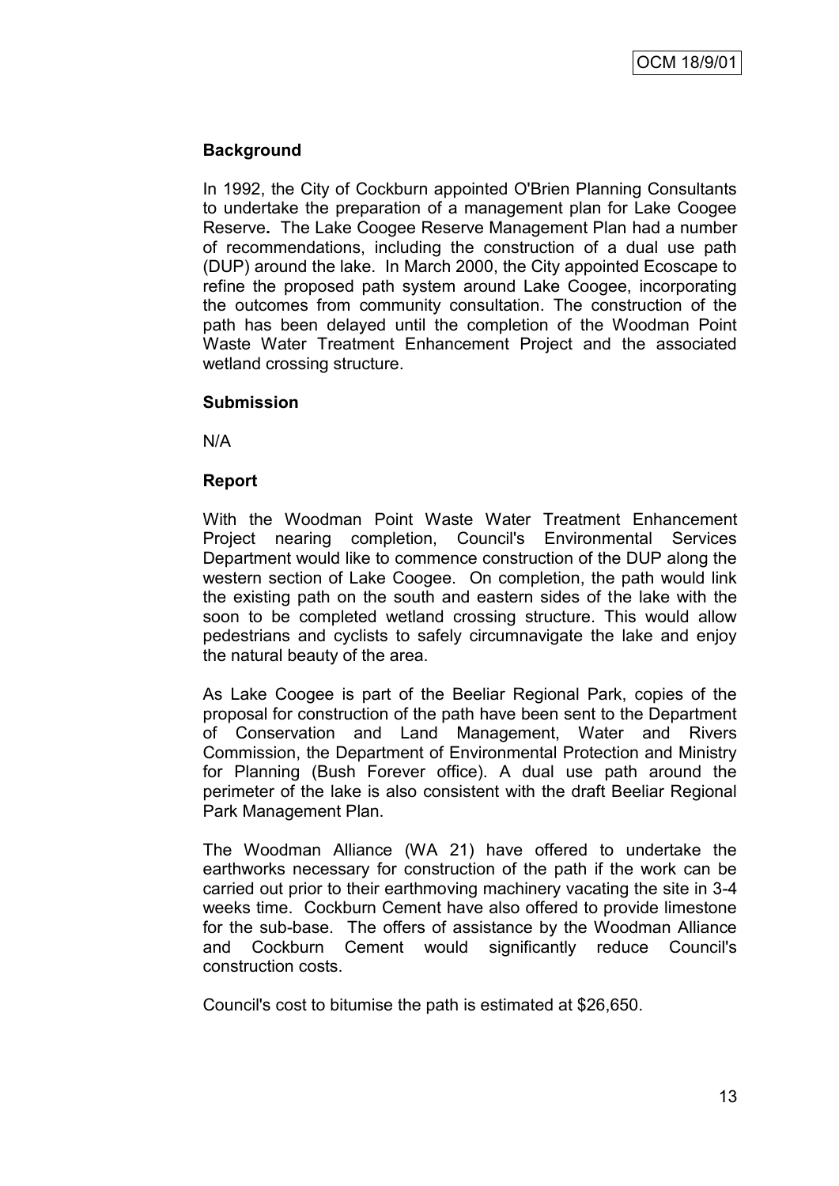## Background

In 1992, the City of Cockburn appointed O'Brien Planning Consultants to undertake the preparation of a management plan for Lake Coogee Reserve**.** The Lake Coogee Reserve Management Plan had a number of recommendations, including the construction of a dual use path (DUP) around the lake. In March 2000, the City appointed Ecoscape to refine the proposed path system around Lake Coogee, incorporating the outcomes from community consultation. The construction of the path has been delayed until the completion of the Woodman Point Waste Water Treatment Enhancement Project and the associated wetland crossing structure.

## Submission

N/A

## Report

With the Woodman Point Waste Water Treatment Enhancement Project nearing completion, Council's Environmental Services Department would like to commence construction of the DUP along the western section of Lake Coogee. On completion, the path would link the existing path on the south and eastern sides of the lake with the soon to be completed wetland crossing structure. This would allow pedestrians and cyclists to safely circumnavigate the lake and enjoy the natural beauty of the area.

As Lake Coogee is part of the Beeliar Regional Park, copies of the proposal for construction of the path have been sent to the Department of Conservation and Land Management, Water and Rivers Commission, the Department of Environmental Protection and Ministry for Planning (Bush Forever office). A dual use path around the perimeter of the lake is also consistent with the draft Beeliar Regional Park Management Plan.

The Woodman Alliance (WA 21) have offered to undertake the earthworks necessary for construction of the path if the work can be carried out prior to their earthmoving machinery vacating the site in 3-4 weeks time. Cockburn Cement have also offered to provide limestone for the sub-base. The offers of assistance by the Woodman Alliance and Cockburn Cement would significantly reduce Council's construction costs.

Council's cost to bitumise the path is estimated at $26,650.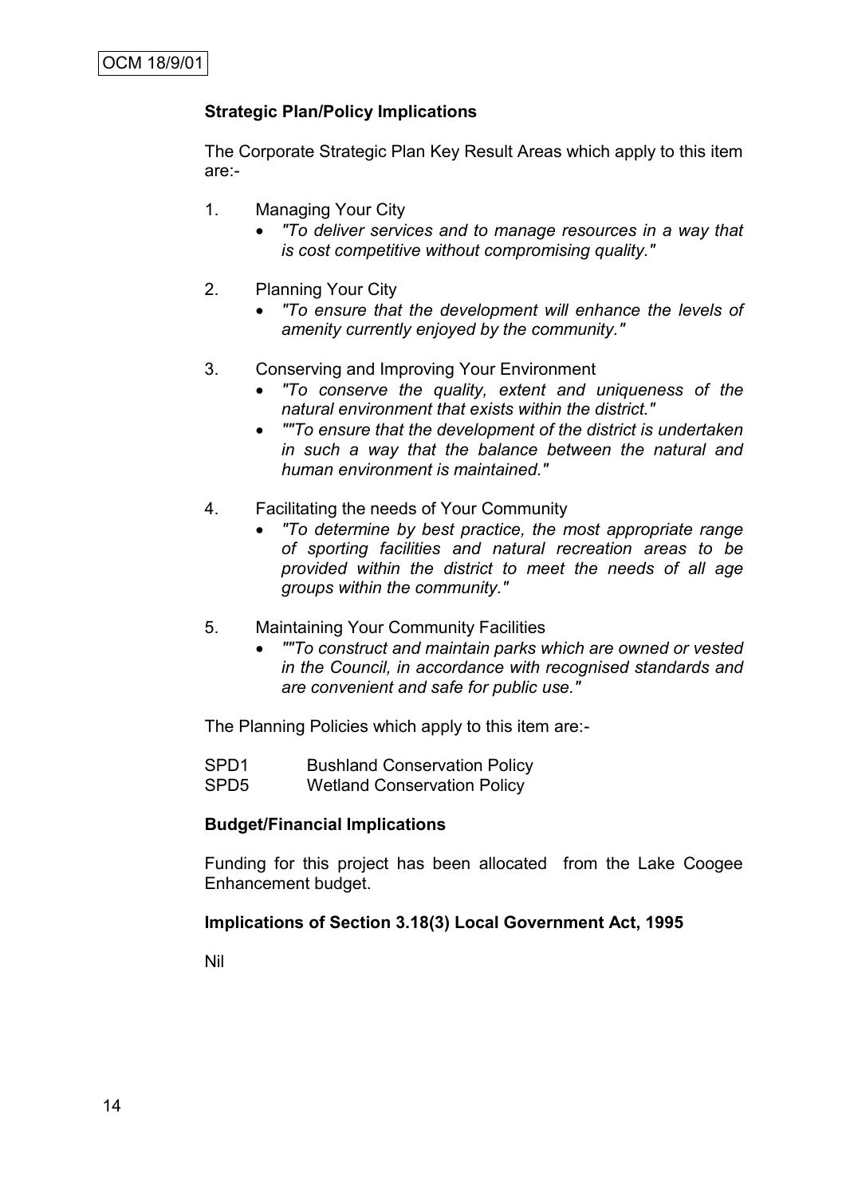**Strategic Plan/Policy Implications**

The Corporate Strategic Plan Key Result Areas which apply to this item are:-

1. Managing Your City
   - *"To deliver services and to manage resources in a way that is cost competitive without compromising quality."*

2. Planning Your City
   - *"To ensure that the development will enhance the levels of amenity currently enjoyed by the community."*

3. Conserving and Improving Your Environment
   - *"To conserve the quality, extent and uniqueness of the natural environment that exists within the district."*
   - *""To ensure that the development of the district is undertaken in such a way that the balance between the natural and human environment is maintained."*

4. Facilitating the needs of Your Community
   - *"To determine by best practice, the most appropriate range of sporting facilities and natural recreation areas to be provided within the district to meet the needs of all age groups within the community."*

5. Maintaining Your Community Facilities
   - *""To construct and maintain parks which are owned or vested in the Council, in accordance with recognised standards and are convenient and safe for public use."*

The Planning Policies which apply to this item are:-

SPD1 Bushland Conservation Policy
SPD5 Wetland Conservation Policy

**Budget/Financial Implications**

Funding for this project has been allocated from the Lake Coogee Enhancement budget.

**Implications of Section 3.18(3) Local Government Act, 1995**

Nil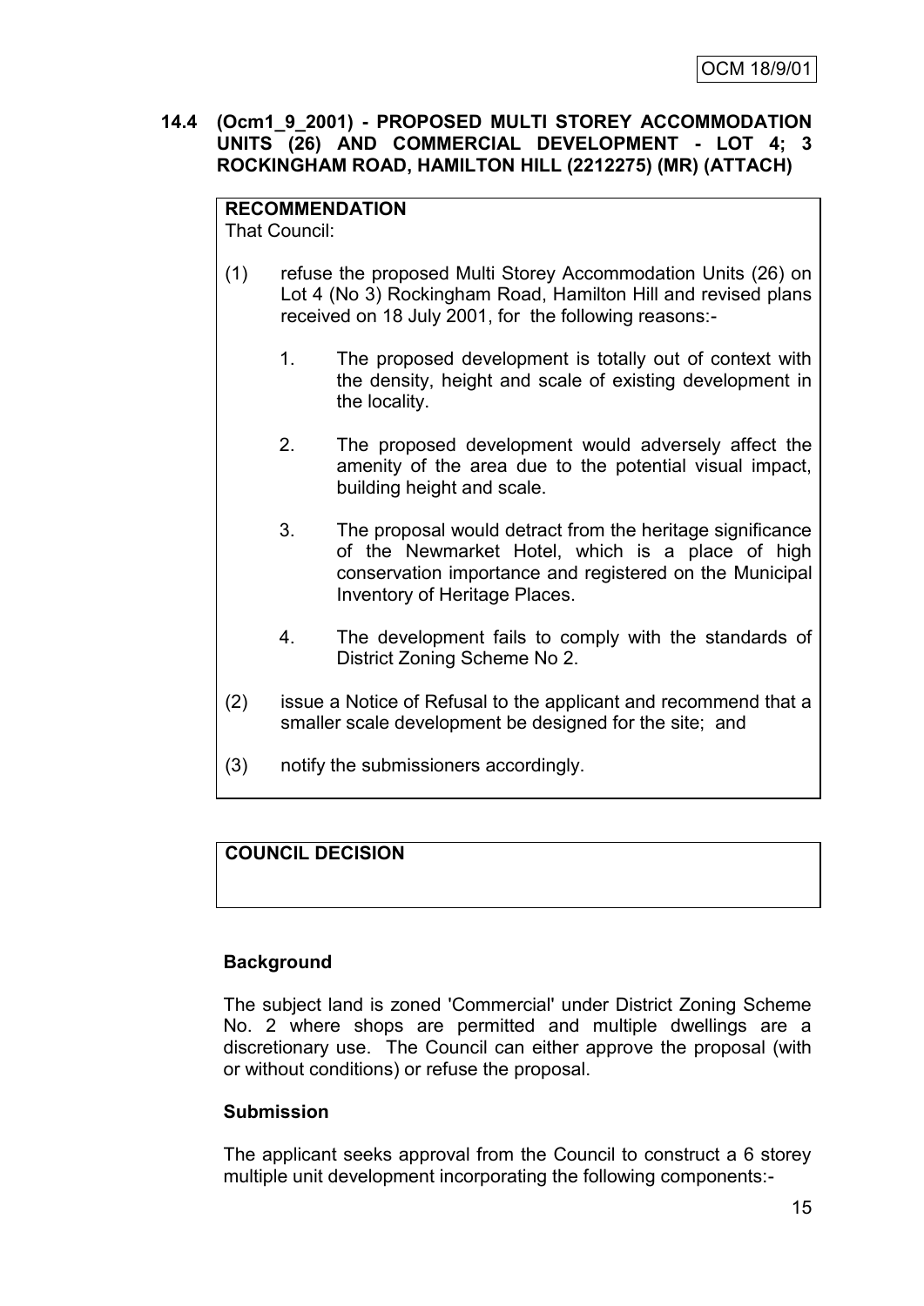OCM 18/9/01

## 14.4 (Ocm1_9_2001) - PROPOSED MULTI STOREY ACCOMMODATION UNITS (26) AND COMMERCIAL DEVELOPMENT - LOT 4; 3 ROCKINGHAM ROAD, HAMILTON HILL (2212275) (MR) (ATTACH)

**RECOMMENDATION**
That Council:

(1) refuse the proposed Multi Storey Accommodation Units (26) on Lot 4 (No 3) Rockingham Road, Hamilton Hill and revised plans received on 18 July 2001, for the following reasons:-

1. The proposed development is totally out of context with the density, height and scale of existing development in the locality.

2. The proposed development would adversely affect the amenity of the area due to the potential visual impact, building height and scale.

3. The proposal would detract from the heritage significance of the Newmarket Hotel, which is a place of high conservation importance and registered on the Municipal Inventory of Heritage Places.

4. The development fails to comply with the standards of District Zoning Scheme No 2.

(2) issue a Notice of Refusal to the applicant and recommend that a smaller scale development be designed for the site; and

(3) notify the submissioners accordingly.

**COUNCIL DECISION**

### Background

The subject land is zoned 'Commercial' under District Zoning Scheme No. 2 where shops are permitted and multiple dwellings are a discretionary use. The Council can either approve the proposal (with or without conditions) or refuse the proposal.

### Submission

The applicant seeks approval from the Council to construct a 6 storey multiple unit development incorporating the following components:-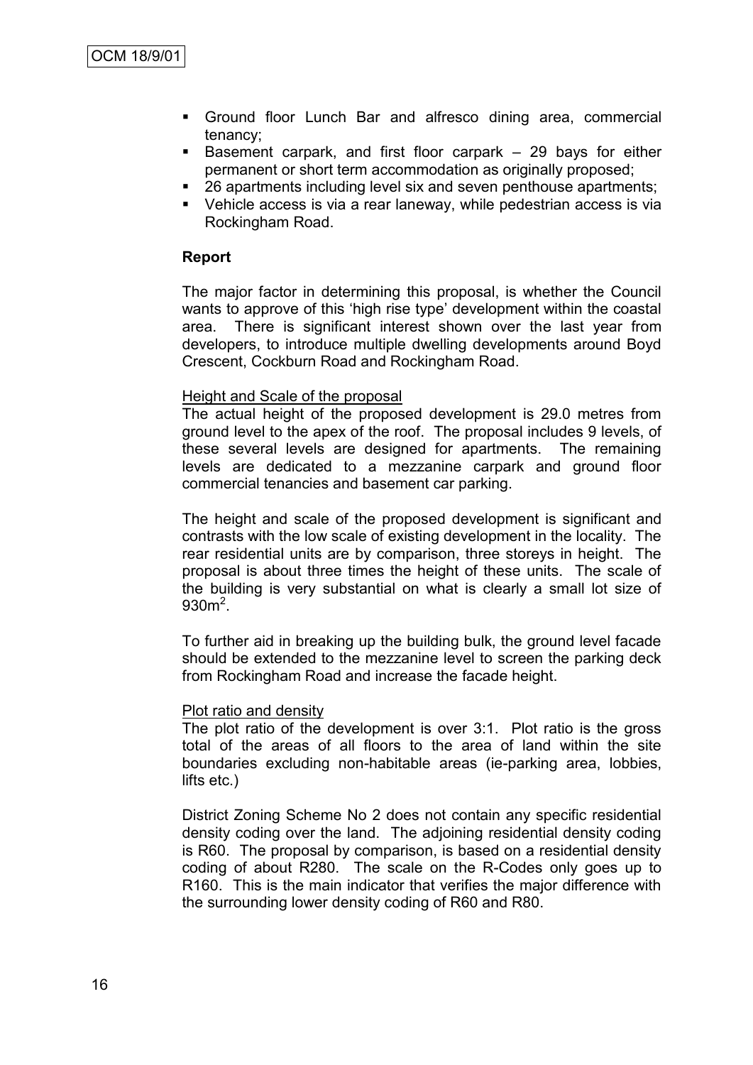- Ground floor Lunch Bar and alfresco dining area, commercial tenancy;
- Basement carpark, and first floor carpark – 29 bays for either permanent or short term accommodation as originally proposed;
- 26 apartments including level six and seven penthouse apartments;
- Vehicle access is via a rear laneway, while pedestrian access is via Rockingham Road.

**Report**

The major factor in determining this proposal, is whether the Council wants to approve of this 'high rise type' development within the coastal area. There is significant interest shown over the last year from developers, to introduce multiple dwelling developments around Boyd Crescent, Cockburn Road and Rockingham Road.

Height and Scale of the proposal

The actual height of the proposed development is 29.0 metres from ground level to the apex of the roof. The proposal includes 9 levels, of these several levels are designed for apartments. The remaining levels are dedicated to a mezzanine carpark and ground floor commercial tenancies and basement car parking.

The height and scale of the proposed development is significant and contrasts with the low scale of existing development in the locality. The rear residential units are by comparison, three storeys in height. The proposal is about three times the height of these units. The scale of the building is very substantial on what is clearly a small lot size of $930m^2$.

To further aid in breaking up the building bulk, the ground level facade should be extended to the mezzanine level to screen the parking deck from Rockingham Road and increase the facade height.

Plot ratio and density

The plot ratio of the development is over 3:1. Plot ratio is the gross total of the areas of all floors to the area of land within the site boundaries excluding non-habitable areas (ie-parking area, lobbies, lifts etc.)

District Zoning Scheme No 2 does not contain any specific residential density coding over the land. The adjoining residential density coding is R60. The proposal by comparison, is based on a residential density coding of about R280. The scale on the R-Codes only goes up to R160. This is the main indicator that verifies the major difference with the surrounding lower density coding of R60 and R80.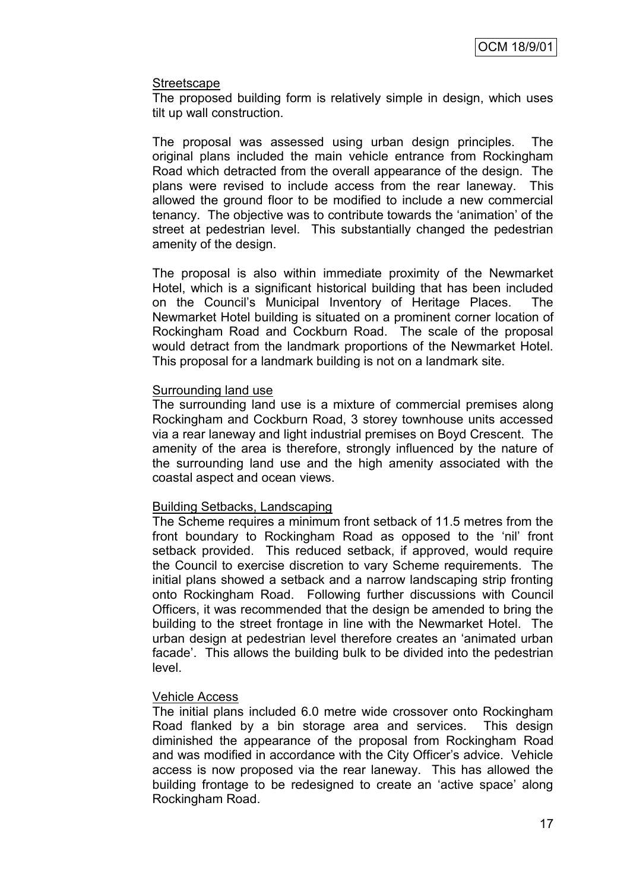### Streetscape

The proposed building form is relatively simple in design, which uses tilt up wall construction.

The proposal was assessed using urban design principles. The original plans included the main vehicle entrance from Rockingham Road which detracted from the overall appearance of the design. The plans were revised to include access from the rear laneway. This allowed the ground floor to be modified to include a new commercial tenancy. The objective was to contribute towards the 'animation' of the street at pedestrian level. This substantially changed the pedestrian amenity of the design.

The proposal is also within immediate proximity of the Newmarket Hotel, which is a significant historical building that has been included on the Council's Municipal Inventory of Heritage Places. The Newmarket Hotel building is situated on a prominent corner location of Rockingham Road and Cockburn Road. The scale of the proposal would detract from the landmark proportions of the Newmarket Hotel. This proposal for a landmark building is not on a landmark site.

### Surrounding land use

The surrounding land use is a mixture of commercial premises along Rockingham and Cockburn Road, 3 storey townhouse units accessed via a rear laneway and light industrial premises on Boyd Crescent. The amenity of the area is therefore, strongly influenced by the nature of the surrounding land use and the high amenity associated with the coastal aspect and ocean views.

### Building Setbacks, Landscaping

The Scheme requires a minimum front setback of 11.5 metres from the front boundary to Rockingham Road as opposed to the 'nil' front setback provided. This reduced setback, if approved, would require the Council to exercise discretion to vary Scheme requirements. The initial plans showed a setback and a narrow landscaping strip fronting onto Rockingham Road. Following further discussions with Council Officers, it was recommended that the design be amended to bring the building to the street frontage in line with the Newmarket Hotel. The urban design at pedestrian level therefore creates an 'animated urban facade'. This allows the building bulk to be divided into the pedestrian level.

### Vehicle Access

The initial plans included 6.0 metre wide crossover onto Rockingham Road flanked by a bin storage area and services. This design diminished the appearance of the proposal from Rockingham Road and was modified in accordance with the City Officer's advice. Vehicle access is now proposed via the rear laneway. This has allowed the building frontage to be redesigned to create an 'active space' along Rockingham Road.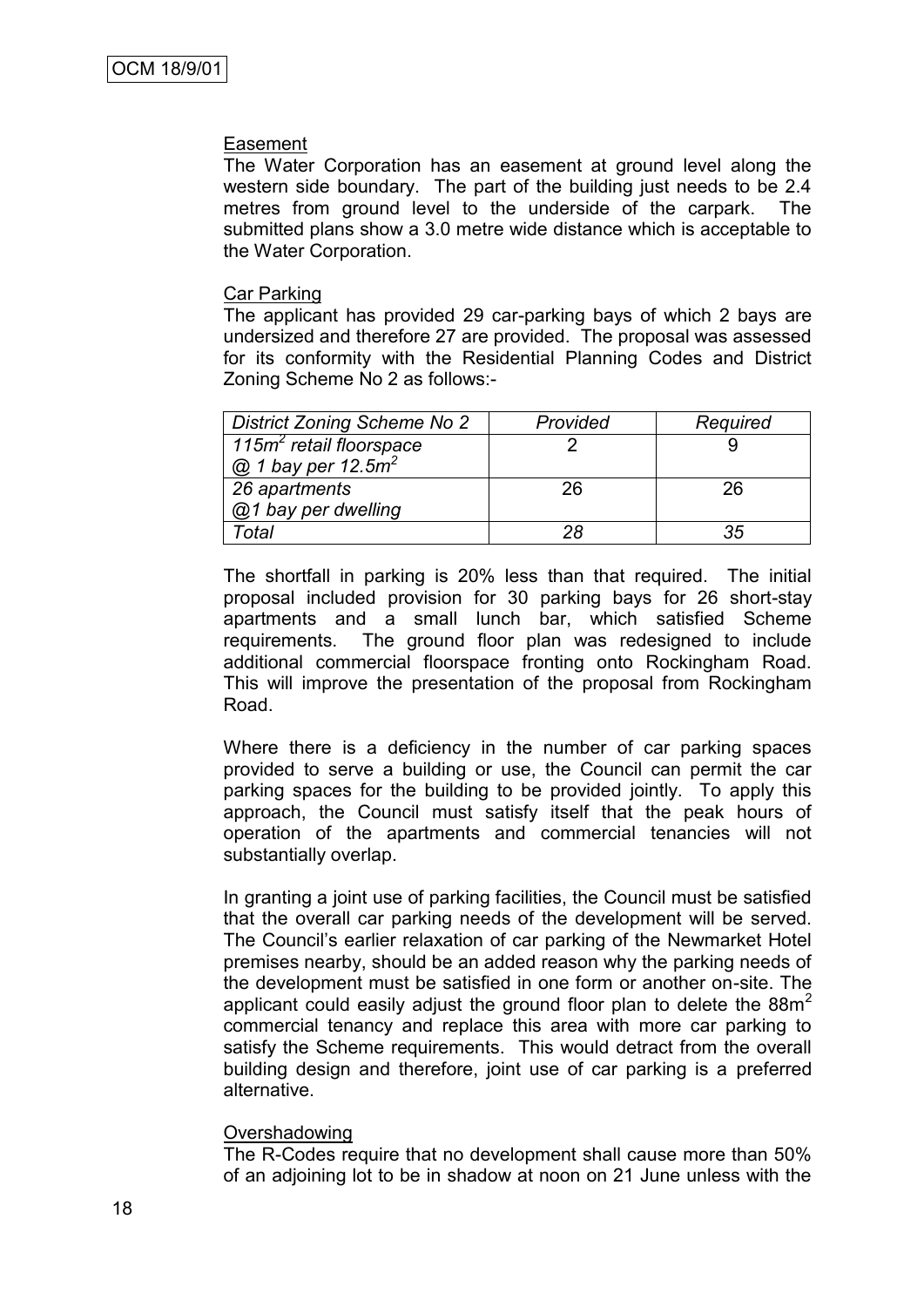### Easement

The Water Corporation has an easement at ground level along the western side boundary. The part of the building just needs to be 2.4 metres from ground level to the underside of the carpark. The submitted plans show a 3.0 metre wide distance which is acceptable to the Water Corporation.

### Car Parking

The applicant has provided 29 car-parking bays of which 2 bays are undersized and therefore 27 are provided. The proposal was assessed for its conformity with the Residential Planning Codes and District Zoning Scheme No 2 as follows:-

| *District Zoning Scheme No 2* | *Provided* | *Required* |
|---|---|---|
| *115m$^2$ retail floorspace @ 1 bay per 12.5m$^2$* | 2 | 9 |
| *26 apartments @1 bay per dwelling* | 26 | 26 |
| *Total* | *28* | *35* |

The shortfall in parking is 20% less than that required. The initial proposal included provision for 30 parking bays for 26 short-stay apartments and a small lunch bar, which satisfied Scheme requirements. The ground floor plan was redesigned to include additional commercial floorspace fronting onto Rockingham Road. This will improve the presentation of the proposal from Rockingham Road.

Where there is a deficiency in the number of car parking spaces provided to serve a building or use, the Council can permit the car parking spaces for the building to be provided jointly. To apply this approach, the Council must satisfy itself that the peak hours of operation of the apartments and commercial tenancies will not substantially overlap.

In granting a joint use of parking facilities, the Council must be satisfied that the overall car parking needs of the development will be served. The Council's earlier relaxation of car parking of the Newmarket Hotel premises nearby, should be an added reason why the parking needs of the development must be satisfied in one form or another on-site. The applicant could easily adjust the ground floor plan to delete the 88m$^2$ commercial tenancy and replace this area with more car parking to satisfy the Scheme requirements. This would detract from the overall building design and therefore, joint use of car parking is a preferred alternative.

### Overshadowing

The R-Codes require that no development shall cause more than 50% of an adjoining lot to be in shadow at noon on 21 June unless with the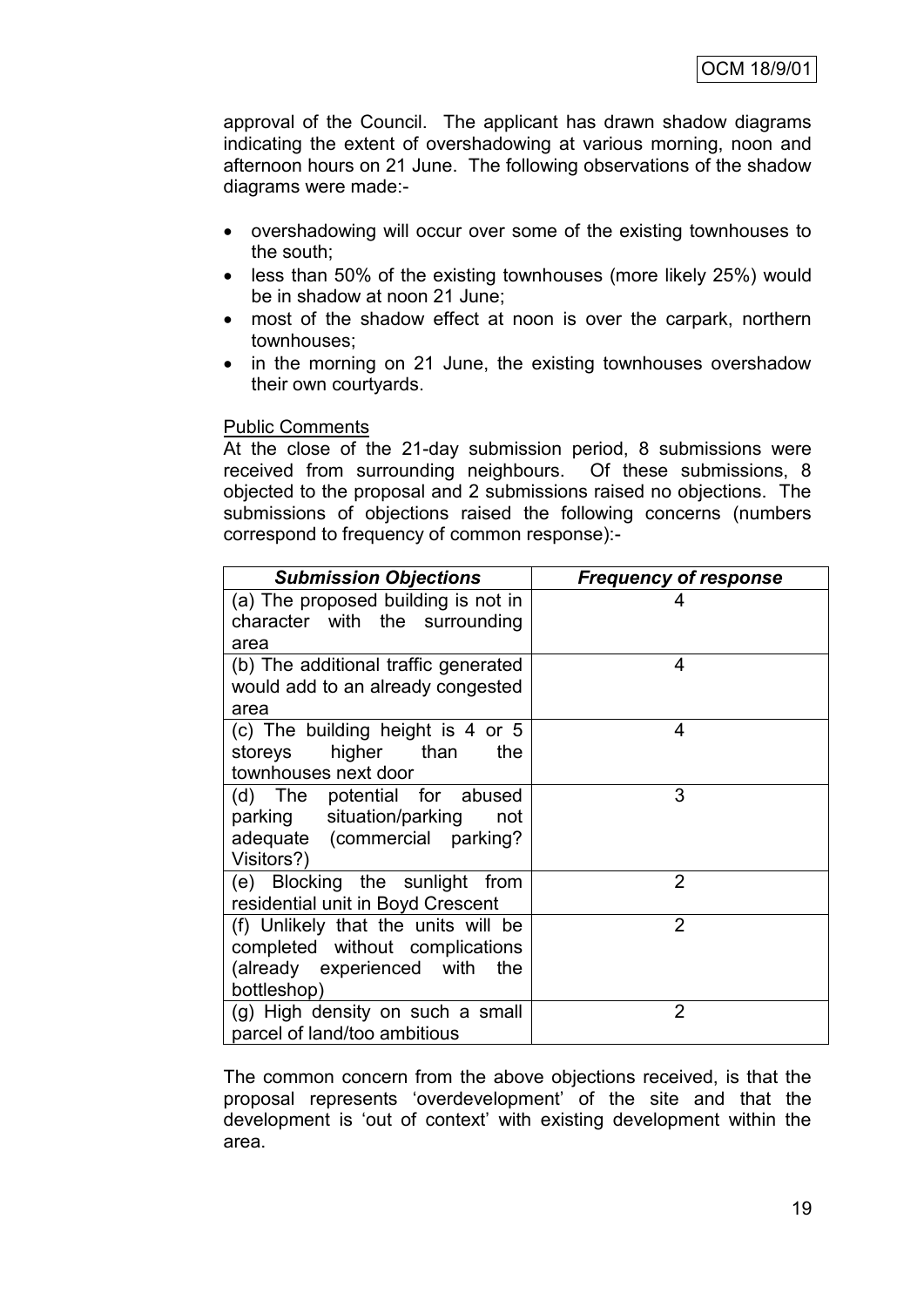approval of the Council. The applicant has drawn shadow diagrams indicating the extent of overshadowing at various morning, noon and afternoon hours on 21 June. The following observations of the shadow diagrams were made:-

- overshadowing will occur over some of the existing townhouses to the south;
- less than 50% of the existing townhouses (more likely 25%) would be in shadow at noon 21 June;
- most of the shadow effect at noon is over the carpark, northern townhouses;
- in the morning on 21 June, the existing townhouses overshadow their own courtyards.

Public Comments

At the close of the 21-day submission period, 8 submissions were received from surrounding neighbours. Of these submissions, 8 objected to the proposal and 2 submissions raised no objections. The submissions of objections raised the following concerns (numbers correspond to frequency of common response):-

| ***Submission Objections*** | ***Frequency of response*** |
|---|---|
| (a) The proposed building is not in character with the surrounding area | 4 |
| (b) The additional traffic generated would add to an already congested area | 4 |
| (c) The building height is 4 or 5 storeys higher than the townhouses next door | 4 |
| (d) The potential for abused parking situation/parking not adequate (commercial parking? Visitors?) | 3 |
| (e) Blocking the sunlight from residential unit in Boyd Crescent | 2 |
| (f) Unlikely that the units will be completed without complications (already experienced with the bottleshop) | 2 |
| (g) High density on such a small parcel of land/too ambitious | 2 |

The common concern from the above objections received, is that the proposal represents 'overdevelopment' of the site and that the development is 'out of context' with existing development within the area.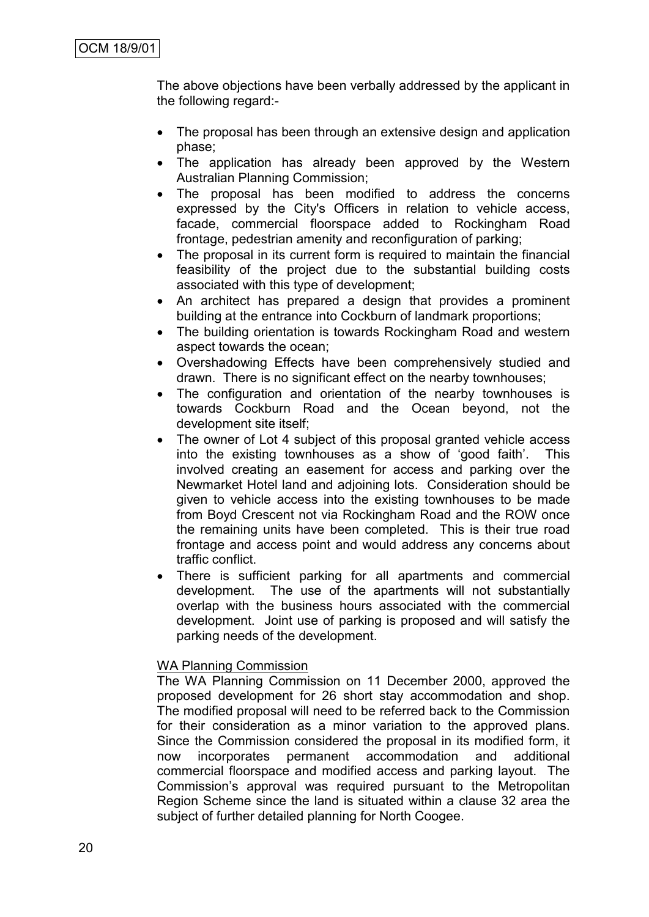The above objections have been verbally addressed by the applicant in the following regard:-

- The proposal has been through an extensive design and application phase;
- The application has already been approved by the Western Australian Planning Commission;
- The proposal has been modified to address the concerns expressed by the City's Officers in relation to vehicle access, facade, commercial floorspace added to Rockingham Road frontage, pedestrian amenity and reconfiguration of parking;
- The proposal in its current form is required to maintain the financial feasibility of the project due to the substantial building costs associated with this type of development;
- An architect has prepared a design that provides a prominent building at the entrance into Cockburn of landmark proportions;
- The building orientation is towards Rockingham Road and western aspect towards the ocean;
- Overshadowing Effects have been comprehensively studied and drawn. There is no significant effect on the nearby townhouses;
- The configuration and orientation of the nearby townhouses is towards Cockburn Road and the Ocean beyond, not the development site itself;
- The owner of Lot 4 subject of this proposal granted vehicle access into the existing townhouses as a show of 'good faith'. This involved creating an easement for access and parking over the Newmarket Hotel land and adjoining lots. Consideration should be given to vehicle access into the existing townhouses to be made from Boyd Crescent not via Rockingham Road and the ROW once the remaining units have been completed. This is their true road frontage and access point and would address any concerns about traffic conflict.
- There is sufficient parking for all apartments and commercial development. The use of the apartments will not substantially overlap with the business hours associated with the commercial development. Joint use of parking is proposed and will satisfy the parking needs of the development.

WA Planning Commission

The WA Planning Commission on 11 December 2000, approved the proposed development for 26 short stay accommodation and shop. The modified proposal will need to be referred back to the Commission for their consideration as a minor variation to the approved plans. Since the Commission considered the proposal in its modified form, it now incorporates permanent accommodation and additional commercial floorspace and modified access and parking layout. The Commission's approval was required pursuant to the Metropolitan Region Scheme since the land is situated within a clause 32 area the subject of further detailed planning for North Coogee.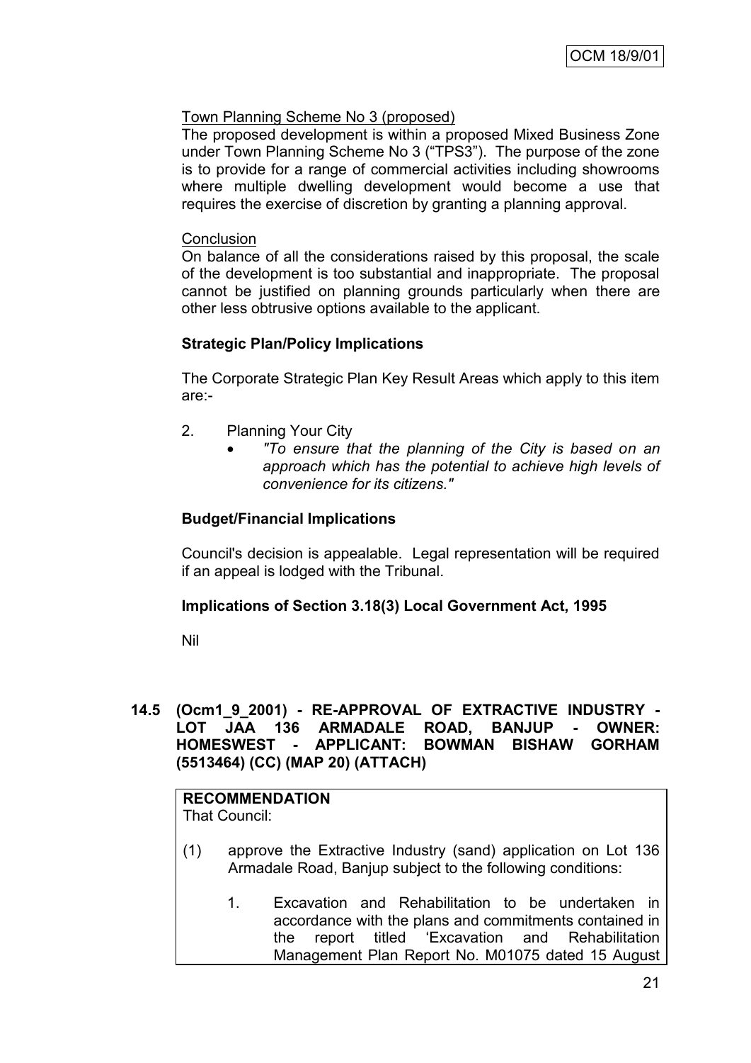Town Planning Scheme No 3 (proposed)

The proposed development is within a proposed Mixed Business Zone under Town Planning Scheme No 3 ("TPS3"). The purpose of the zone is to provide for a range of commercial activities including showrooms where multiple dwelling development would become a use that requires the exercise of discretion by granting a planning approval.

Conclusion

On balance of all the considerations raised by this proposal, the scale of the development is too substantial and inappropriate. The proposal cannot be justified on planning grounds particularly when there are other less obtrusive options available to the applicant.

**Strategic Plan/Policy Implications**

The Corporate Strategic Plan Key Result Areas which apply to this item are:-

2. Planning Your City
   - *"To ensure that the planning of the City is based on an approach which has the potential to achieve high levels of convenience for its citizens."*

**Budget/Financial Implications**

Council's decision is appealable. Legal representation will be required if an appeal is lodged with the Tribunal.

**Implications of Section 3.18(3) Local Government Act, 1995**

Nil

### 14.5 (Ocm1_9_2001) - RE-APPROVAL OF EXTRACTIVE INDUSTRY - LOT JAA 136 ARMADALE ROAD, BANJUP - OWNER: HOMESWEST - APPLICANT: BOWMAN BISHAW GORHAM (5513464) (CC) (MAP 20) (ATTACH)

**RECOMMENDATION**

That Council:

(1) approve the Extractive Industry (sand) application on Lot 136 Armadale Road, Banjup subject to the following conditions:

1. Excavation and Rehabilitation to be undertaken in accordance with the plans and commitments contained in the report titled 'Excavation and Rehabilitation Management Plan Report No. M01075 dated 15 August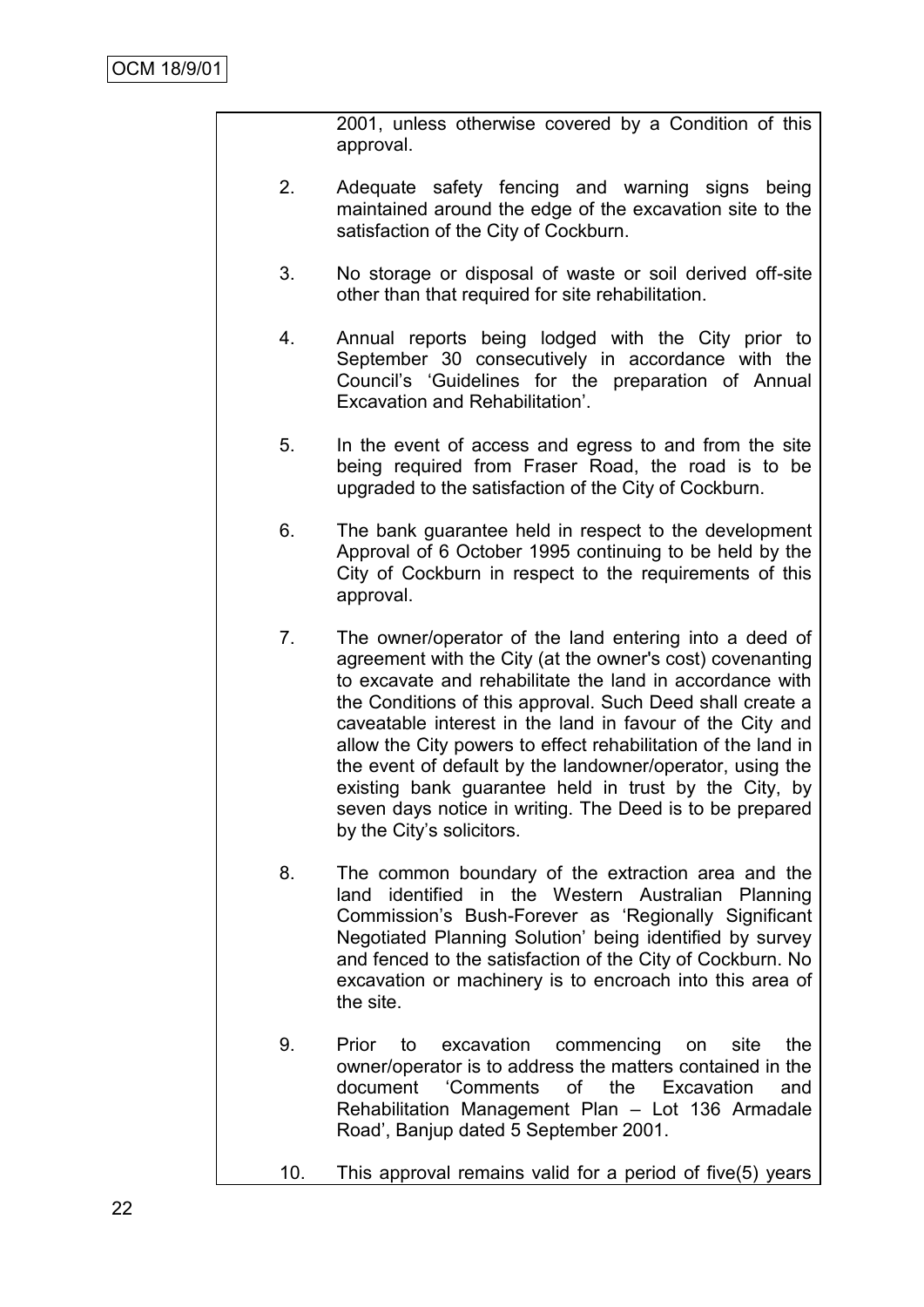2001, unless otherwise covered by a Condition of this approval.

2. Adequate safety fencing and warning signs being maintained around the edge of the excavation site to the satisfaction of the City of Cockburn.

3. No storage or disposal of waste or soil derived off-site other than that required for site rehabilitation.

4. Annual reports being lodged with the City prior to September 30 consecutively in accordance with the Council's 'Guidelines for the preparation of Annual Excavation and Rehabilitation'.

5. In the event of access and egress to and from the site being required from Fraser Road, the road is to be upgraded to the satisfaction of the City of Cockburn.

6. The bank guarantee held in respect to the development Approval of 6 October 1995 continuing to be held by the City of Cockburn in respect to the requirements of this approval.

7. The owner/operator of the land entering into a deed of agreement with the City (at the owner's cost) covenanting to excavate and rehabilitate the land in accordance with the Conditions of this approval. Such Deed shall create a caveatable interest in the land in favour of the City and allow the City powers to effect rehabilitation of the land in the event of default by the landowner/operator, using the existing bank guarantee held in trust by the City, by seven days notice in writing. The Deed is to be prepared by the City's solicitors.

8. The common boundary of the extraction area and the land identified in the Western Australian Planning Commission's Bush-Forever as 'Regionally Significant Negotiated Planning Solution' being identified by survey and fenced to the satisfaction of the City of Cockburn. No excavation or machinery is to encroach into this area of the site.

9. Prior to excavation commencing on site the owner/operator is to address the matters contained in the document 'Comments of the Excavation and Rehabilitation Management Plan – Lot 136 Armadale Road', Banjup dated 5 September 2001.

10. This approval remains valid for a period of five(5) years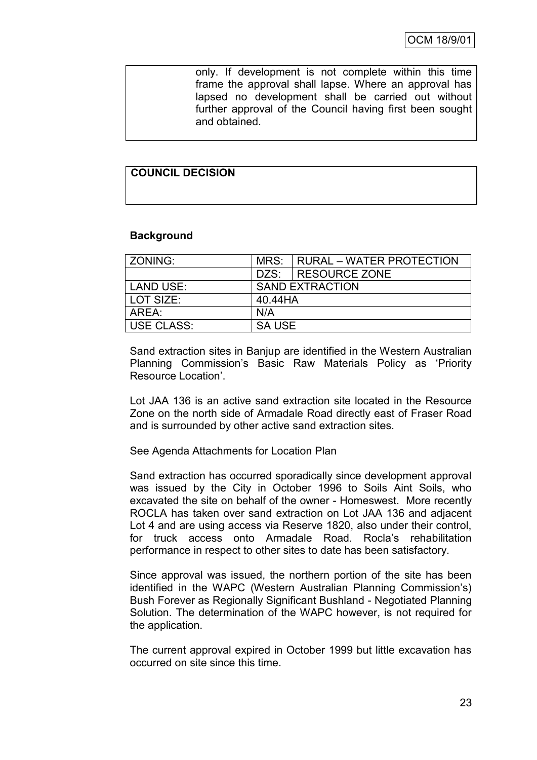only. If development is not complete within this time frame the approval shall lapse. Where an approval has lapsed no development shall be carried out without further approval of the Council having first been sought and obtained.

**COUNCIL DECISION**

**Background**

| ZONING: | MRS: | RURAL – WATER PROTECTION |
|---|---|---|
| | DZS: | RESOURCE ZONE |
| LAND USE: | SAND EXTRACTION | |
| LOT SIZE: | 40.44HA | |
| AREA: | N/A | |
| USE CLASS: | SA USE | |

Sand extraction sites in Banjup are identified in the Western Australian Planning Commission's Basic Raw Materials Policy as 'Priority Resource Location'.

Lot JAA 136 is an active sand extraction site located in the Resource Zone on the north side of Armadale Road directly east of Fraser Road and is surrounded by other active sand extraction sites.

See Agenda Attachments for Location Plan

Sand extraction has occurred sporadically since development approval was issued by the City in October 1996 to Soils Aint Soils, who excavated the site on behalf of the owner - Homeswest. More recently ROCLA has taken over sand extraction on Lot JAA 136 and adjacent Lot 4 and are using access via Reserve 1820, also under their control, for truck access onto Armadale Road. Rocla's rehabilitation performance in respect to other sites to date has been satisfactory.

Since approval was issued, the northern portion of the site has been identified in the WAPC (Western Australian Planning Commission's) Bush Forever as Regionally Significant Bushland - Negotiated Planning Solution. The determination of the WAPC however, is not required for the application.

The current approval expired in October 1999 but little excavation has occurred on site since this time.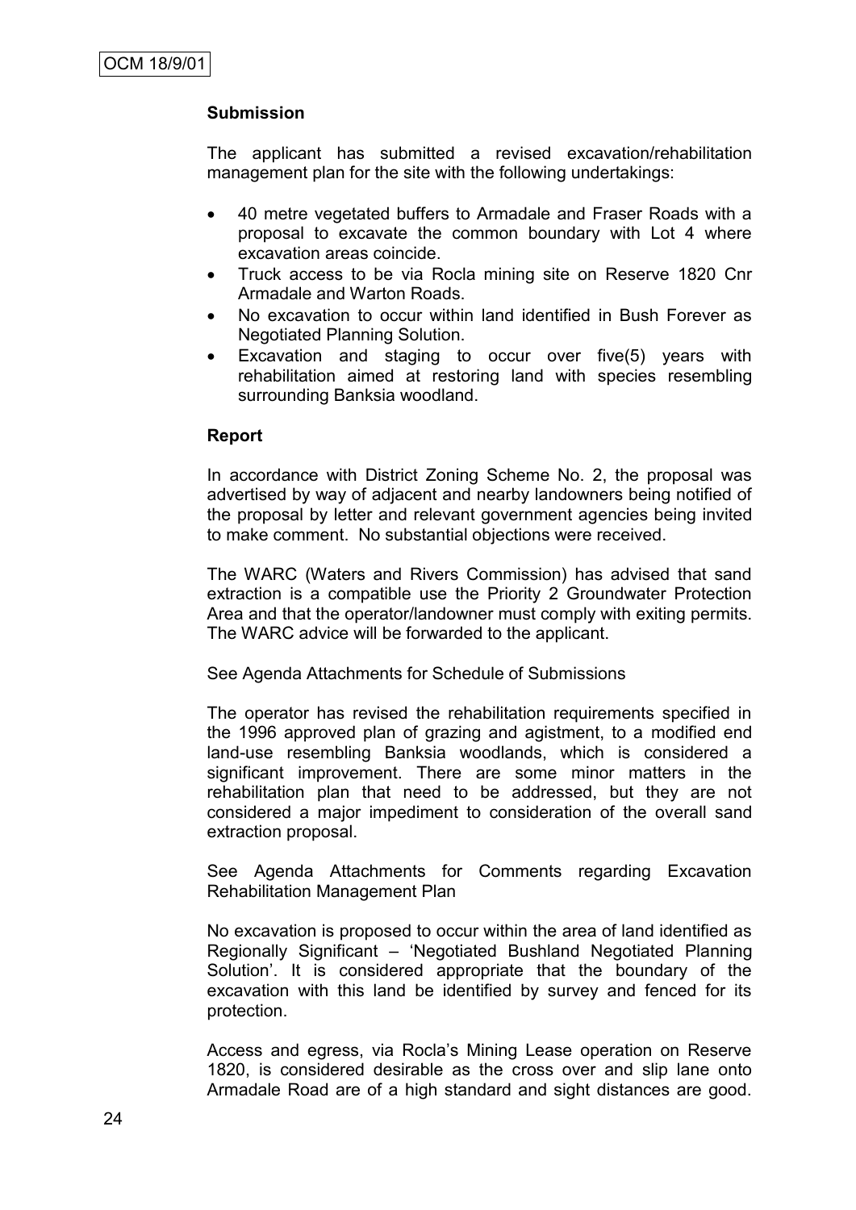**Submission**

The applicant has submitted a revised excavation/rehabilitation management plan for the site with the following undertakings:

- 40 metre vegetated buffers to Armadale and Fraser Roads with a proposal to excavate the common boundary with Lot 4 where excavation areas coincide.
- Truck access to be via Rocla mining site on Reserve 1820 Cnr Armadale and Warton Roads.
- No excavation to occur within land identified in Bush Forever as Negotiated Planning Solution.
- Excavation and staging to occur over five(5) years with rehabilitation aimed at restoring land with species resembling surrounding Banksia woodland.

**Report**

In accordance with District Zoning Scheme No. 2, the proposal was advertised by way of adjacent and nearby landowners being notified of the proposal by letter and relevant government agencies being invited to make comment. No substantial objections were received.

The WARC (Waters and Rivers Commission) has advised that sand extraction is a compatible use the Priority 2 Groundwater Protection Area and that the operator/landowner must comply with exiting permits. The WARC advice will be forwarded to the applicant.

See Agenda Attachments for Schedule of Submissions

The operator has revised the rehabilitation requirements specified in the 1996 approved plan of grazing and agistment, to a modified end land-use resembling Banksia woodlands, which is considered a significant improvement. There are some minor matters in the rehabilitation plan that need to be addressed, but they are not considered a major impediment to consideration of the overall sand extraction proposal.

See Agenda Attachments for Comments regarding Excavation Rehabilitation Management Plan

No excavation is proposed to occur within the area of land identified as Regionally Significant – 'Negotiated Bushland Negotiated Planning Solution'. It is considered appropriate that the boundary of the excavation with this land be identified by survey and fenced for its protection.

Access and egress, via Rocla's Mining Lease operation on Reserve 1820, is considered desirable as the cross over and slip lane onto Armadale Road are of a high standard and sight distances are good.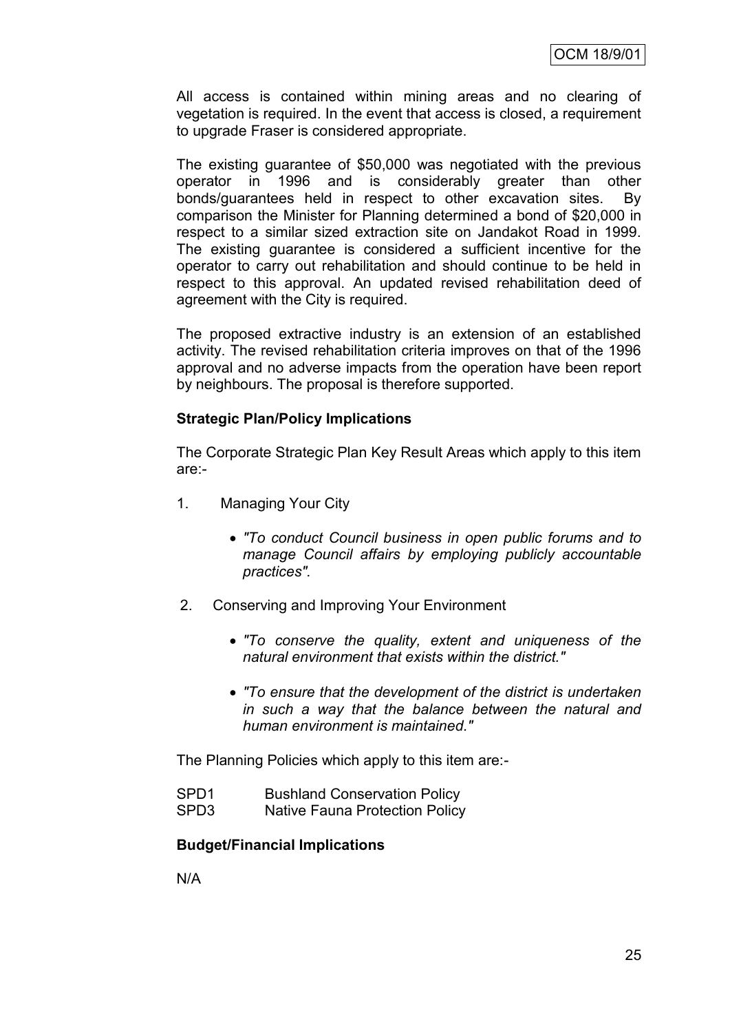All access is contained within mining areas and no clearing of vegetation is required. In the event that access is closed, a requirement to upgrade Fraser is considered appropriate.

The existing guarantee of $50,000 was negotiated with the previous operator in 1996 and is considerably greater than other bonds/guarantees held in respect to other excavation sites. By comparison the Minister for Planning determined a bond of $20,000 in respect to a similar sized extraction site on Jandakot Road in 1999. The existing guarantee is considered a sufficient incentive for the operator to carry out rehabilitation and should continue to be held in respect to this approval. An updated revised rehabilitation deed of agreement with the City is required.

The proposed extractive industry is an extension of an established activity. The revised rehabilitation criteria improves on that of the 1996 approval and no adverse impacts from the operation have been report by neighbours. The proposal is therefore supported.

**Strategic Plan/Policy Implications**

The Corporate Strategic Plan Key Result Areas which apply to this item are:-

1. Managing Your City
   - *"To conduct Council business in open public forums and to manage Council affairs by employing publicly accountable practices".*
2. Conserving and Improving Your Environment
   - *"To conserve the quality, extent and uniqueness of the natural environment that exists within the district."*
   - *"To ensure that the development of the district is undertaken in such a way that the balance between the natural and human environment is maintained."*

The Planning Policies which apply to this item are:-

SPD1 Bushland Conservation Policy
SPD3 Native Fauna Protection Policy

**Budget/Financial Implications**

N/A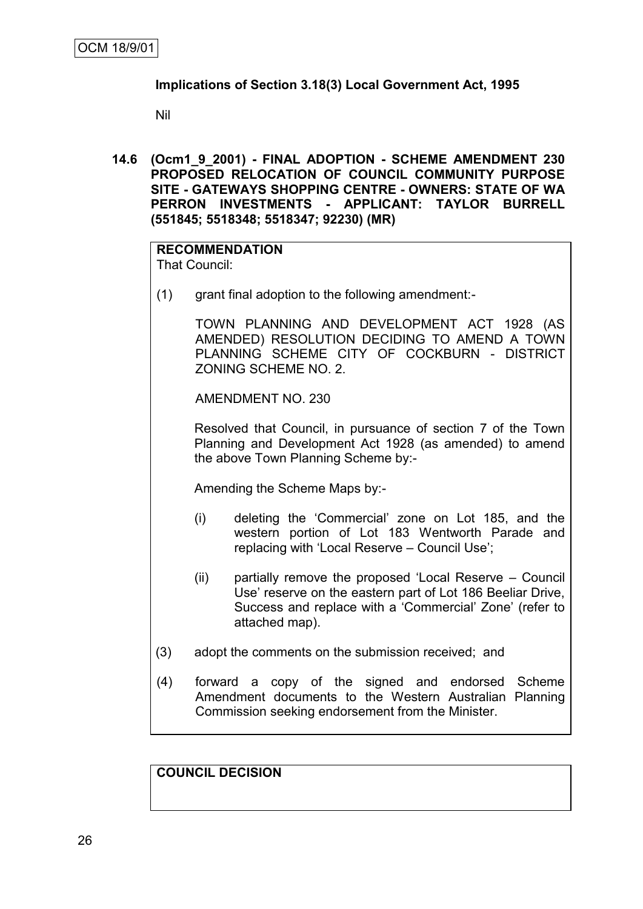**Implications of Section 3.18(3) Local Government Act, 1995**

Nil

**14.6 (Ocm1_9_2001) - FINAL ADOPTION - SCHEME AMENDMENT 230 PROPOSED RELOCATION OF COUNCIL COMMUNITY PURPOSE SITE - GATEWAYS SHOPPING CENTRE - OWNERS: STATE OF WA PERRON INVESTMENTS - APPLICANT: TAYLOR BURRELL (551845; 5518348; 5518347; 92230) (MR)**

**RECOMMENDATION**

That Council:

(1) grant final adoption to the following amendment:-

TOWN PLANNING AND DEVELOPMENT ACT 1928 (AS AMENDED) RESOLUTION DECIDING TO AMEND A TOWN PLANNING SCHEME CITY OF COCKBURN - DISTRICT ZONING SCHEME NO. 2.

AMENDMENT NO. 230

Resolved that Council, in pursuance of section 7 of the Town Planning and Development Act 1928 (as amended) to amend the above Town Planning Scheme by:-

Amending the Scheme Maps by:-

(i) deleting the 'Commercial' zone on Lot 185, and the western portion of Lot 183 Wentworth Parade and replacing with 'Local Reserve – Council Use';

(ii) partially remove the proposed 'Local Reserve – Council Use' reserve on the eastern part of Lot 186 Beeliar Drive, Success and replace with a 'Commercial' Zone' (refer to attached map).

(3) adopt the comments on the submission received; and

(4) forward a copy of the signed and endorsed Scheme Amendment documents to the Western Australian Planning Commission seeking endorsement from the Minister.

**COUNCIL DECISION**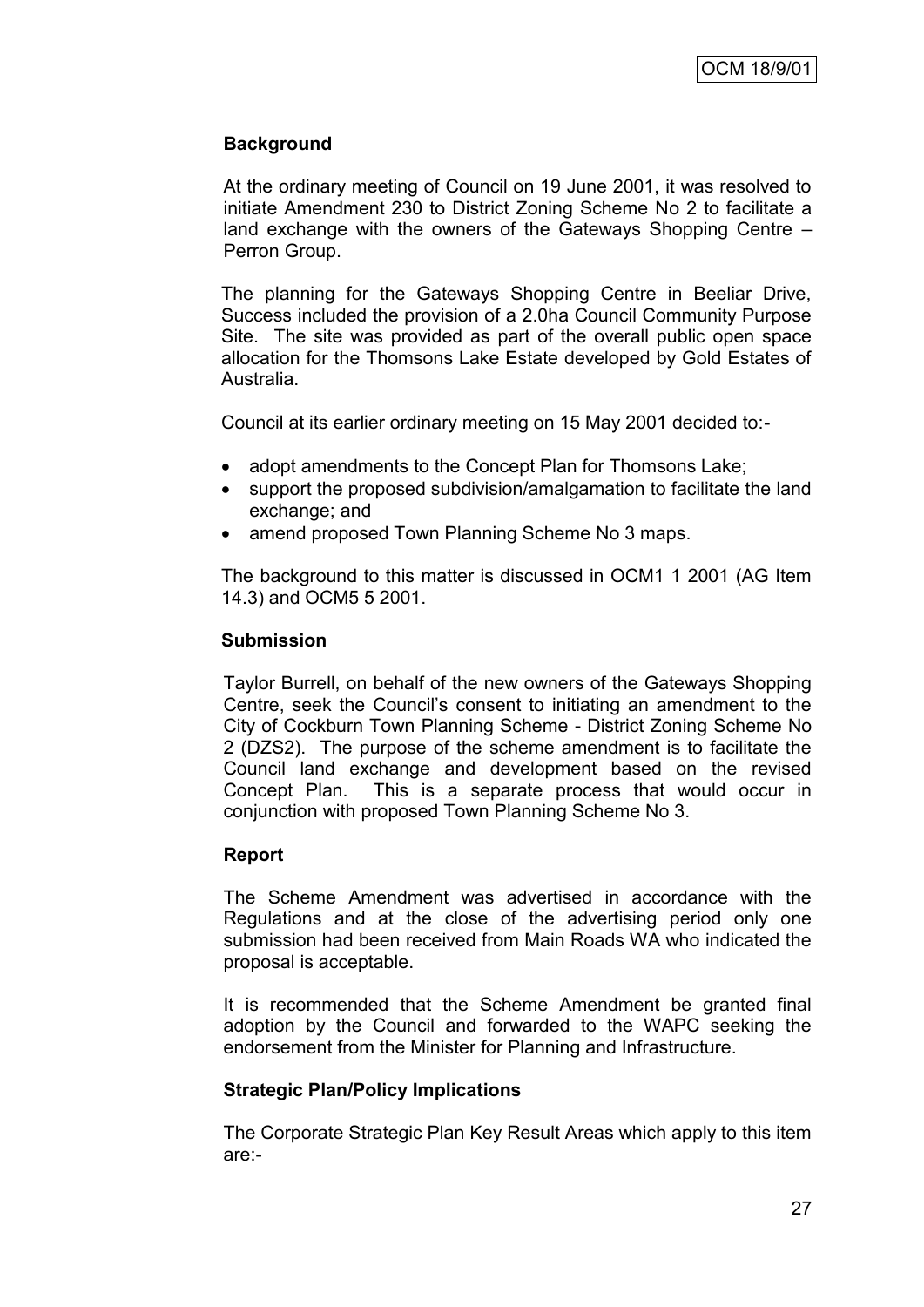**Background**

At the ordinary meeting of Council on 19 June 2001, it was resolved to initiate Amendment 230 to District Zoning Scheme No 2 to facilitate a land exchange with the owners of the Gateways Shopping Centre – Perron Group.

The planning for the Gateways Shopping Centre in Beeliar Drive, Success included the provision of a 2.0ha Council Community Purpose Site. The site was provided as part of the overall public open space allocation for the Thomsons Lake Estate developed by Gold Estates of Australia.

Council at its earlier ordinary meeting on 15 May 2001 decided to:-

- adopt amendments to the Concept Plan for Thomsons Lake;
- support the proposed subdivision/amalgamation to facilitate the land exchange; and
- amend proposed Town Planning Scheme No 3 maps.

The background to this matter is discussed in OCM1 1 2001 (AG Item 14.3) and OCM5 5 2001.

**Submission**

Taylor Burrell, on behalf of the new owners of the Gateways Shopping Centre, seek the Council's consent to initiating an amendment to the City of Cockburn Town Planning Scheme - District Zoning Scheme No 2 (DZS2). The purpose of the scheme amendment is to facilitate the Council land exchange and development based on the revised Concept Plan. This is a separate process that would occur in conjunction with proposed Town Planning Scheme No 3.

**Report**

The Scheme Amendment was advertised in accordance with the Regulations and at the close of the advertising period only one submission had been received from Main Roads WA who indicated the proposal is acceptable.

It is recommended that the Scheme Amendment be granted final adoption by the Council and forwarded to the WAPC seeking the endorsement from the Minister for Planning and Infrastructure.

**Strategic Plan/Policy Implications**

The Corporate Strategic Plan Key Result Areas which apply to this item are:-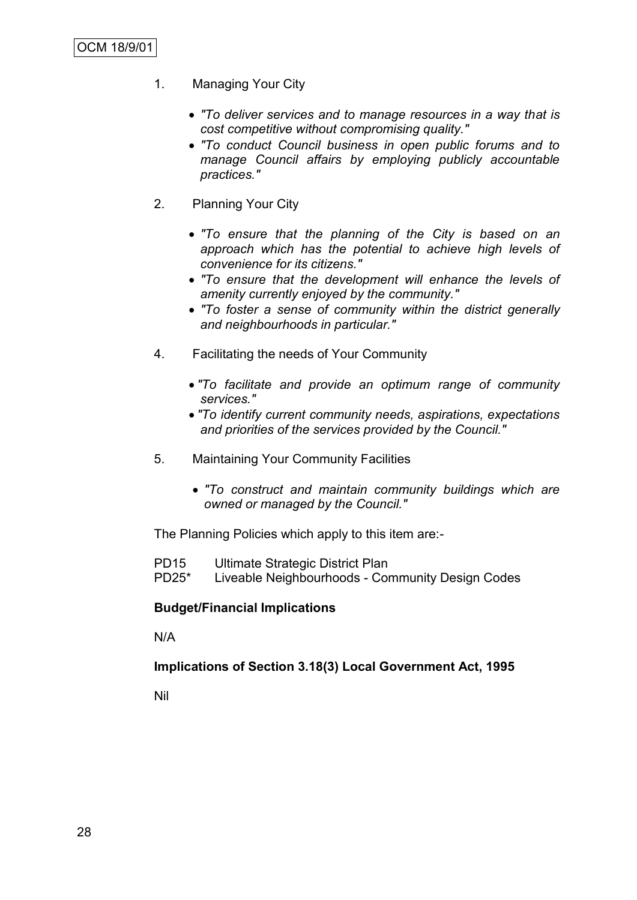1. Managing Your City

   - *"To deliver services and to manage resources in a way that is cost competitive without compromising quality."*
   - *"To conduct Council business in open public forums and to manage Council affairs by employing publicly accountable practices."*

2. Planning Your City

   - *"To ensure that the planning of the City is based on an approach which has the potential to achieve high levels of convenience for its citizens."*
   - *"To ensure that the development will enhance the levels of amenity currently enjoyed by the community."*
   - *"To foster a sense of community within the district generally and neighbourhoods in particular."*

4. Facilitating the needs of Your Community

   - *"To facilitate and provide an optimum range of community services."*
   - *"To identify current community needs, aspirations, expectations and priorities of the services provided by the Council."*

5. Maintaining Your Community Facilities

   - *"To construct and maintain community buildings which are owned or managed by the Council."*

The Planning Policies which apply to this item are:-

PD15 Ultimate Strategic District Plan
PD25* Liveable Neighbourhoods - Community Design Codes

**Budget/Financial Implications**

N/A

**Implications of Section 3.18(3) Local Government Act, 1995**

Nil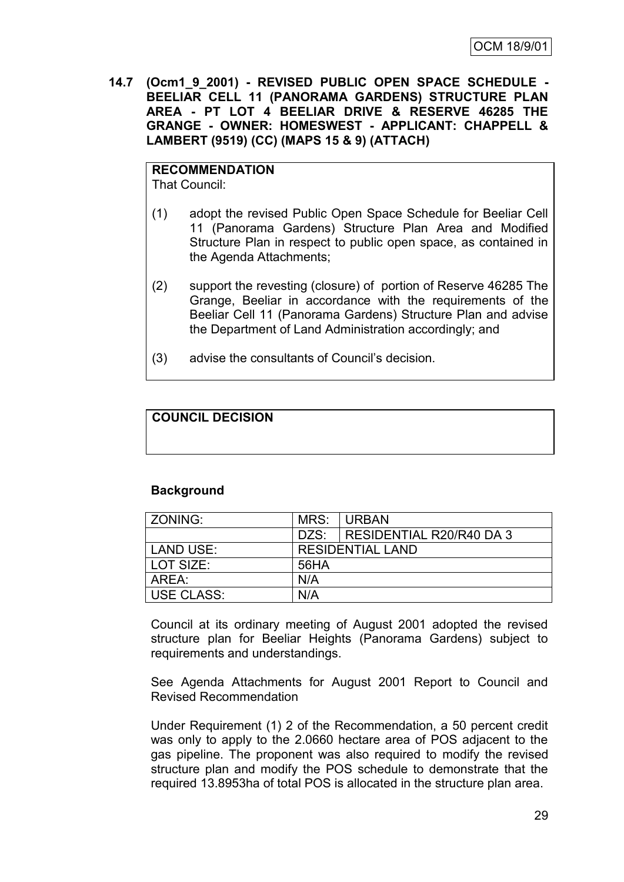**14.7 (Ocm1_9_2001) - REVISED PUBLIC OPEN SPACE SCHEDULE - BEELIAR CELL 11 (PANORAMA GARDENS) STRUCTURE PLAN AREA - PT LOT 4 BEELIAR DRIVE & RESERVE 46285 THE GRANGE - OWNER: HOMESWEST - APPLICANT: CHAPPELL & LAMBERT (9519) (CC) (MAPS 15 & 9) (ATTACH)**

**RECOMMENDATION**
That Council:

(1) adopt the revised Public Open Space Schedule for Beeliar Cell 11 (Panorama Gardens) Structure Plan Area and Modified Structure Plan in respect to public open space, as contained in the Agenda Attachments;

(2) support the revesting (closure) of portion of Reserve 46285 The Grange, Beeliar in accordance with the requirements of the Beeliar Cell 11 (Panorama Gardens) Structure Plan and advise the Department of Land Administration accordingly; and

(3) advise the consultants of Council's decision.

**COUNCIL DECISION**

**Background**

| ZONING: | MRS: | URBAN |
|---|---|---|
| | DZS: | RESIDENTIAL R20/R40 DA 3 |
| LAND USE: | RESIDENTIAL LAND | |
| LOT SIZE: | 56HA | |
| AREA: | N/A | |
| USE CLASS: | N/A | |

Council at its ordinary meeting of August 2001 adopted the revised structure plan for Beeliar Heights (Panorama Gardens) subject to requirements and understandings.

See Agenda Attachments for August 2001 Report to Council and Revised Recommendation

Under Requirement (1) 2 of the Recommendation, a 50 percent credit was only to apply to the 2.0660 hectare area of POS adjacent to the gas pipeline. The proponent was also required to modify the revised structure plan and modify the POS schedule to demonstrate that the required 13.8953ha of total POS is allocated in the structure plan area.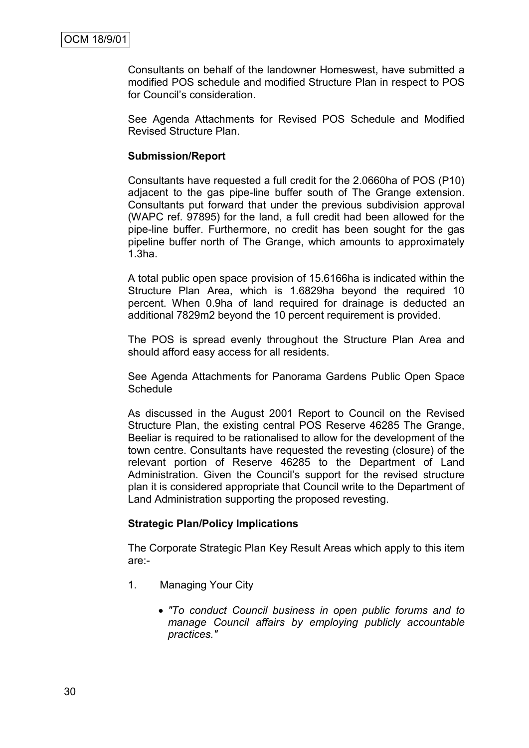OCM 18/9/01

Consultants on behalf of the landowner Homeswest, have submitted a modified POS schedule and modified Structure Plan in respect to POS for Council's consideration.

See Agenda Attachments for Revised POS Schedule and Modified Revised Structure Plan.

**Submission/Report**

Consultants have requested a full credit for the 2.0660ha of POS (P10) adjacent to the gas pipe-line buffer south of The Grange extension. Consultants put forward that under the previous subdivision approval (WAPC ref. 97895) for the land, a full credit had been allowed for the pipe-line buffer. Furthermore, no credit has been sought for the gas pipeline buffer north of The Grange, which amounts to approximately 1.3ha.

A total public open space provision of 15.6166ha is indicated within the Structure Plan Area, which is 1.6829ha beyond the required 10 percent. When 0.9ha of land required for drainage is deducted an additional 7829m2 beyond the 10 percent requirement is provided.

The POS is spread evenly throughout the Structure Plan Area and should afford easy access for all residents.

See Agenda Attachments for Panorama Gardens Public Open Space Schedule

As discussed in the August 2001 Report to Council on the Revised Structure Plan, the existing central POS Reserve 46285 The Grange, Beeliar is required to be rationalised to allow for the development of the town centre. Consultants have requested the revesting (closure) of the relevant portion of Reserve 46285 to the Department of Land Administration. Given the Council's support for the revised structure plan it is considered appropriate that Council write to the Department of Land Administration supporting the proposed revesting.

**Strategic Plan/Policy Implications**

The Corporate Strategic Plan Key Result Areas which apply to this item are:-

1. Managing Your City

   - *"To conduct Council business in open public forums and to manage Council affairs by employing publicly accountable practices."*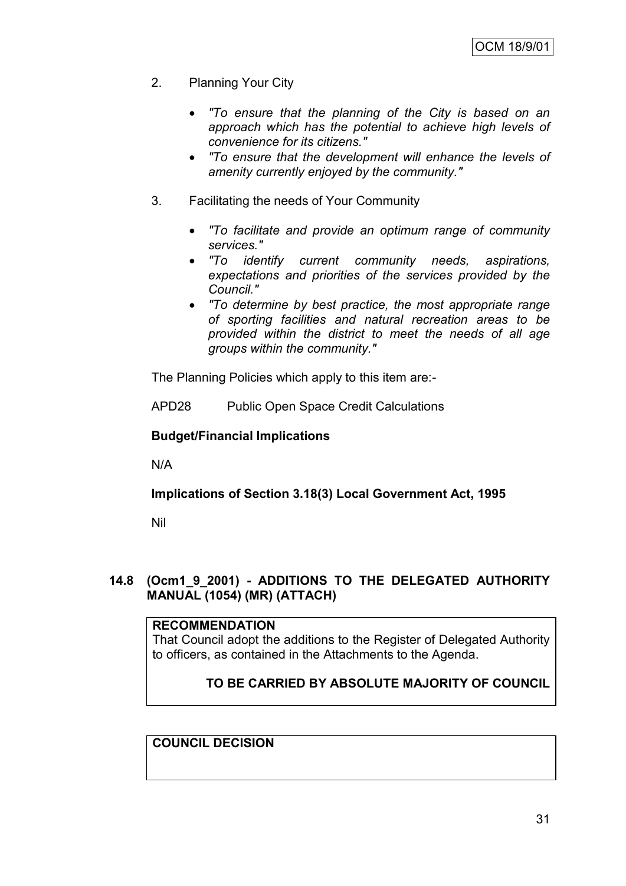2. Planning Your City

   - *"To ensure that the planning of the City is based on an approach which has the potential to achieve high levels of convenience for its citizens."*
   - *"To ensure that the development will enhance the levels of amenity currently enjoyed by the community."*

3. Facilitating the needs of Your Community

   - *"To facilitate and provide an optimum range of community services."*
   - *"To identify current community needs, aspirations, expectations and priorities of the services provided by the Council."*
   - *"To determine by best practice, the most appropriate range of sporting facilities and natural recreation areas to be provided within the district to meet the needs of all age groups within the community."*

The Planning Policies which apply to this item are:-

APD28 Public Open Space Credit Calculations

**Budget/Financial Implications**

N/A

**Implications of Section 3.18(3) Local Government Act, 1995**

Nil

## 14.8 (Ocm1_9_2001) - ADDITIONS TO THE DELEGATED AUTHORITY MANUAL (1054) (MR) (ATTACH)

**RECOMMENDATION**

That Council adopt the additions to the Register of Delegated Authority to officers, as contained in the Attachments to the Agenda.

**TO BE CARRIED BY ABSOLUTE MAJORITY OF COUNCIL**

**COUNCIL DECISION**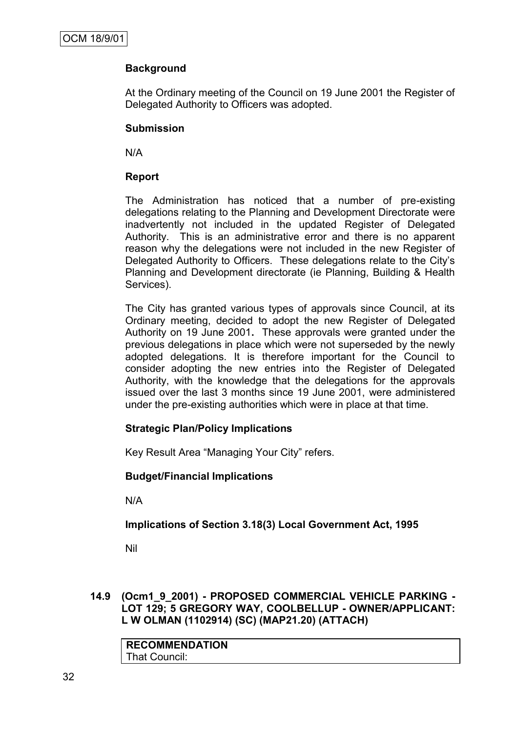**Background**

At the Ordinary meeting of the Council on 19 June 2001 the Register of Delegated Authority to Officers was adopted.

**Submission**

N/A

**Report**

The Administration has noticed that a number of pre-existing delegations relating to the Planning and Development Directorate were inadvertently not included in the updated Register of Delegated Authority. This is an administrative error and there is no apparent reason why the delegations were not included in the new Register of Delegated Authority to Officers. These delegations relate to the City's Planning and Development directorate (ie Planning, Building & Health Services).

The City has granted various types of approvals since Council, at its Ordinary meeting, decided to adopt the new Register of Delegated Authority on 19 June 2001**.** These approvals were granted under the previous delegations in place which were not superseded by the newly adopted delegations. It is therefore important for the Council to consider adopting the new entries into the Register of Delegated Authority, with the knowledge that the delegations for the approvals issued over the last 3 months since 19 June 2001, were administered under the pre-existing authorities which were in place at that time.

**Strategic Plan/Policy Implications**

Key Result Area "Managing Your City" refers.

**Budget/Financial Implications**

N/A

**Implications of Section 3.18(3) Local Government Act, 1995**

Nil

## 14.9 (Ocm1_9_2001) - PROPOSED COMMERCIAL VEHICLE PARKING - LOT 129; 5 GREGORY WAY, COOLBELLUP - OWNER/APPLICANT: L W OLMAN (1102914) (SC) (MAP21.20) (ATTACH)

| **RECOMMENDATION** |
|---|
| That Council: |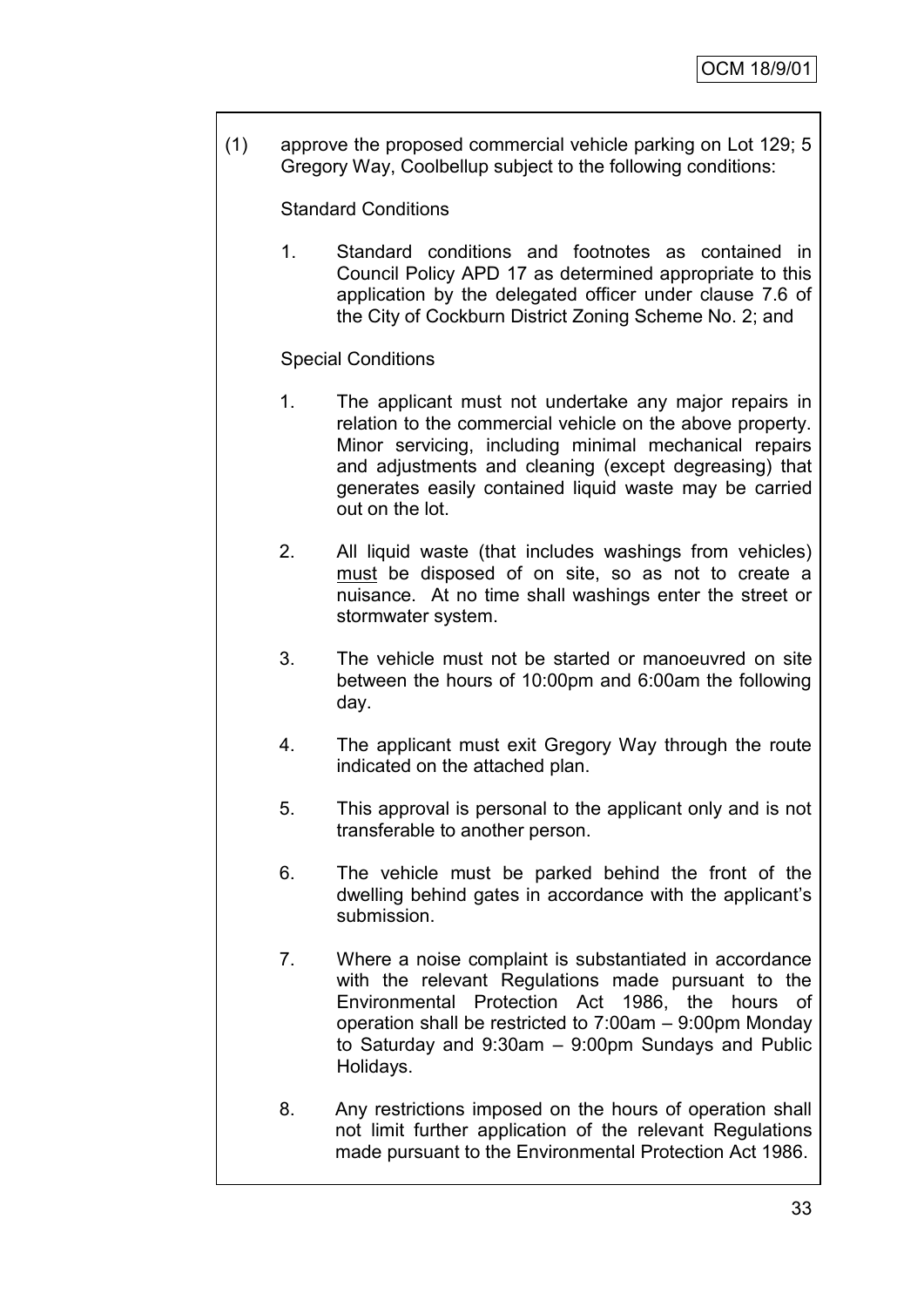(1) approve the proposed commercial vehicle parking on Lot 129; 5 Gregory Way, Coolbellup subject to the following conditions:

Standard Conditions

1. Standard conditions and footnotes as contained in Council Policy APD 17 as determined appropriate to this application by the delegated officer under clause 7.6 of the City of Cockburn District Zoning Scheme No. 2; and

Special Conditions

1. The applicant must not undertake any major repairs in relation to the commercial vehicle on the above property. Minor servicing, including minimal mechanical repairs and adjustments and cleaning (except degreasing) that generates easily contained liquid waste may be carried out on the lot.

2. All liquid waste (that includes washings from vehicles) must be disposed of on site, so as not to create a nuisance. At no time shall washings enter the street or stormwater system.

3. The vehicle must not be started or manoeuvred on site between the hours of 10:00pm and 6:00am the following day.

4. The applicant must exit Gregory Way through the route indicated on the attached plan.

5. This approval is personal to the applicant only and is not transferable to another person.

6. The vehicle must be parked behind the front of the dwelling behind gates in accordance with the applicant's submission.

7. Where a noise complaint is substantiated in accordance with the relevant Regulations made pursuant to the Environmental Protection Act 1986, the hours of operation shall be restricted to 7:00am – 9:00pm Monday to Saturday and 9:30am – 9:00pm Sundays and Public Holidays.

8. Any restrictions imposed on the hours of operation shall not limit further application of the relevant Regulations made pursuant to the Environmental Protection Act 1986.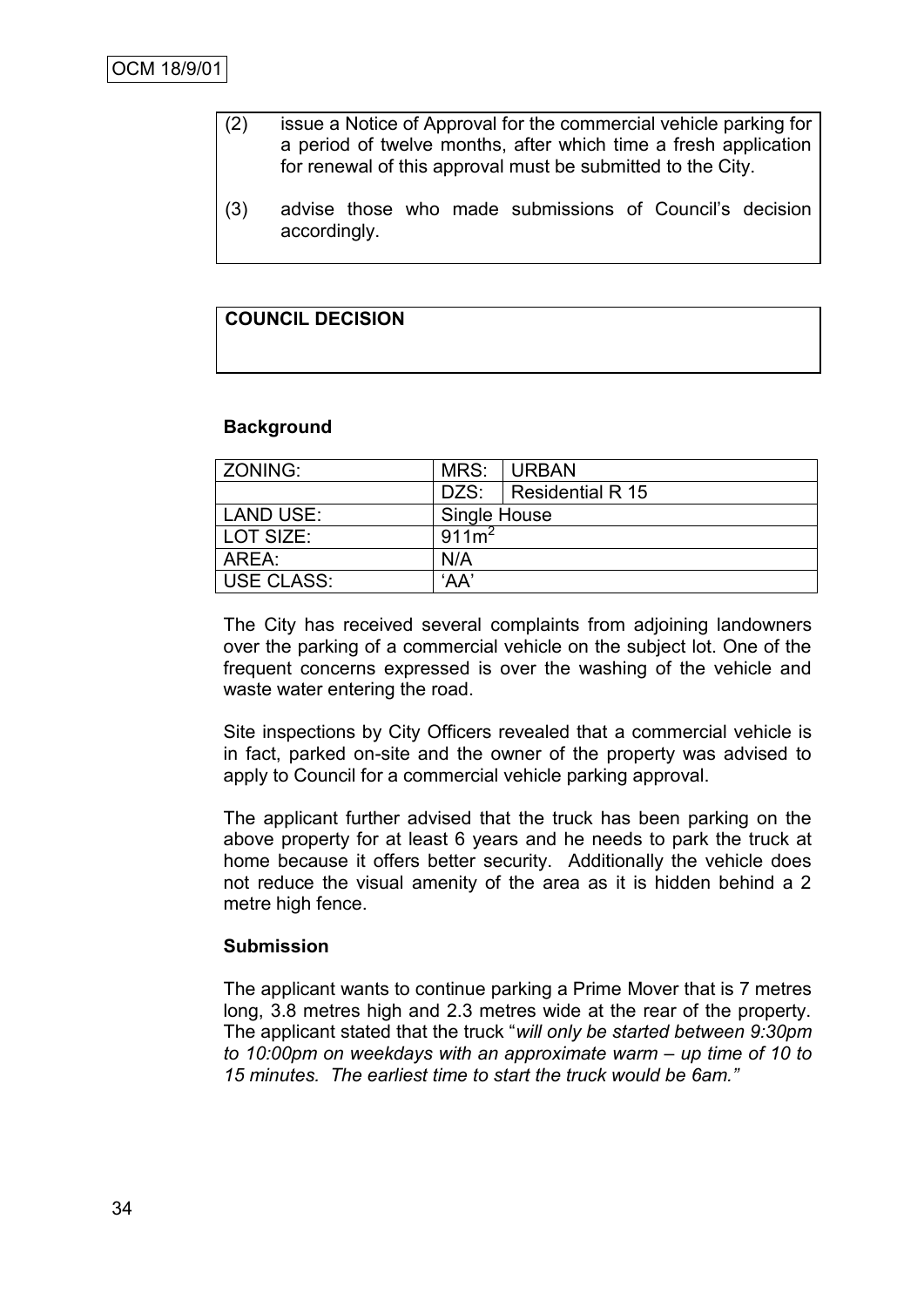(2) issue a Notice of Approval for the commercial vehicle parking for a period of twelve months, after which time a fresh application for renewal of this approval must be submitted to the City.

(3) advise those who made submissions of Council's decision accordingly.

**COUNCIL DECISION**

**Background**

| ZONING: | MRS: | URBAN |
|---|---|---|
| | DZS: | Residential R 15 |
| LAND USE: | Single House | |
| LOT SIZE: | $911m^2$ | |
| AREA: | N/A | |
| USE CLASS: | 'AA' | |

The City has received several complaints from adjoining landowners over the parking of a commercial vehicle on the subject lot. One of the frequent concerns expressed is over the washing of the vehicle and waste water entering the road.

Site inspections by City Officers revealed that a commercial vehicle is in fact, parked on-site and the owner of the property was advised to apply to Council for a commercial vehicle parking approval.

The applicant further advised that the truck has been parking on the above property for at least 6 years and he needs to park the truck at home because it offers better security. Additionally the vehicle does not reduce the visual amenity of the area as it is hidden behind a 2 metre high fence.

**Submission**

The applicant wants to continue parking a Prime Mover that is 7 metres long, 3.8 metres high and 2.3 metres wide at the rear of the property. The applicant stated that the truck "*will only be started between 9:30pm to 10:00pm on weekdays with an approximate warm – up time of 10 to 15 minutes. The earliest time to start the truck would be 6am."*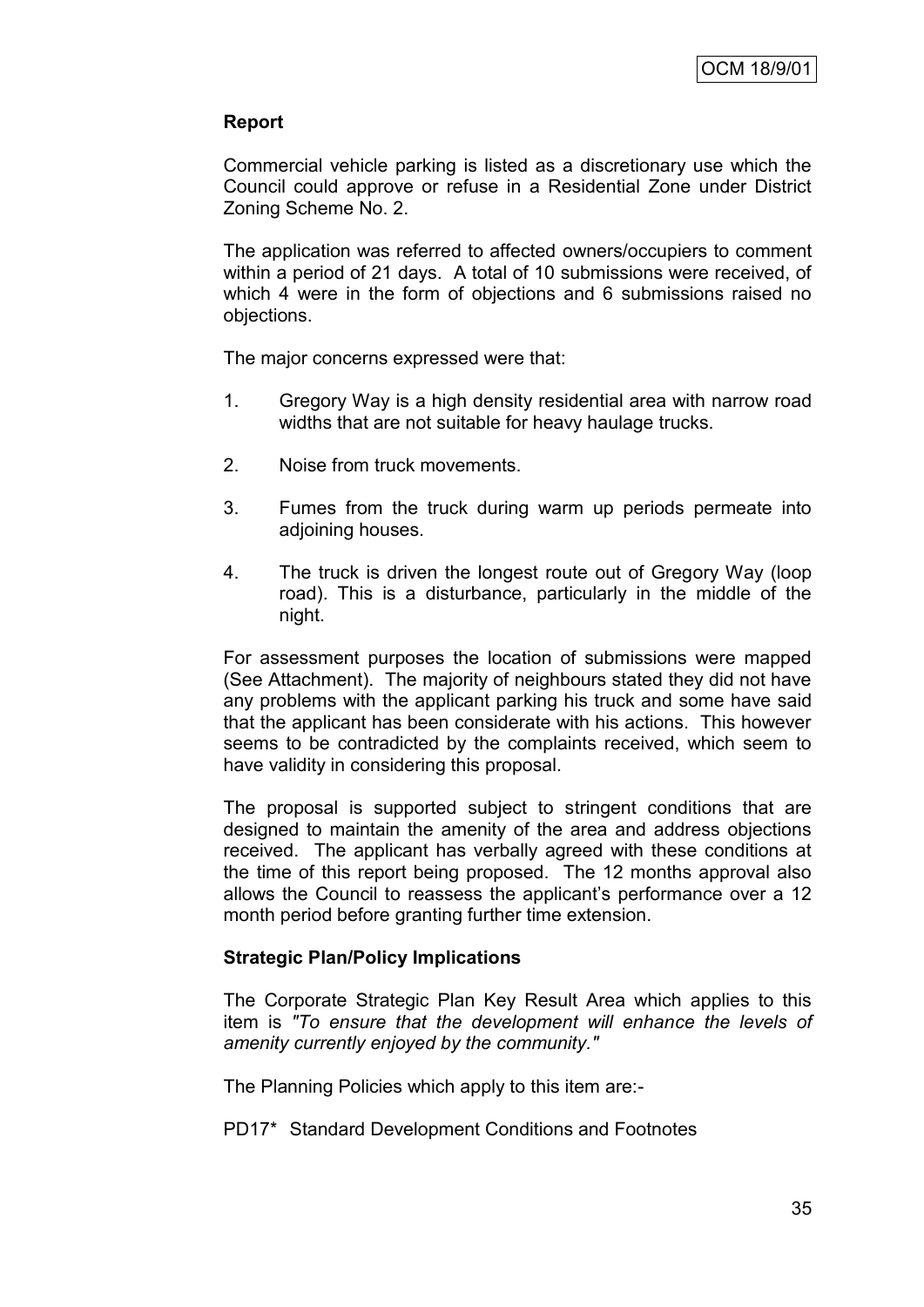**Report**

Commercial vehicle parking is listed as a discretionary use which the Council could approve or refuse in a Residential Zone under District Zoning Scheme No. 2.

The application was referred to affected owners/occupiers to comment within a period of 21 days. A total of 10 submissions were received, of which 4 were in the form of objections and 6 submissions raised no objections.

The major concerns expressed were that:

1. Gregory Way is a high density residential area with narrow road widths that are not suitable for heavy haulage trucks.

2. Noise from truck movements.

3. Fumes from the truck during warm up periods permeate into adjoining houses.

4. The truck is driven the longest route out of Gregory Way (loop road). This is a disturbance, particularly in the middle of the night.

For assessment purposes the location of submissions were mapped (See Attachment). The majority of neighbours stated they did not have any problems with the applicant parking his truck and some have said that the applicant has been considerate with his actions. This however seems to be contradicted by the complaints received, which seem to have validity in considering this proposal.

The proposal is supported subject to stringent conditions that are designed to maintain the amenity of the area and address objections received. The applicant has verbally agreed with these conditions at the time of this report being proposed. The 12 months approval also allows the Council to reassess the applicant's performance over a 12 month period before granting further time extension.

**Strategic Plan/Policy Implications**

The Corporate Strategic Plan Key Result Area which applies to this item is *"To ensure that the development will enhance the levels of amenity currently enjoyed by the community."*

The Planning Policies which apply to this item are:-

PD17* Standard Development Conditions and Footnotes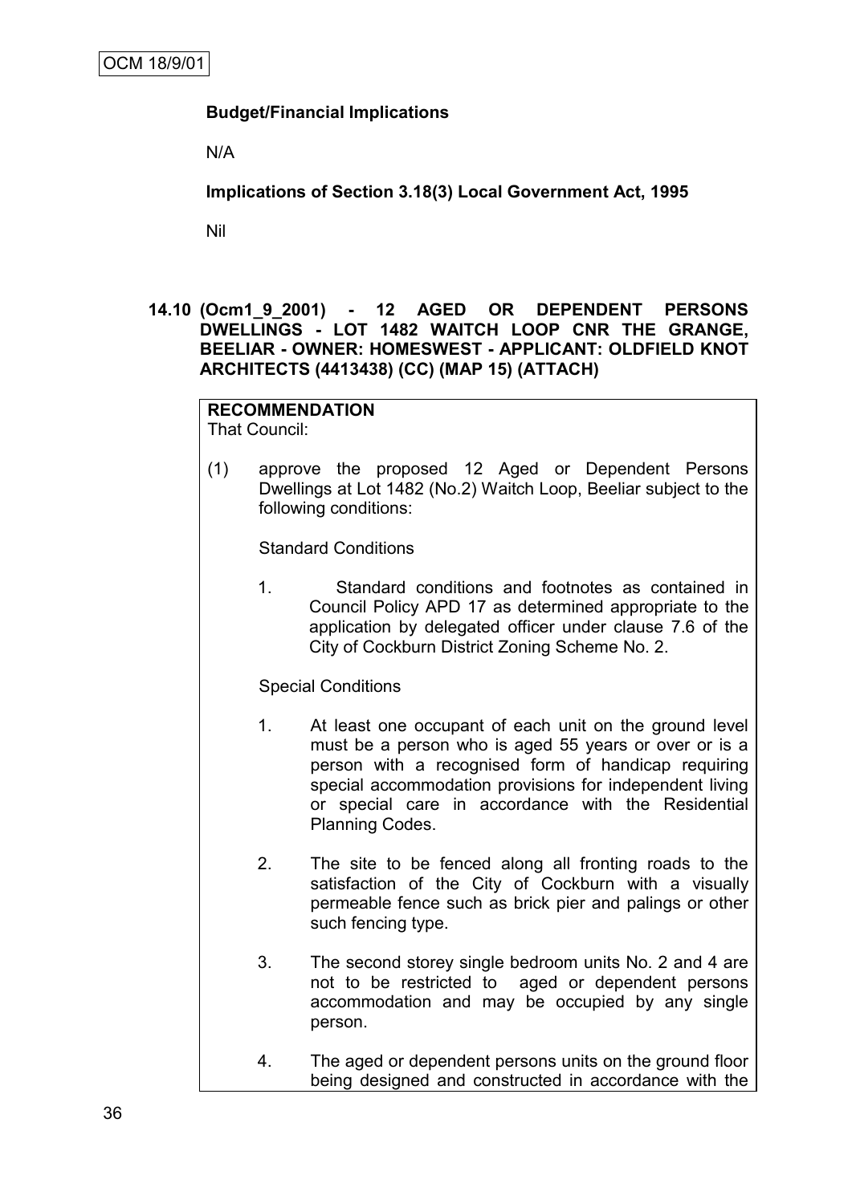**Budget/Financial Implications**

N/A

**Implications of Section 3.18(3) Local Government Act, 1995**

Nil

**14.10 (Ocm1_9_2001) - 12 AGED OR DEPENDENT PERSONS DWELLINGS - LOT 1482 WAITCH LOOP CNR THE GRANGE, BEELIAR - OWNER: HOMESWEST - APPLICANT: OLDFIELD KNOT ARCHITECTS (4413438) (CC) (MAP 15) (ATTACH)**

**RECOMMENDATION**
That Council:

(1) approve the proposed 12 Aged or Dependent Persons Dwellings at Lot 1482 (No.2) Waitch Loop, Beeliar subject to the following conditions:

Standard Conditions

1. Standard conditions and footnotes as contained in Council Policy APD 17 as determined appropriate to the application by delegated officer under clause 7.6 of the City of Cockburn District Zoning Scheme No. 2.

Special Conditions

1. At least one occupant of each unit on the ground level must be a person who is aged 55 years or over or is a person with a recognised form of handicap requiring special accommodation provisions for independent living or special care in accordance with the Residential Planning Codes.

2. The site to be fenced along all fronting roads to the satisfaction of the City of Cockburn with a visually permeable fence such as brick pier and palings or other such fencing type.

3. The second storey single bedroom units No. 2 and 4 are not to be restricted to aged or dependent persons accommodation and may be occupied by any single person.

4. The aged or dependent persons units on the ground floor being designed and constructed in accordance with the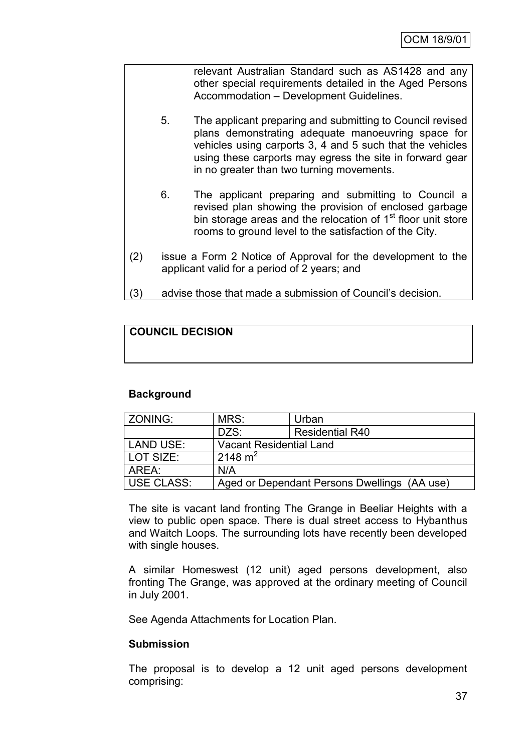relevant Australian Standard such as AS1428 and any other special requirements detailed in the Aged Persons Accommodation – Development Guidelines.

5. The applicant preparing and submitting to Council revised plans demonstrating adequate manoeuvring space for vehicles using carports 3, 4 and 5 such that the vehicles using these carports may egress the site in forward gear in no greater than two turning movements.

6. The applicant preparing and submitting to Council a revised plan showing the provision of enclosed garbage bin storage areas and the relocation of 1st floor unit store rooms to ground level to the satisfaction of the City.

(2) issue a Form 2 Notice of Approval for the development to the applicant valid for a period of 2 years; and

(3) advise those that made a submission of Council's decision.

**COUNCIL DECISION**

**Background**

| ZONING: | MRS: | Urban |
|---|---|---|
| | DZS: | Residential R40 |
| LAND USE: | Vacant Residential Land | |
| LOT SIZE: | 2148 $m^2$ | |
| AREA: | N/A | |
| USE CLASS: | Aged or Dependant Persons Dwellings (AA use) | |

The site is vacant land fronting The Grange in Beeliar Heights with a view to public open space. There is dual street access to Hybanthus and Waitch Loops. The surrounding lots have recently been developed with single houses.

A similar Homeswest (12 unit) aged persons development, also fronting The Grange, was approved at the ordinary meeting of Council in July 2001.

See Agenda Attachments for Location Plan.

**Submission**

The proposal is to develop a 12 unit aged persons development comprising: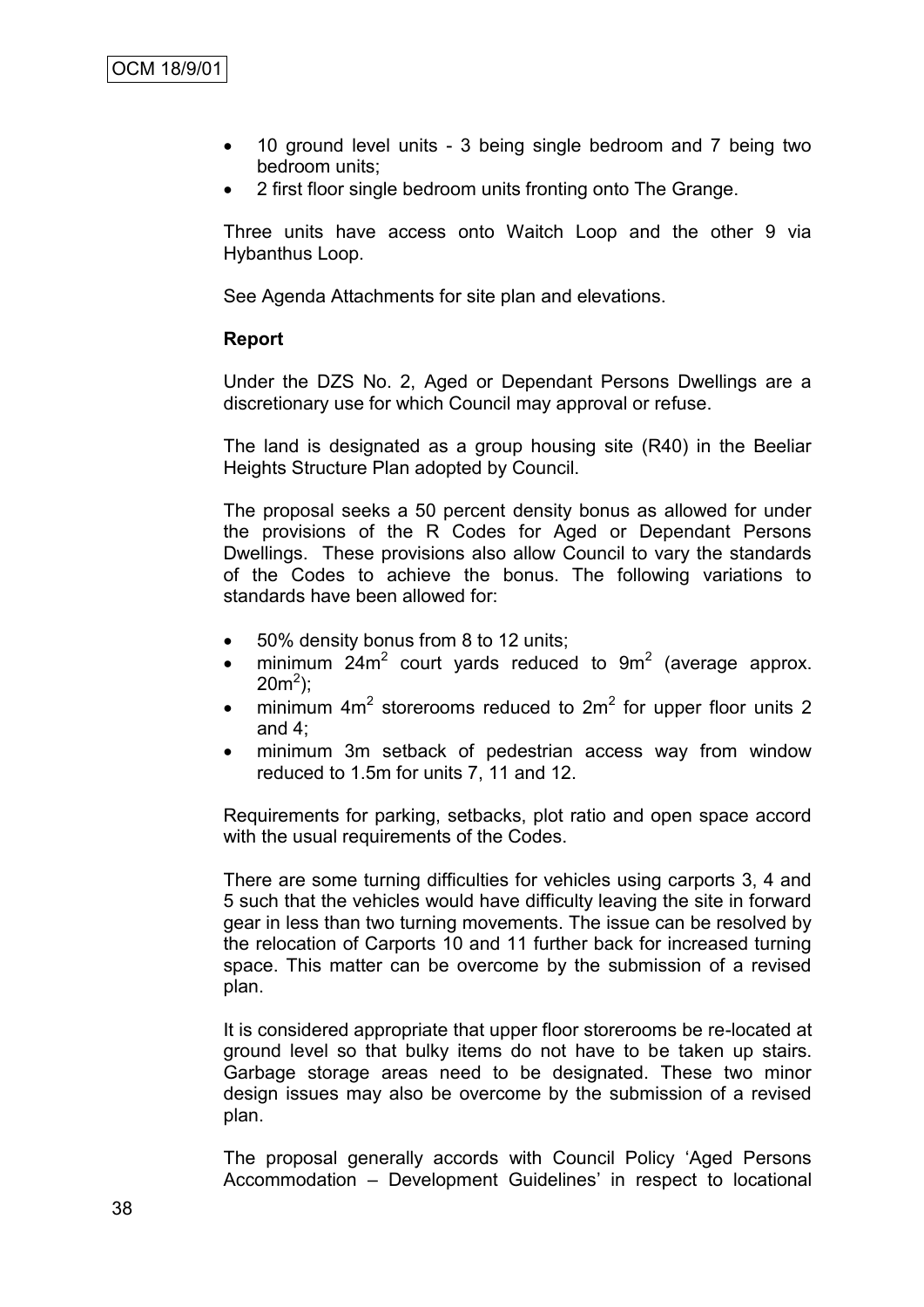- 10 ground level units - 3 being single bedroom and 7 being two bedroom units;
- 2 first floor single bedroom units fronting onto The Grange.

Three units have access onto Waitch Loop and the other 9 via Hybanthus Loop.

See Agenda Attachments for site plan and elevations.

**Report**

Under the DZS No. 2, Aged or Dependant Persons Dwellings are a discretionary use for which Council may approval or refuse.

The land is designated as a group housing site (R40) in the Beeliar Heights Structure Plan adopted by Council.

The proposal seeks a 50 percent density bonus as allowed for under the provisions of the R Codes for Aged or Dependant Persons Dwellings. These provisions also allow Council to vary the standards of the Codes to achieve the bonus. The following variations to standards have been allowed for:

- 50% density bonus from 8 to 12 units;
- minimum $24m^2$ court yards reduced to $9m^2$ (average approx. $20m^2$);
- minimum $4m^2$ storerooms reduced to $2m^2$ for upper floor units 2 and 4;
- minimum 3m setback of pedestrian access way from window reduced to 1.5m for units 7, 11 and 12.

Requirements for parking, setbacks, plot ratio and open space accord with the usual requirements of the Codes.

There are some turning difficulties for vehicles using carports 3, 4 and 5 such that the vehicles would have difficulty leaving the site in forward gear in less than two turning movements. The issue can be resolved by the relocation of Carports 10 and 11 further back for increased turning space. This matter can be overcome by the submission of a revised plan.

It is considered appropriate that upper floor storerooms be re-located at ground level so that bulky items do not have to be taken up stairs. Garbage storage areas need to be designated. These two minor design issues may also be overcome by the submission of a revised plan.

The proposal generally accords with Council Policy 'Aged Persons Accommodation – Development Guidelines' in respect to locational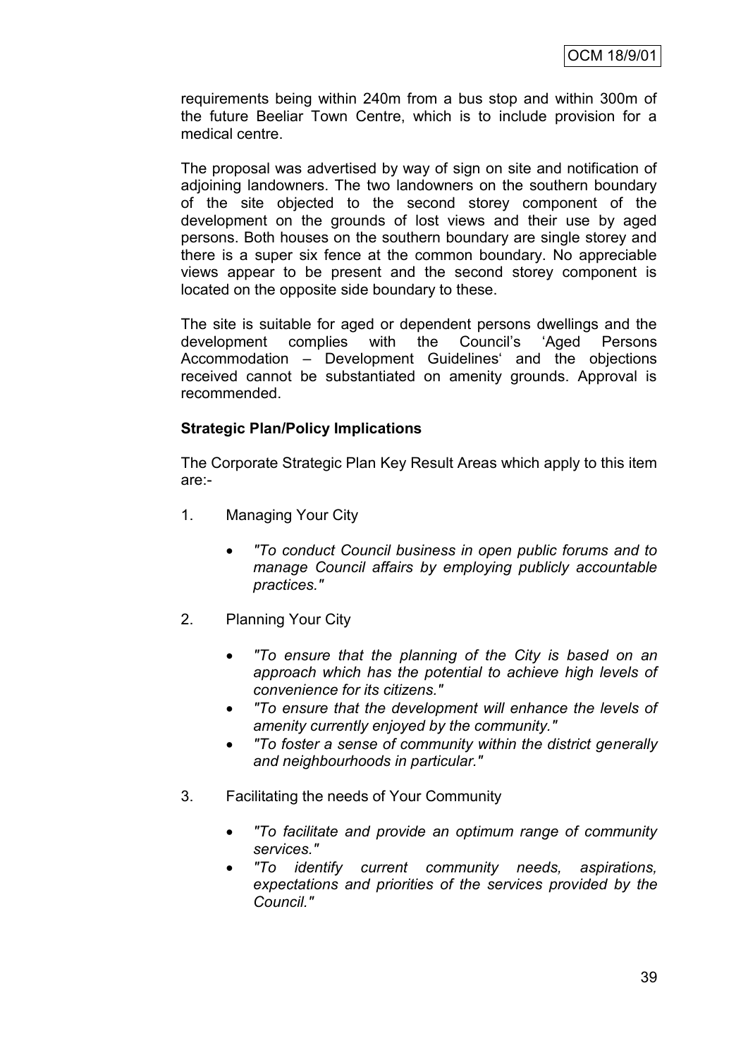requirements being within 240m from a bus stop and within 300m of the future Beeliar Town Centre, which is to include provision for a medical centre.

The proposal was advertised by way of sign on site and notification of adjoining landowners. The two landowners on the southern boundary of the site objected to the second storey component of the development on the grounds of lost views and their use by aged persons. Both houses on the southern boundary are single storey and there is a super six fence at the common boundary. No appreciable views appear to be present and the second storey component is located on the opposite side boundary to these.

The site is suitable for aged or dependent persons dwellings and the development complies with the Council's 'Aged Persons Accommodation – Development Guidelines' and the objections received cannot be substantiated on amenity grounds. Approval is recommended.

**Strategic Plan/Policy Implications**

The Corporate Strategic Plan Key Result Areas which apply to this item are:-

1. Managing Your City

   - *"To conduct Council business in open public forums and to manage Council affairs by employing publicly accountable practices."*

2. Planning Your City

   - *"To ensure that the planning of the City is based on an approach which has the potential to achieve high levels of convenience for its citizens."*
   - *"To ensure that the development will enhance the levels of amenity currently enjoyed by the community."*
   - *"To foster a sense of community within the district generally and neighbourhoods in particular."*

3. Facilitating the needs of Your Community

   - *"To facilitate and provide an optimum range of community services."*
   - *"To identify current community needs, aspirations, expectations and priorities of the services provided by the Council."*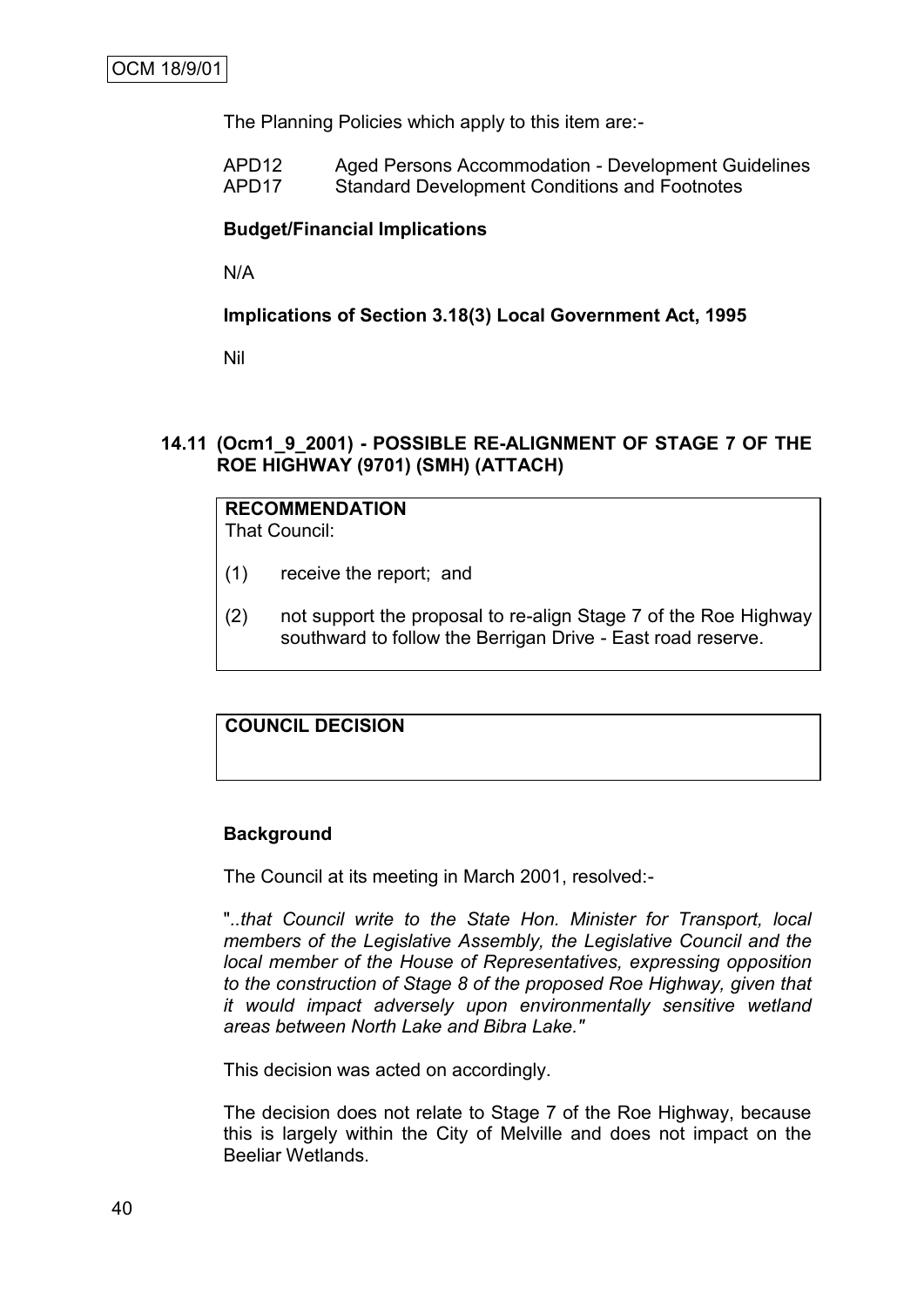The Planning Policies which apply to this item are:-

APD12 Aged Persons Accommodation - Development Guidelines
APD17 Standard Development Conditions and Footnotes

**Budget/Financial Implications**

N/A

**Implications of Section 3.18(3) Local Government Act, 1995**

Nil

### 14.11 (Ocm1_9_2001) - POSSIBLE RE-ALIGNMENT OF STAGE 7 OF THE ROE HIGHWAY (9701) (SMH) (ATTACH)

**RECOMMENDATION**
That Council:

(1) receive the report; and

(2) not support the proposal to re-align Stage 7 of the Roe Highway southward to follow the Berrigan Drive - East road reserve.

**COUNCIL DECISION**

**Background**

The Council at its meeting in March 2001, resolved:-

"*..that Council write to the State Hon. Minister for Transport, local members of the Legislative Assembly, the Legislative Council and the local member of the House of Representatives, expressing opposition to the construction of Stage 8 of the proposed Roe Highway, given that it would impact adversely upon environmentally sensitive wetland areas between North Lake and Bibra Lake."*

This decision was acted on accordingly.

The decision does not relate to Stage 7 of the Roe Highway, because this is largely within the City of Melville and does not impact on the Beeliar Wetlands.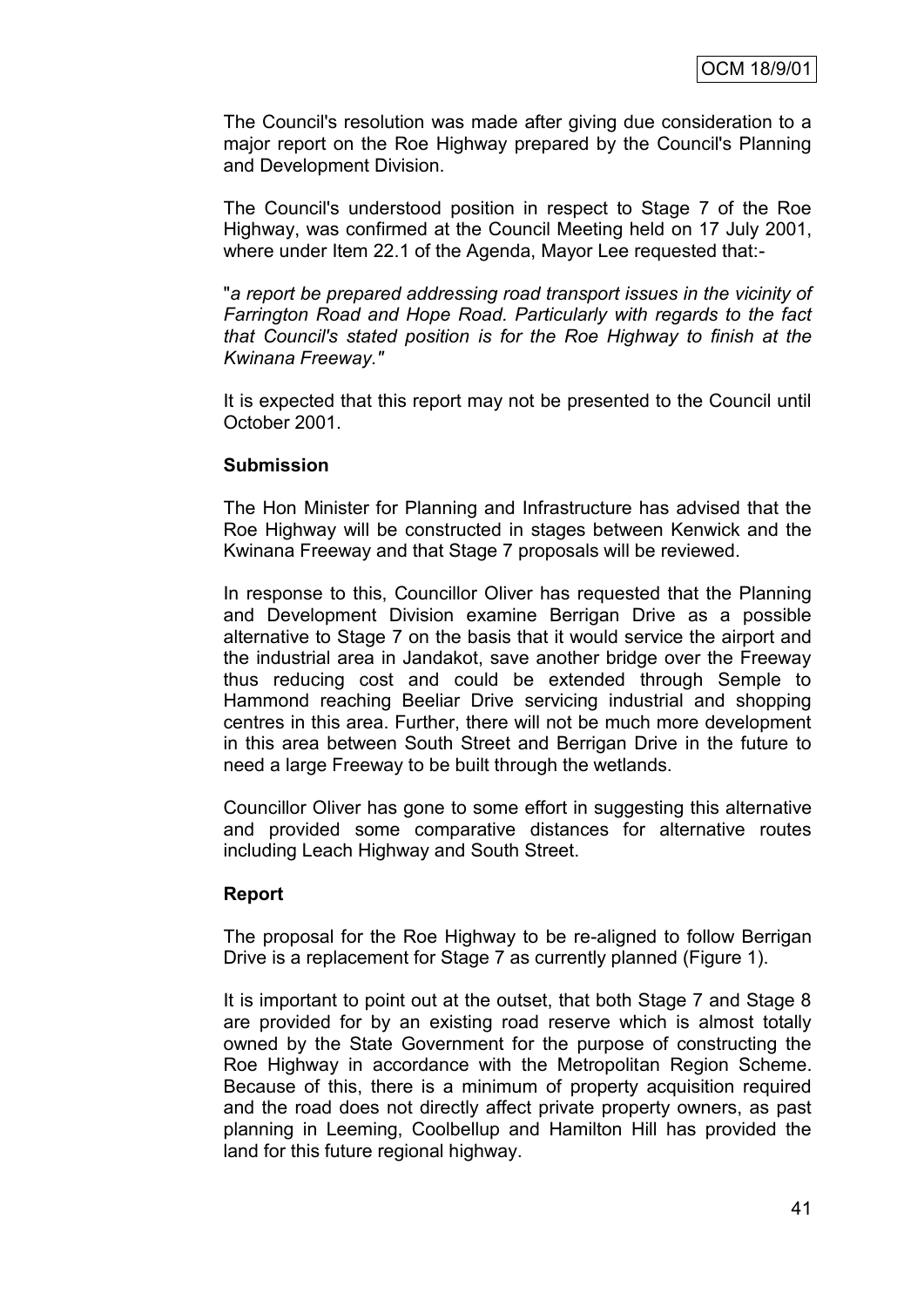The Council's resolution was made after giving due consideration to a major report on the Roe Highway prepared by the Council's Planning and Development Division.

The Council's understood position in respect to Stage 7 of the Roe Highway, was confirmed at the Council Meeting held on 17 July 2001, where under Item 22.1 of the Agenda, Mayor Lee requested that:-

"*a report be prepared addressing road transport issues in the vicinity of Farrington Road and Hope Road. Particularly with regards to the fact that Council's stated position is for the Roe Highway to finish at the Kwinana Freeway."*

It is expected that this report may not be presented to the Council until October 2001.

**Submission**

The Hon Minister for Planning and Infrastructure has advised that the Roe Highway will be constructed in stages between Kenwick and the Kwinana Freeway and that Stage 7 proposals will be reviewed.

In response to this, Councillor Oliver has requested that the Planning and Development Division examine Berrigan Drive as a possible alternative to Stage 7 on the basis that it would service the airport and the industrial area in Jandakot, save another bridge over the Freeway thus reducing cost and could be extended through Semple to Hammond reaching Beeliar Drive servicing industrial and shopping centres in this area. Further, there will not be much more development in this area between South Street and Berrigan Drive in the future to need a large Freeway to be built through the wetlands.

Councillor Oliver has gone to some effort in suggesting this alternative and provided some comparative distances for alternative routes including Leach Highway and South Street.

**Report**

The proposal for the Roe Highway to be re-aligned to follow Berrigan Drive is a replacement for Stage 7 as currently planned (Figure 1).

It is important to point out at the outset, that both Stage 7 and Stage 8 are provided for by an existing road reserve which is almost totally owned by the State Government for the purpose of constructing the Roe Highway in accordance with the Metropolitan Region Scheme. Because of this, there is a minimum of property acquisition required and the road does not directly affect private property owners, as past planning in Leeming, Coolbellup and Hamilton Hill has provided the land for this future regional highway.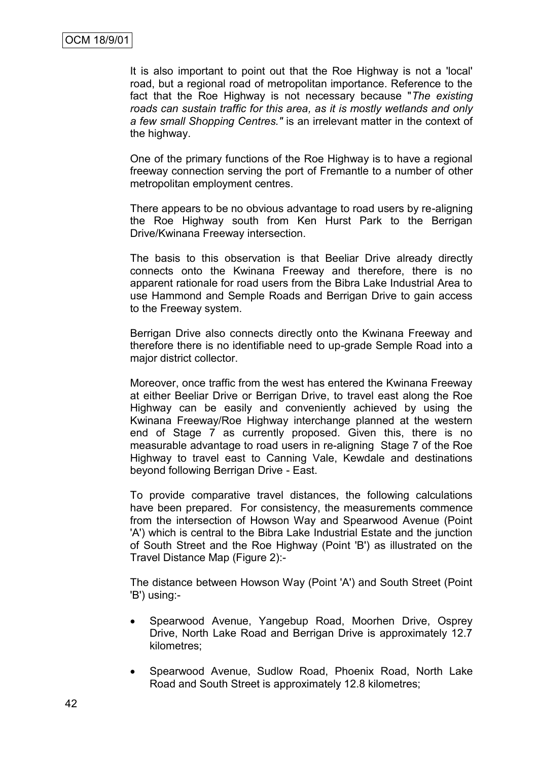It is also important to point out that the Roe Highway is not a 'local' road, but a regional road of metropolitan importance. Reference to the fact that the Roe Highway is not necessary because "*The existing roads can sustain traffic for this area, as it is mostly wetlands and only a few small Shopping Centres."* is an irrelevant matter in the context of the highway.

One of the primary functions of the Roe Highway is to have a regional freeway connection serving the port of Fremantle to a number of other metropolitan employment centres.

There appears to be no obvious advantage to road users by re-aligning the Roe Highway south from Ken Hurst Park to the Berrigan Drive/Kwinana Freeway intersection.

The basis to this observation is that Beeliar Drive already directly connects onto the Kwinana Freeway and therefore, there is no apparent rationale for road users from the Bibra Lake Industrial Area to use Hammond and Semple Roads and Berrigan Drive to gain access to the Freeway system.

Berrigan Drive also connects directly onto the Kwinana Freeway and therefore there is no identifiable need to up-grade Semple Road into a major district collector.

Moreover, once traffic from the west has entered the Kwinana Freeway at either Beeliar Drive or Berrigan Drive, to travel east along the Roe Highway can be easily and conveniently achieved by using the Kwinana Freeway/Roe Highway interchange planned at the western end of Stage 7 as currently proposed. Given this, there is no measurable advantage to road users in re-aligning Stage 7 of the Roe Highway to travel east to Canning Vale, Kewdale and destinations beyond following Berrigan Drive - East.

To provide comparative travel distances, the following calculations have been prepared. For consistency, the measurements commence from the intersection of Howson Way and Spearwood Avenue (Point 'A') which is central to the Bibra Lake Industrial Estate and the junction of South Street and the Roe Highway (Point 'B') as illustrated on the Travel Distance Map (Figure 2):-

The distance between Howson Way (Point 'A') and South Street (Point 'B') using:-

- Spearwood Avenue, Yangebup Road, Moorhen Drive, Osprey Drive, North Lake Road and Berrigan Drive is approximately 12.7 kilometres;
- Spearwood Avenue, Sudlow Road, Phoenix Road, North Lake Road and South Street is approximately 12.8 kilometres;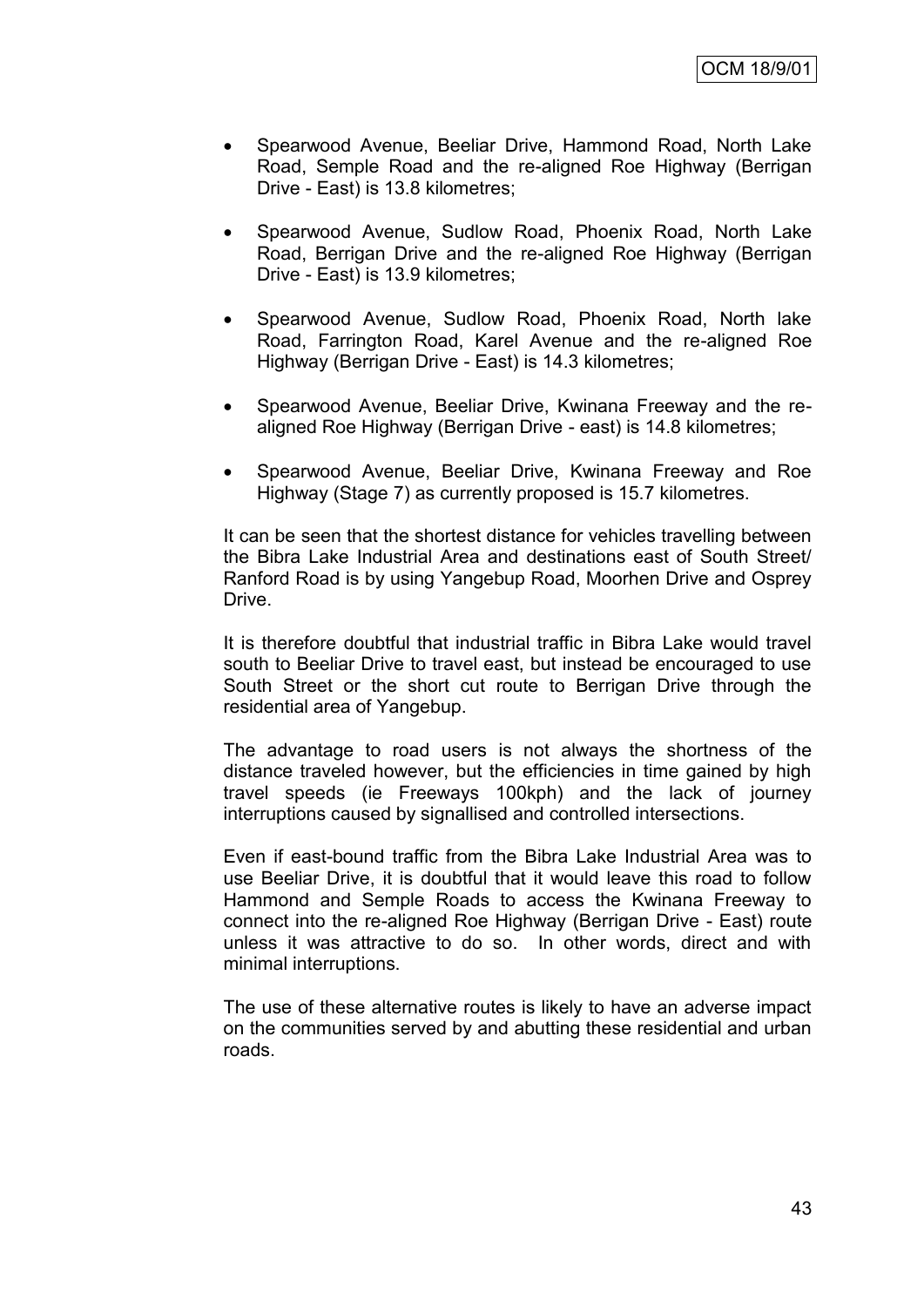- Spearwood Avenue, Beeliar Drive, Hammond Road, North Lake Road, Semple Road and the re-aligned Roe Highway (Berrigan Drive - East) is 13.8 kilometres;

- Spearwood Avenue, Sudlow Road, Phoenix Road, North Lake Road, Berrigan Drive and the re-aligned Roe Highway (Berrigan Drive - East) is 13.9 kilometres;

- Spearwood Avenue, Sudlow Road, Phoenix Road, North lake Road, Farrington Road, Karel Avenue and the re-aligned Roe Highway (Berrigan Drive - East) is 14.3 kilometres;

- Spearwood Avenue, Beeliar Drive, Kwinana Freeway and the re-aligned Roe Highway (Berrigan Drive - east) is 14.8 kilometres;

- Spearwood Avenue, Beeliar Drive, Kwinana Freeway and Roe Highway (Stage 7) as currently proposed is 15.7 kilometres.

It can be seen that the shortest distance for vehicles travelling between the Bibra Lake Industrial Area and destinations east of South Street/ Ranford Road is by using Yangebup Road, Moorhen Drive and Osprey Drive.

It is therefore doubtful that industrial traffic in Bibra Lake would travel south to Beeliar Drive to travel east, but instead be encouraged to use South Street or the short cut route to Berrigan Drive through the residential area of Yangebup.

The advantage to road users is not always the shortness of the distance traveled however, but the efficiencies in time gained by high travel speeds (ie Freeways 100kph) and the lack of journey interruptions caused by signallised and controlled intersections.

Even if east-bound traffic from the Bibra Lake Industrial Area was to use Beeliar Drive, it is doubtful that it would leave this road to follow Hammond and Semple Roads to access the Kwinana Freeway to connect into the re-aligned Roe Highway (Berrigan Drive - East) route unless it was attractive to do so. In other words, direct and with minimal interruptions.

The use of these alternative routes is likely to have an adverse impact on the communities served by and abutting these residential and urban roads.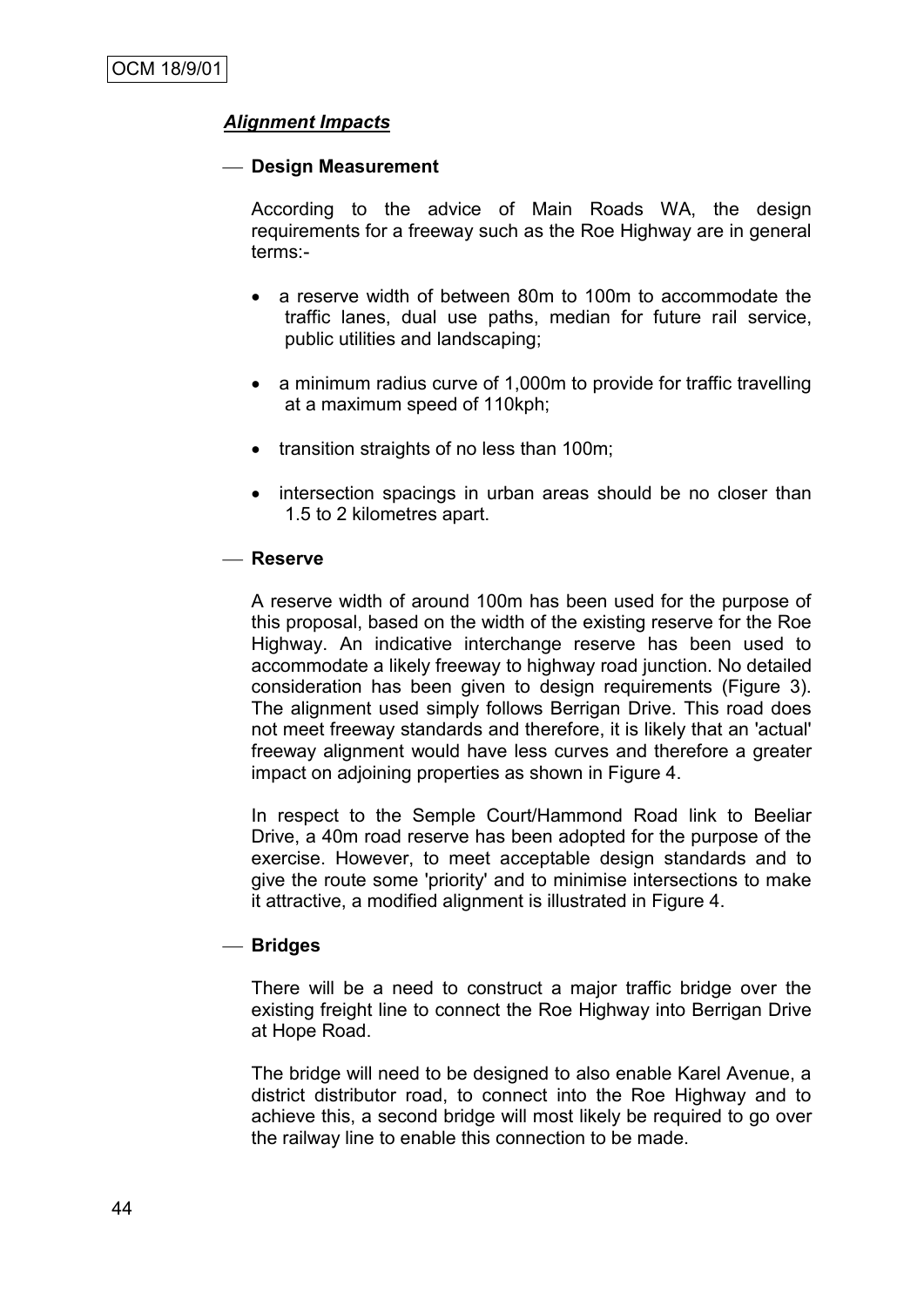## *Alignment Impacts*

— **Design Measurement**

According to the advice of Main Roads WA, the design requirements for a freeway such as the Roe Highway are in general terms:-

- a reserve width of between 80m to 100m to accommodate the traffic lanes, dual use paths, median for future rail service, public utilities and landscaping;
- a minimum radius curve of 1,000m to provide for traffic travelling at a maximum speed of 110kph;
- transition straights of no less than 100m;
- intersection spacings in urban areas should be no closer than 1.5 to 2 kilometres apart.

— **Reserve**

A reserve width of around 100m has been used for the purpose of this proposal, based on the width of the existing reserve for the Roe Highway. An indicative interchange reserve has been used to accommodate a likely freeway to highway road junction. No detailed consideration has been given to design requirements (Figure 3). The alignment used simply follows Berrigan Drive. This road does not meet freeway standards and therefore, it is likely that an 'actual' freeway alignment would have less curves and therefore a greater impact on adjoining properties as shown in Figure 4.

In respect to the Semple Court/Hammond Road link to Beeliar Drive, a 40m road reserve has been adopted for the purpose of the exercise. However, to meet acceptable design standards and to give the route some 'priority' and to minimise intersections to make it attractive, a modified alignment is illustrated in Figure 4.

— **Bridges**

There will be a need to construct a major traffic bridge over the existing freight line to connect the Roe Highway into Berrigan Drive at Hope Road.

The bridge will need to be designed to also enable Karel Avenue, a district distributor road, to connect into the Roe Highway and to achieve this, a second bridge will most likely be required to go over the railway line to enable this connection to be made.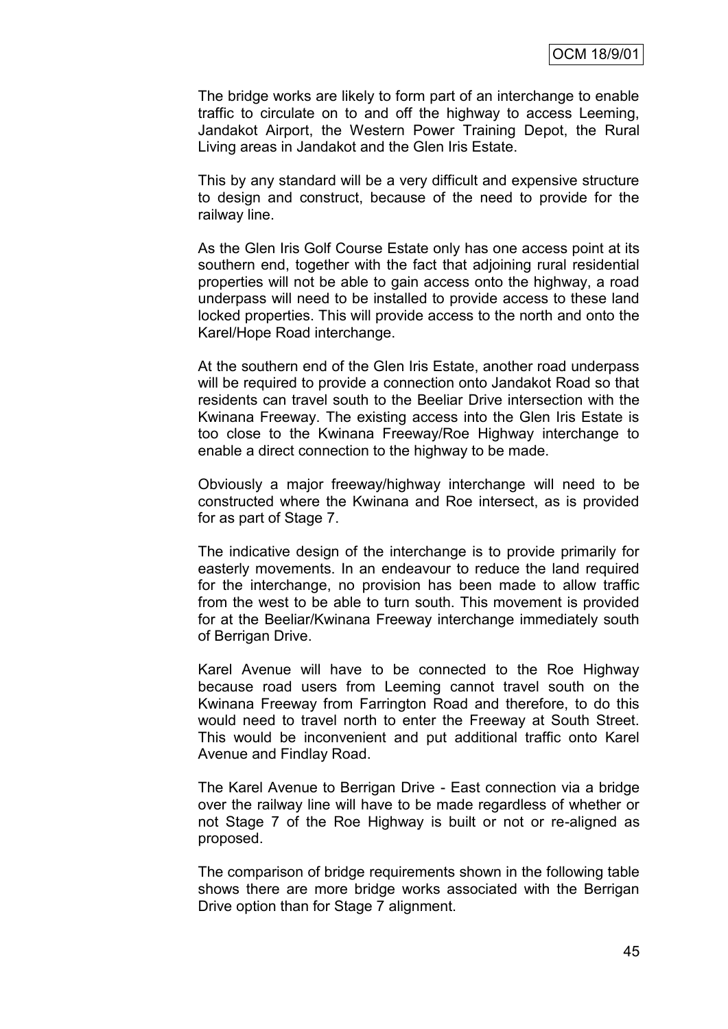The bridge works are likely to form part of an interchange to enable traffic to circulate on to and off the highway to access Leeming, Jandakot Airport, the Western Power Training Depot, the Rural Living areas in Jandakot and the Glen Iris Estate.

This by any standard will be a very difficult and expensive structure to design and construct, because of the need to provide for the railway line.

As the Glen Iris Golf Course Estate only has one access point at its southern end, together with the fact that adjoining rural residential properties will not be able to gain access onto the highway, a road underpass will need to be installed to provide access to these land locked properties. This will provide access to the north and onto the Karel/Hope Road interchange.

At the southern end of the Glen Iris Estate, another road underpass will be required to provide a connection onto Jandakot Road so that residents can travel south to the Beeliar Drive intersection with the Kwinana Freeway. The existing access into the Glen Iris Estate is too close to the Kwinana Freeway/Roe Highway interchange to enable a direct connection to the highway to be made.

Obviously a major freeway/highway interchange will need to be constructed where the Kwinana and Roe intersect, as is provided for as part of Stage 7.

The indicative design of the interchange is to provide primarily for easterly movements. In an endeavour to reduce the land required for the interchange, no provision has been made to allow traffic from the west to be able to turn south. This movement is provided for at the Beeliar/Kwinana Freeway interchange immediately south of Berrigan Drive.

Karel Avenue will have to be connected to the Roe Highway because road users from Leeming cannot travel south on the Kwinana Freeway from Farrington Road and therefore, to do this would need to travel north to enter the Freeway at South Street. This would be inconvenient and put additional traffic onto Karel Avenue and Findlay Road.

The Karel Avenue to Berrigan Drive - East connection via a bridge over the railway line will have to be made regardless of whether or not Stage 7 of the Roe Highway is built or not or re-aligned as proposed.

The comparison of bridge requirements shown in the following table shows there are more bridge works associated with the Berrigan Drive option than for Stage 7 alignment.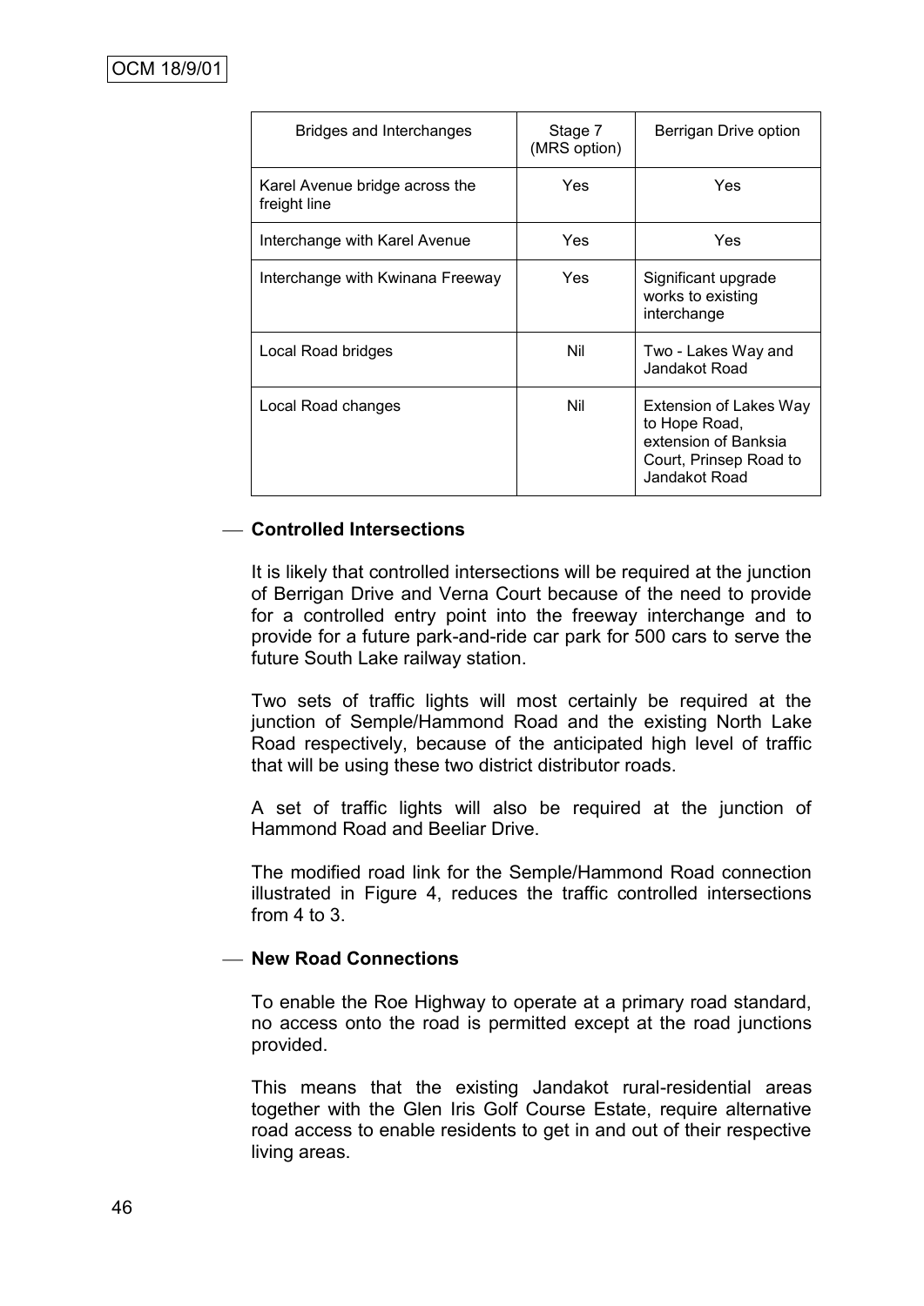| Bridges and Interchanges | Stage 7 (MRS option) | Berrigan Drive option |
|---|---|---|
| Karel Avenue bridge across the freight line | Yes | Yes |
| Interchange with Karel Avenue | Yes | Yes |
| Interchange with Kwinana Freeway | Yes | Significant upgrade works to existing interchange |
| Local Road bridges | Nil | Two - Lakes Way and Jandakot Road |
| Local Road changes | Nil | Extension of Lakes Way to Hope Road, extension of Banksia Court, Prinsep Road to Jandakot Road |

— **Controlled Intersections**

It is likely that controlled intersections will be required at the junction of Berrigan Drive and Verna Court because of the need to provide for a controlled entry point into the freeway interchange and to provide for a future park-and-ride car park for 500 cars to serve the future South Lake railway station.

Two sets of traffic lights will most certainly be required at the junction of Semple/Hammond Road and the existing North Lake Road respectively, because of the anticipated high level of traffic that will be using these two district distributor roads.

A set of traffic lights will also be required at the junction of Hammond Road and Beeliar Drive.

The modified road link for the Semple/Hammond Road connection illustrated in Figure 4, reduces the traffic controlled intersections from 4 to 3.

— **New Road Connections**

To enable the Roe Highway to operate at a primary road standard, no access onto the road is permitted except at the road junctions provided.

This means that the existing Jandakot rural-residential areas together with the Glen Iris Golf Course Estate, require alternative road access to enable residents to get in and out of their respective living areas.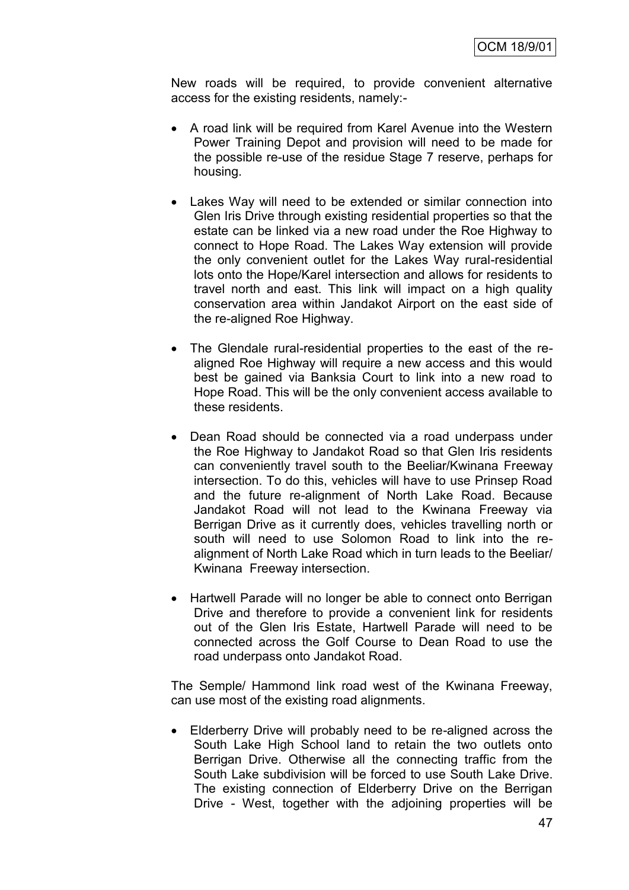New roads will be required, to provide convenient alternative access for the existing residents, namely:-

- A road link will be required from Karel Avenue into the Western Power Training Depot and provision will need to be made for the possible re-use of the residue Stage 7 reserve, perhaps for housing.

- Lakes Way will need to be extended or similar connection into Glen Iris Drive through existing residential properties so that the estate can be linked via a new road under the Roe Highway to connect to Hope Road. The Lakes Way extension will provide the only convenient outlet for the Lakes Way rural-residential lots onto the Hope/Karel intersection and allows for residents to travel north and east. This link will impact on a high quality conservation area within Jandakot Airport on the east side of the re-aligned Roe Highway.

- The Glendale rural-residential properties to the east of the re-aligned Roe Highway will require a new access and this would best be gained via Banksia Court to link into a new road to Hope Road. This will be the only convenient access available to these residents.

- Dean Road should be connected via a road underpass under the Roe Highway to Jandakot Road so that Glen Iris residents can conveniently travel south to the Beeliar/Kwinana Freeway intersection. To do this, vehicles will have to use Prinsep Road and the future re-alignment of North Lake Road. Because Jandakot Road will not lead to the Kwinana Freeway via Berrigan Drive as it currently does, vehicles travelling north or south will need to use Solomon Road to link into the re-alignment of North Lake Road which in turn leads to the Beeliar/ Kwinana Freeway intersection.

- Hartwell Parade will no longer be able to connect onto Berrigan Drive and therefore to provide a convenient link for residents out of the Glen Iris Estate, Hartwell Parade will need to be connected across the Golf Course to Dean Road to use the road underpass onto Jandakot Road.

The Semple/ Hammond link road west of the Kwinana Freeway, can use most of the existing road alignments.

- Elderberry Drive will probably need to be re-aligned across the South Lake High School land to retain the two outlets onto Berrigan Drive. Otherwise all the connecting traffic from the South Lake subdivision will be forced to use South Lake Drive. The existing connection of Elderberry Drive on the Berrigan Drive - West, together with the adjoining properties will be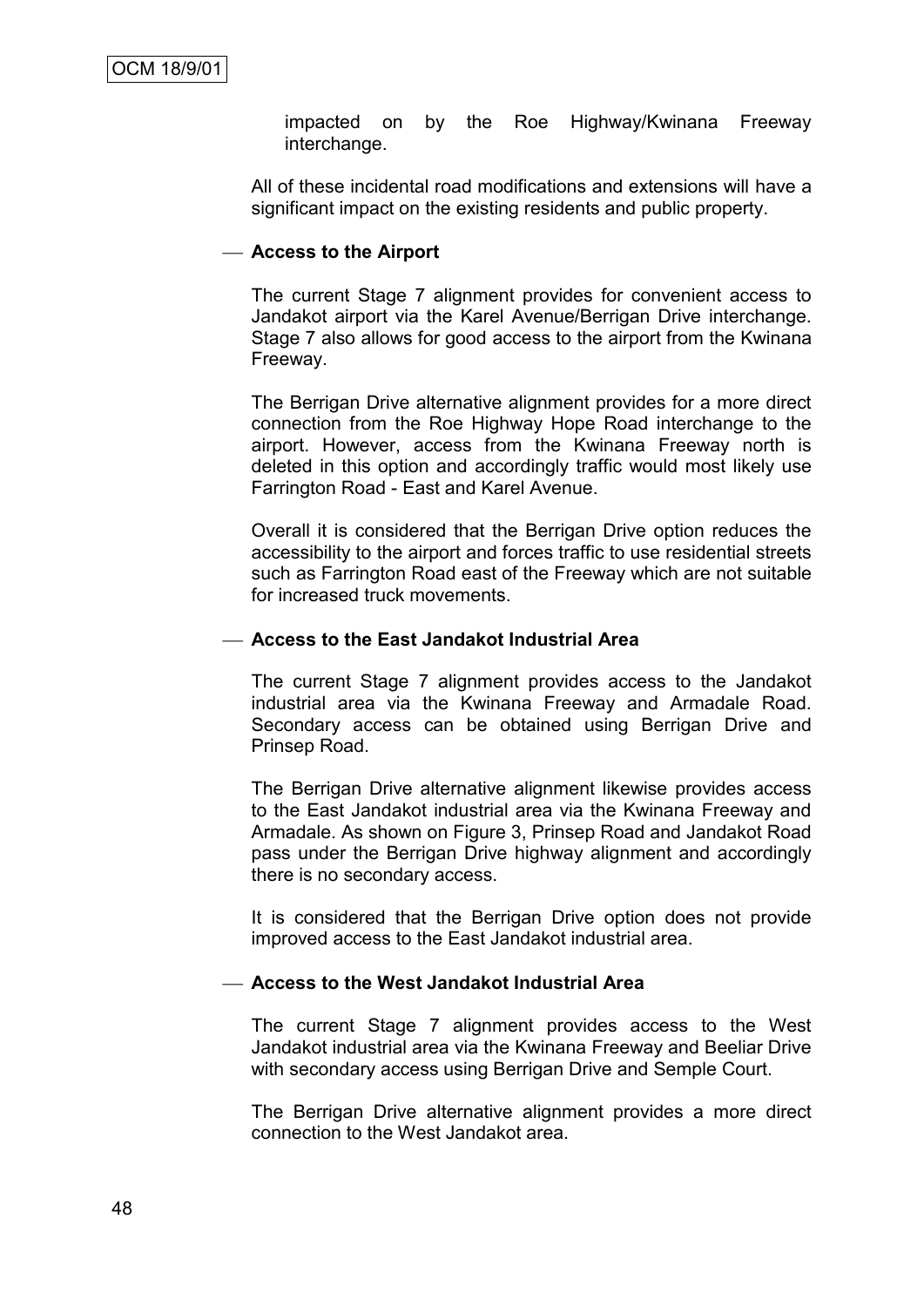impacted on by the Roe Highway/Kwinana Freeway interchange.

All of these incidental road modifications and extensions will have a significant impact on the existing residents and public property.

— **Access to the Airport**

The current Stage 7 alignment provides for convenient access to Jandakot airport via the Karel Avenue/Berrigan Drive interchange. Stage 7 also allows for good access to the airport from the Kwinana Freeway.

The Berrigan Drive alternative alignment provides for a more direct connection from the Roe Highway Hope Road interchange to the airport. However, access from the Kwinana Freeway north is deleted in this option and accordingly traffic would most likely use Farrington Road - East and Karel Avenue.

Overall it is considered that the Berrigan Drive option reduces the accessibility to the airport and forces traffic to use residential streets such as Farrington Road east of the Freeway which are not suitable for increased truck movements.

— **Access to the East Jandakot Industrial Area**

The current Stage 7 alignment provides access to the Jandakot industrial area via the Kwinana Freeway and Armadale Road. Secondary access can be obtained using Berrigan Drive and Prinsep Road.

The Berrigan Drive alternative alignment likewise provides access to the East Jandakot industrial area via the Kwinana Freeway and Armadale. As shown on Figure 3, Prinsep Road and Jandakot Road pass under the Berrigan Drive highway alignment and accordingly there is no secondary access.

It is considered that the Berrigan Drive option does not provide improved access to the East Jandakot industrial area.

— **Access to the West Jandakot Industrial Area**

The current Stage 7 alignment provides access to the West Jandakot industrial area via the Kwinana Freeway and Beeliar Drive with secondary access using Berrigan Drive and Semple Court.

The Berrigan Drive alternative alignment provides a more direct connection to the West Jandakot area.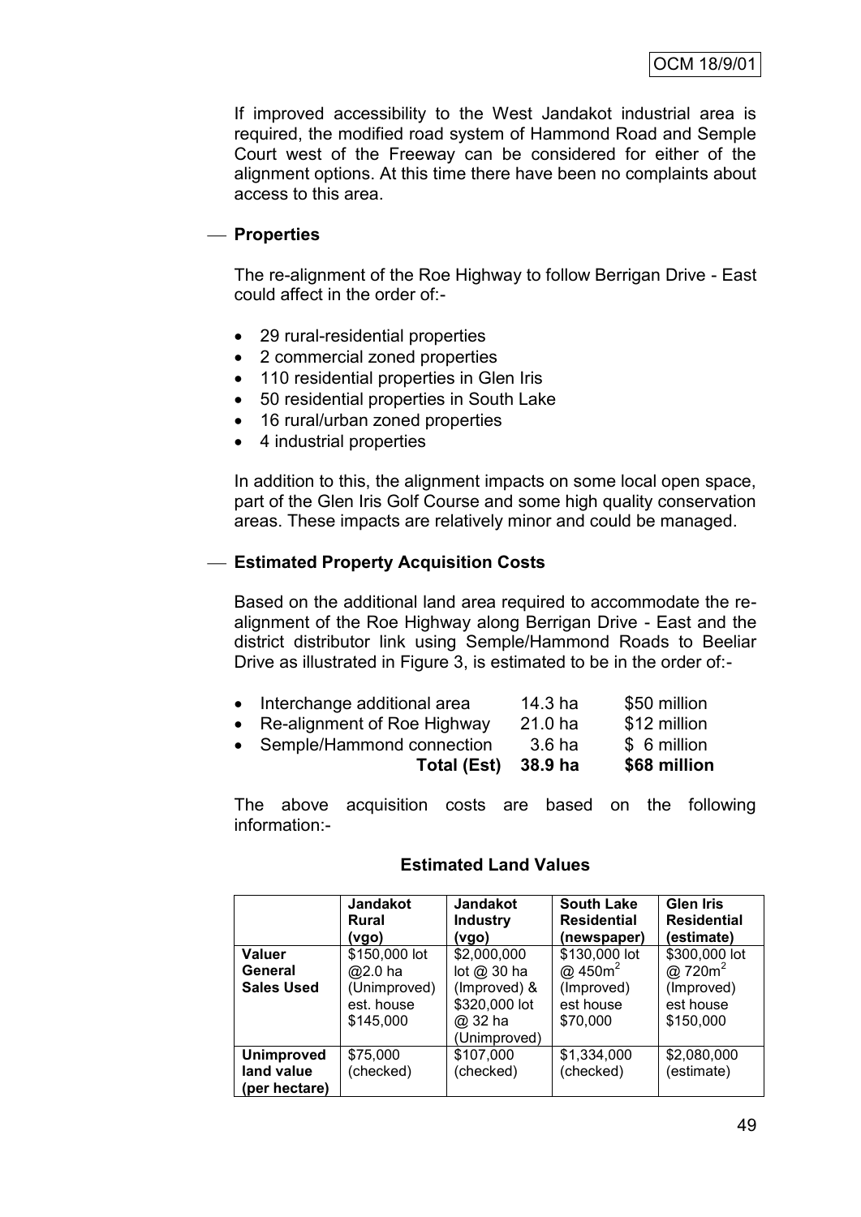If improved accessibility to the West Jandakot industrial area is required, the modified road system of Hammond Road and Semple Court west of the Freeway can be considered for either of the alignment options. At this time there have been no complaints about access to this area.

— **Properties**

The re-alignment of the Roe Highway to follow Berrigan Drive - East could affect in the order of:-

- 29 rural-residential properties
- 2 commercial zoned properties
- 110 residential properties in Glen Iris
- 50 residential properties in South Lake
- 16 rural/urban zoned properties
- 4 industrial properties

In addition to this, the alignment impacts on some local open space, part of the Glen Iris Golf Course and some high quality conservation areas. These impacts are relatively minor and could be managed.

— **Estimated Property Acquisition Costs**

Based on the additional land area required to accommodate the re-alignment of the Roe Highway along Berrigan Drive - East and the district distributor link using Semple/Hammond Roads to Beeliar Drive as illustrated in Figure 3, is estimated to be in the order of:-

| | | |
|---|---|---|
| • Interchange additional area | 14.3 ha | \$50 million |
| • Re-alignment of Roe Highway | 21.0 ha | \$12 million |
| • Semple/Hammond connection | 3.6 ha | \$ 6 million |
| **Total (Est)** | **38.9 ha** | **\$68 million** |

The above acquisition costs are based on the following information:-

**Estimated Land Values**

| | Jandakot Rural (vgo) | Jandakot Industry (vgo) | South Lake Residential (newspaper) | Glen Iris Residential (estimate) |
|---|---|---|---|---|
| **Valuer General Sales Used** | \$150,000 lot @2.0 ha (Unimproved) est. house \$145,000 | \$2,000,000 lot @ 30 ha (Improved) & \$320,000 lot @ 32 ha (Unimproved) | \$130,000 lot @ 450m$^2$ (Improved) est house \$70,000 | \$300,000 lot @ 720m$^2$ (Improved) est house \$150,000 |
| **Unimproved land value (per hectare)** | \$75,000 (checked) | \$107,000 (checked) | \$1,334,000 (checked) | \$2,080,000 (estimate) |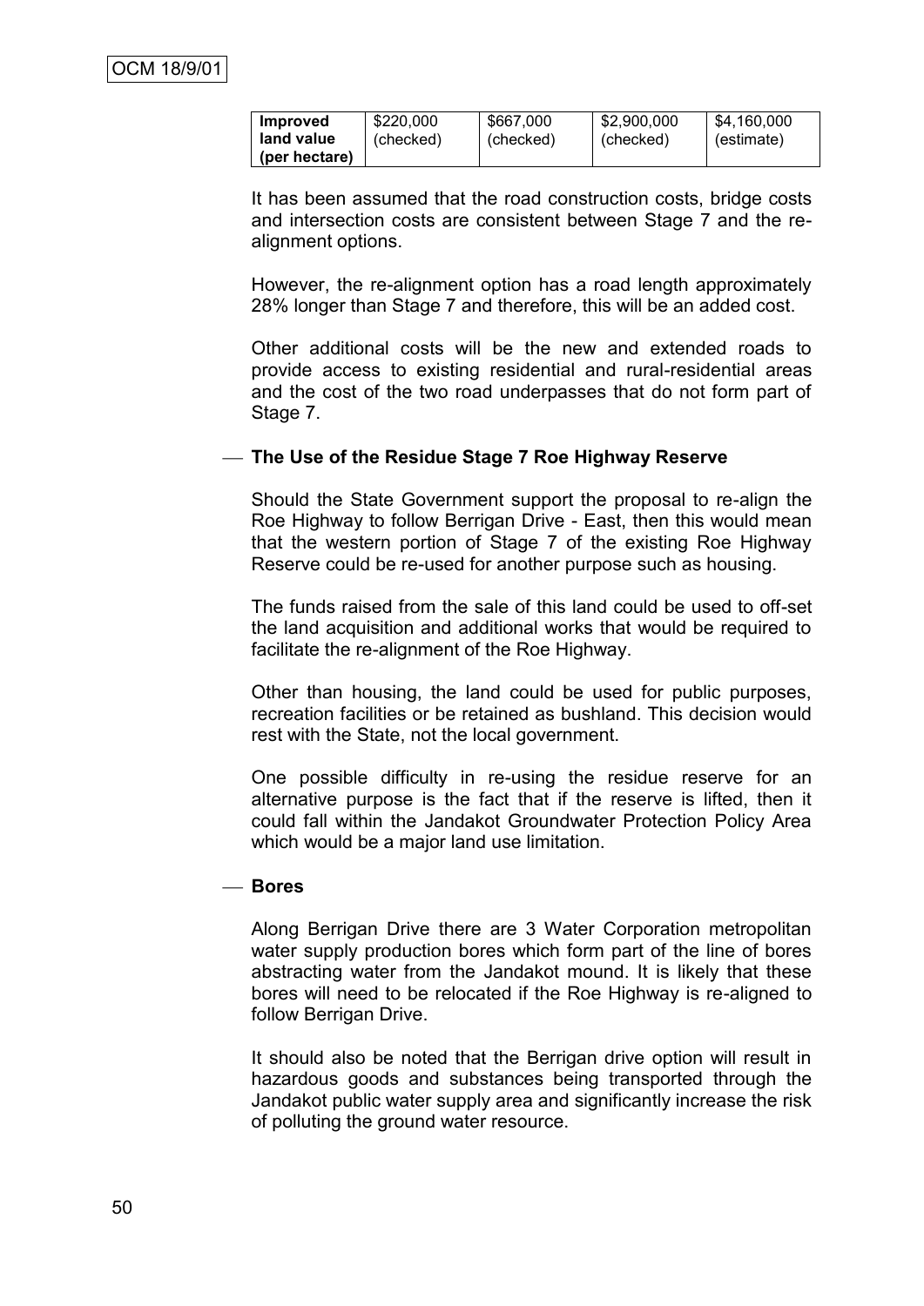| **Improved land value (per hectare)** | $220,000 (checked) | $667,000 (checked) | $2,900,000 (checked) | $4,160,000 (estimate) |
|---|---|---|---|---|

It has been assumed that the road construction costs, bridge costs and intersection costs are consistent between Stage 7 and the re-alignment options.

However, the re-alignment option has a road length approximately 28% longer than Stage 7 and therefore, this will be an added cost.

Other additional costs will be the new and extended roads to provide access to existing residential and rural-residential areas and the cost of the two road underpasses that do not form part of Stage 7.

— **The Use of the Residue Stage 7 Roe Highway Reserve**

Should the State Government support the proposal to re-align the Roe Highway to follow Berrigan Drive - East, then this would mean that the western portion of Stage 7 of the existing Roe Highway Reserve could be re-used for another purpose such as housing.

The funds raised from the sale of this land could be used to off-set the land acquisition and additional works that would be required to facilitate the re-alignment of the Roe Highway.

Other than housing, the land could be used for public purposes, recreation facilities or be retained as bushland. This decision would rest with the State, not the local government.

One possible difficulty in re-using the residue reserve for an alternative purpose is the fact that if the reserve is lifted, then it could fall within the Jandakot Groundwater Protection Policy Area which would be a major land use limitation.

— **Bores**

Along Berrigan Drive there are 3 Water Corporation metropolitan water supply production bores which form part of the line of bores abstracting water from the Jandakot mound. It is likely that these bores will need to be relocated if the Roe Highway is re-aligned to follow Berrigan Drive.

It should also be noted that the Berrigan drive option will result in hazardous goods and substances being transported through the Jandakot public water supply area and significantly increase the risk of polluting the ground water resource.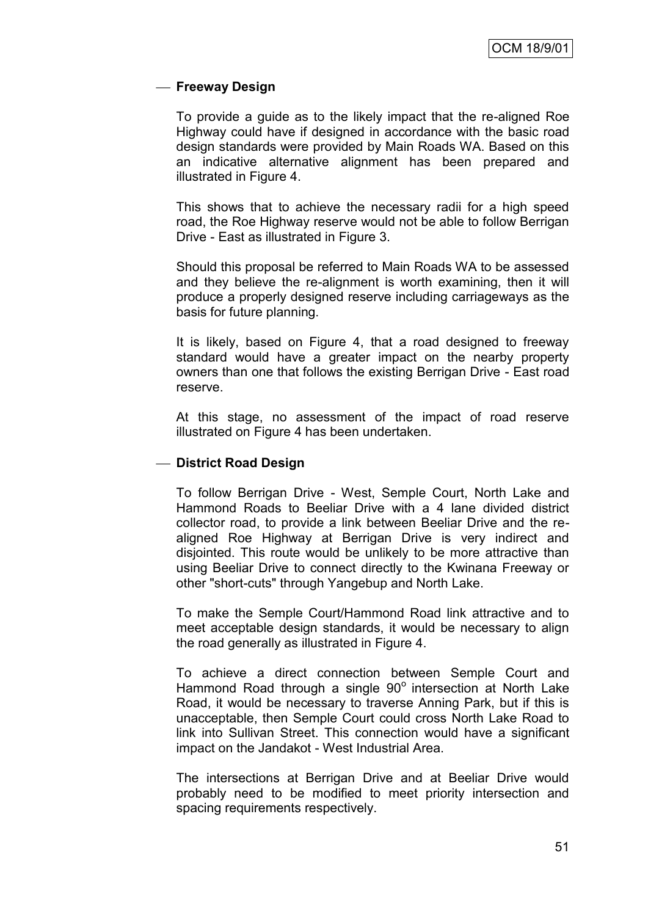- **Freeway Design**

  To provide a guide as to the likely impact that the re-aligned Roe Highway could have if designed in accordance with the basic road design standards were provided by Main Roads WA. Based on this an indicative alternative alignment has been prepared and illustrated in Figure 4.

  This shows that to achieve the necessary radii for a high speed road, the Roe Highway reserve would not be able to follow Berrigan Drive - East as illustrated in Figure 3.

  Should this proposal be referred to Main Roads WA to be assessed and they believe the re-alignment is worth examining, then it will produce a properly designed reserve including carriageways as the basis for future planning.

  It is likely, based on Figure 4, that a road designed to freeway standard would have a greater impact on the nearby property owners than one that follows the existing Berrigan Drive - East road reserve.

  At this stage, no assessment of the impact of road reserve illustrated on Figure 4 has been undertaken.

- **District Road Design**

  To follow Berrigan Drive - West, Semple Court, North Lake and Hammond Roads to Beeliar Drive with a 4 lane divided district collector road, to provide a link between Beeliar Drive and the re-aligned Roe Highway at Berrigan Drive is very indirect and disjointed. This route would be unlikely to be more attractive than using Beeliar Drive to connect directly to the Kwinana Freeway or other "short-cuts" through Yangebup and North Lake.

  To make the Semple Court/Hammond Road link attractive and to meet acceptable design standards, it would be necessary to align the road generally as illustrated in Figure 4.

  To achieve a direct connection between Semple Court and Hammond Road through a single $90^{o}$ intersection at North Lake Road, it would be necessary to traverse Anning Park, but if this is unacceptable, then Semple Court could cross North Lake Road to link into Sullivan Street. This connection would have a significant impact on the Jandakot - West Industrial Area.

  The intersections at Berrigan Drive and at Beeliar Drive would probably need to be modified to meet priority intersection and spacing requirements respectively.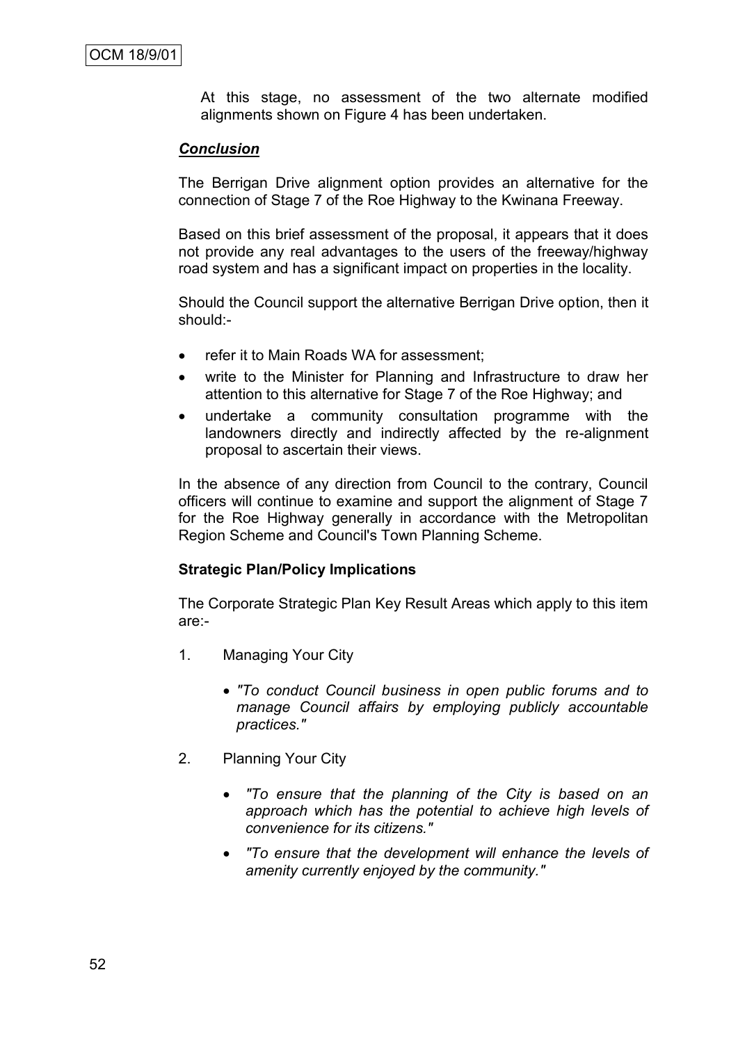At this stage, no assessment of the two alternate modified alignments shown on Figure 4 has been undertaken.

***Conclusion***

The Berrigan Drive alignment option provides an alternative for the connection of Stage 7 of the Roe Highway to the Kwinana Freeway.

Based on this brief assessment of the proposal, it appears that it does not provide any real advantages to the users of the freeway/highway road system and has a significant impact on properties in the locality.

Should the Council support the alternative Berrigan Drive option, then it should:-

- refer it to Main Roads WA for assessment;
- write to the Minister for Planning and Infrastructure to draw her attention to this alternative for Stage 7 of the Roe Highway; and
- undertake a community consultation programme with the landowners directly and indirectly affected by the re-alignment proposal to ascertain their views.

In the absence of any direction from Council to the contrary, Council officers will continue to examine and support the alignment of Stage 7 for the Roe Highway generally in accordance with the Metropolitan Region Scheme and Council's Town Planning Scheme.

**Strategic Plan/Policy Implications**

The Corporate Strategic Plan Key Result Areas which apply to this item are:-

1. Managing Your City
   - *"To conduct Council business in open public forums and to manage Council affairs by employing publicly accountable practices."*

2. Planning Your City
   - *"To ensure that the planning of the City is based on an approach which has the potential to achieve high levels of convenience for its citizens."*
   - *"To ensure that the development will enhance the levels of amenity currently enjoyed by the community."*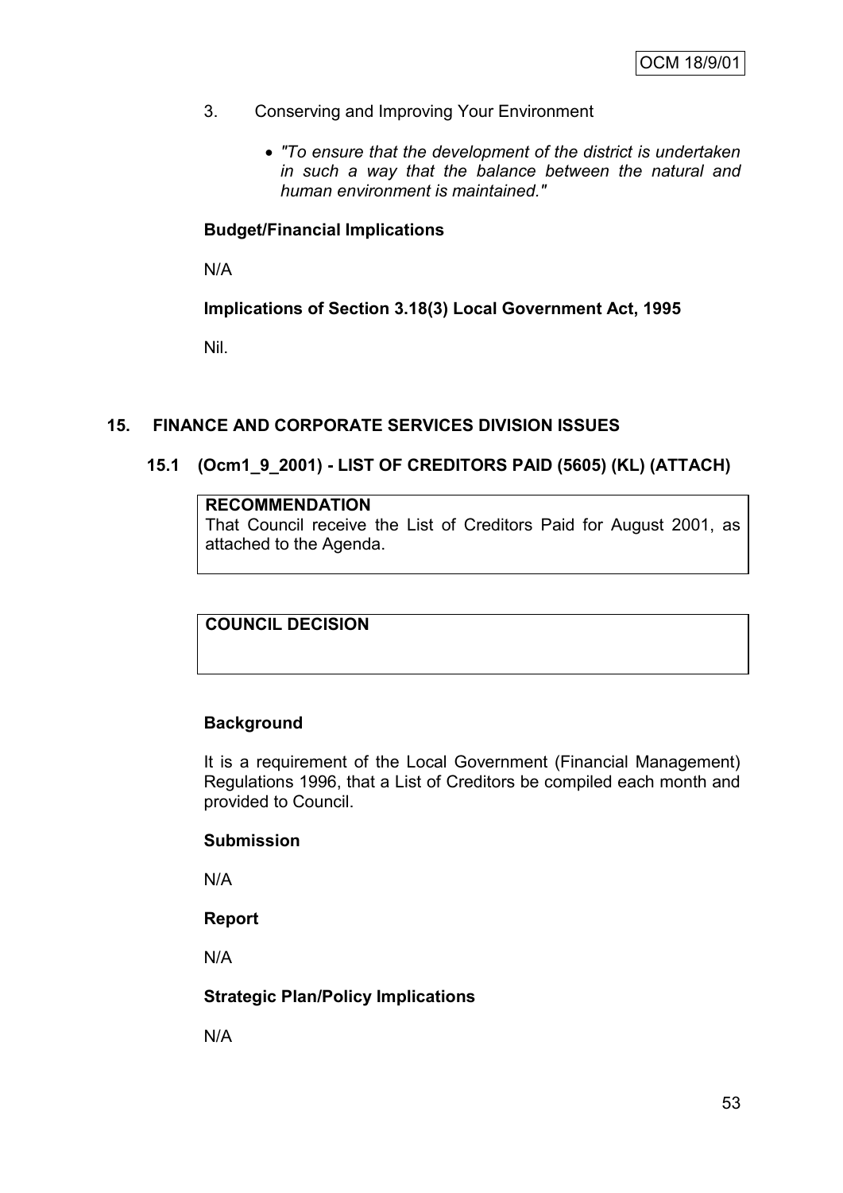3. Conserving and Improving Your Environment

   - *"To ensure that the development of the district is undertaken in such a way that the balance between the natural and human environment is maintained."*

**Budget/Financial Implications**

N/A

**Implications of Section 3.18(3) Local Government Act, 1995**

Nil.

## 15. FINANCE AND CORPORATE SERVICES DIVISION ISSUES

### 15.1 (Ocm1_9_2001) - LIST OF CREDITORS PAID (5605) (KL) (ATTACH)

**RECOMMENDATION**
That Council receive the List of Creditors Paid for August 2001, as attached to the Agenda.

**COUNCIL DECISION**

**Background**

It is a requirement of the Local Government (Financial Management) Regulations 1996, that a List of Creditors be compiled each month and provided to Council.

**Submission**

N/A

**Report**

N/A

**Strategic Plan/Policy Implications**

N/A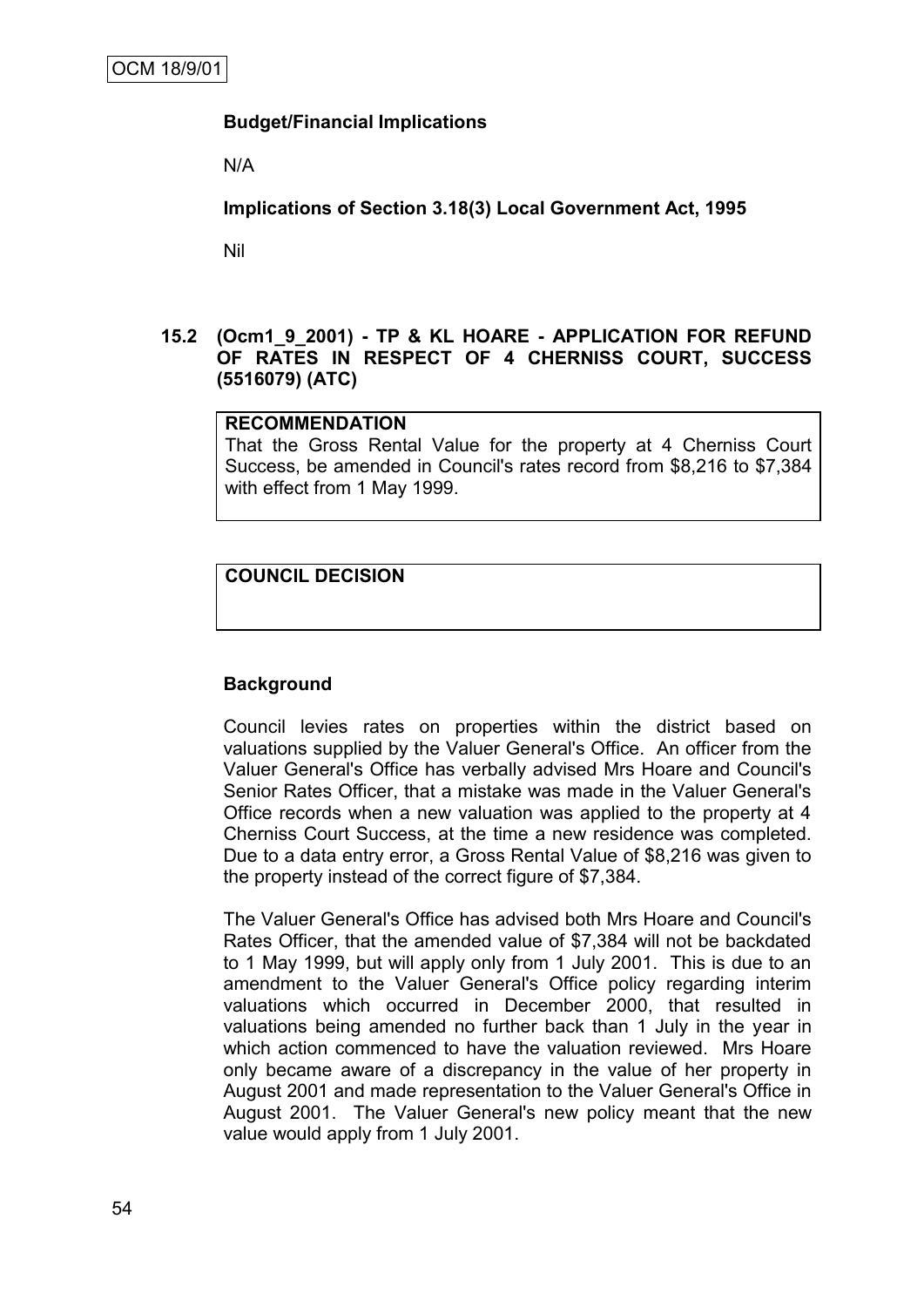**Budget/Financial Implications**

N/A

**Implications of Section 3.18(3) Local Government Act, 1995**

Nil

## 15.2 (Ocm1_9_2001) - TP & KL HOARE - APPLICATION FOR REFUND OF RATES IN RESPECT OF 4 CHERNISS COURT, SUCCESS (5516079) (ATC)

**RECOMMENDATION**

That the Gross Rental Value for the property at 4 Cherniss Court Success, be amended in Council's rates record from $8,216 to $7,384 with effect from 1 May 1999.

**COUNCIL DECISION**

**Background**

Council levies rates on properties within the district based on valuations supplied by the Valuer General's Office. An officer from the Valuer General's Office has verbally advised Mrs Hoare and Council's Senior Rates Officer, that a mistake was made in the Valuer General's Office records when a new valuation was applied to the property at 4 Cherniss Court Success, at the time a new residence was completed. Due to a data entry error, a Gross Rental Value of $8,216 was given to the property instead of the correct figure of $7,384.

The Valuer General's Office has advised both Mrs Hoare and Council's Rates Officer, that the amended value of $7,384 will not be backdated to 1 May 1999, but will apply only from 1 July 2001. This is due to an amendment to the Valuer General's Office policy regarding interim valuations which occurred in December 2000, that resulted in valuations being amended no further back than 1 July in the year in which action commenced to have the valuation reviewed. Mrs Hoare only became aware of a discrepancy in the value of her property in August 2001 and made representation to the Valuer General's Office in August 2001. The Valuer General's new policy meant that the new value would apply from 1 July 2001.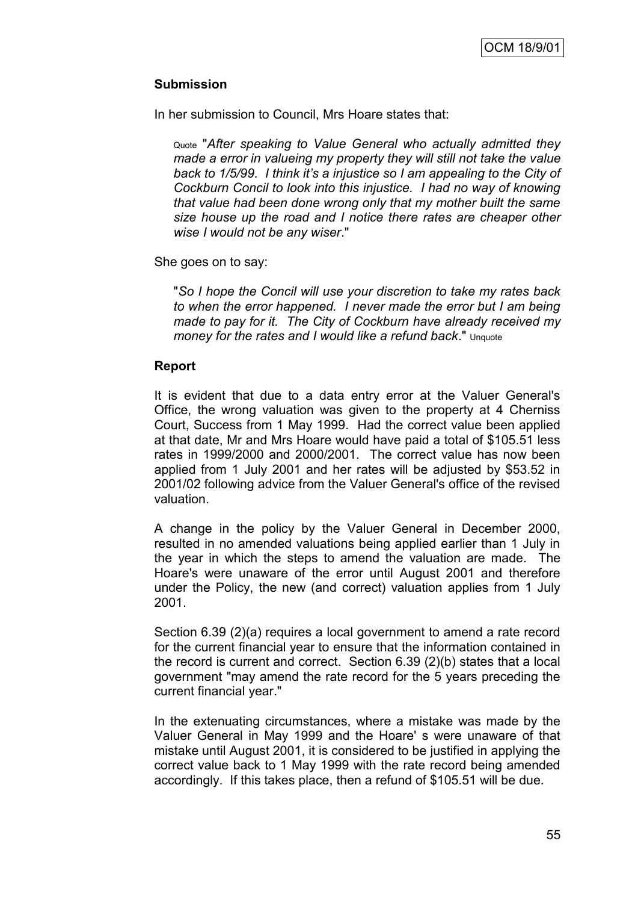**Submission**

In her submission to Council, Mrs Hoare states that:

> Quote "*After speaking to Value General who actually admitted they made a error in valueing my property they will still not take the value back to 1/5/99. I think it's a injustice so I am appealing to the City of Cockburn Concil to look into this injustice. I had no way of knowing that value had been done wrong only that my mother built the same size house up the road and I notice there rates are cheaper other wise I would not be any wiser*."

She goes on to say:

> "*So I hope the Concil will use your discretion to take my rates back to when the error happened. I never made the error but I am being made to pay for it. The City of Cockburn have already received my money for the rates and I would like a refund back*." Unquote

**Report**

It is evident that due to a data entry error at the Valuer General's Office, the wrong valuation was given to the property at 4 Cherniss Court, Success from 1 May 1999. Had the correct value been applied at that date, Mr and Mrs Hoare would have paid a total of $105.51 less rates in 1999/2000 and 2000/2001. The correct value has now been applied from 1 July 2001 and her rates will be adjusted by $53.52 in 2001/02 following advice from the Valuer General's office of the revised valuation.

A change in the policy by the Valuer General in December 2000, resulted in no amended valuations being applied earlier than 1 July in the year in which the steps to amend the valuation are made. The Hoare's were unaware of the error until August 2001 and therefore under the Policy, the new (and correct) valuation applies from 1 July 2001.

Section 6.39 (2)(a) requires a local government to amend a rate record for the current financial year to ensure that the information contained in the record is current and correct. Section 6.39 (2)(b) states that a local government "may amend the rate record for the 5 years preceding the current financial year."

In the extenuating circumstances, where a mistake was made by the Valuer General in May 1999 and the Hoare' s were unaware of that mistake until August 2001, it is considered to be justified in applying the correct value back to 1 May 1999 with the rate record being amended accordingly. If this takes place, then a refund of $105.51 will be due.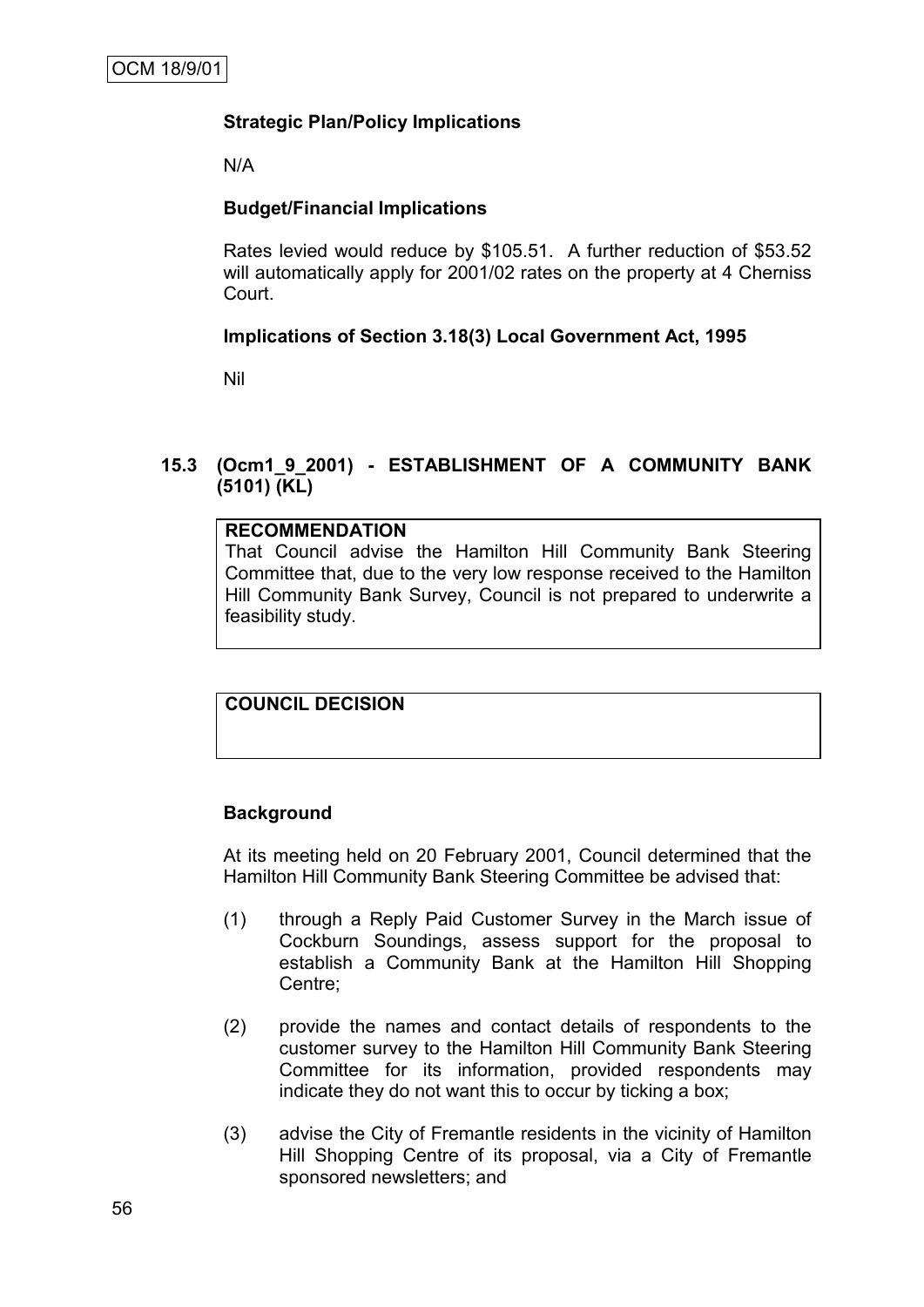### Strategic Plan/Policy Implications

N/A

### Budget/Financial Implications

Rates levied would reduce by $105.51. A further reduction of $53.52 will automatically apply for 2001/02 rates on the property at 4 Cherniss Court.

### Implications of Section 3.18(3) Local Government Act, 1995

Nil

## 15.3 (Ocm1_9_2001) - ESTABLISHMENT OF A COMMUNITY BANK (5101) (KL)

**RECOMMENDATION**

That Council advise the Hamilton Hill Community Bank Steering Committee that, due to the very low response received to the Hamilton Hill Community Bank Survey, Council is not prepared to underwrite a feasibility study.

**COUNCIL DECISION**

### Background

At its meeting held on 20 February 2001, Council determined that the Hamilton Hill Community Bank Steering Committee be advised that:

(1) through a Reply Paid Customer Survey in the March issue of Cockburn Soundings, assess support for the proposal to establish a Community Bank at the Hamilton Hill Shopping Centre;

(2) provide the names and contact details of respondents to the customer survey to the Hamilton Hill Community Bank Steering Committee for its information, provided respondents may indicate they do not want this to occur by ticking a box;

(3) advise the City of Fremantle residents in the vicinity of Hamilton Hill Shopping Centre of its proposal, via a City of Fremantle sponsored newsletters; and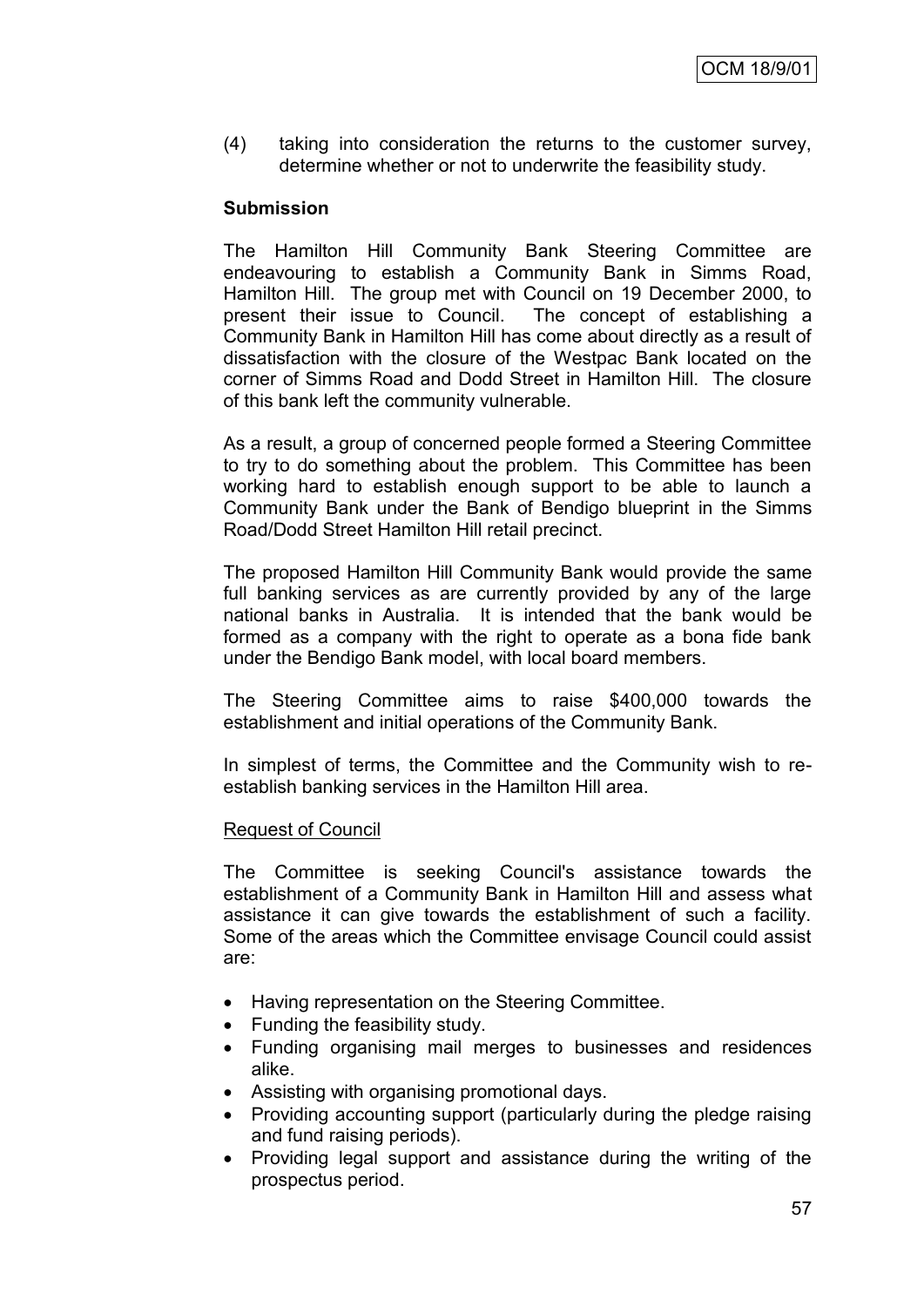(4) taking into consideration the returns to the customer survey, determine whether or not to underwrite the feasibility study.

**Submission**

The Hamilton Hill Community Bank Steering Committee are endeavouring to establish a Community Bank in Simms Road, Hamilton Hill. The group met with Council on 19 December 2000, to present their issue to Council. The concept of establishing a Community Bank in Hamilton Hill has come about directly as a result of dissatisfaction with the closure of the Westpac Bank located on the corner of Simms Road and Dodd Street in Hamilton Hill. The closure of this bank left the community vulnerable.

As a result, a group of concerned people formed a Steering Committee to try to do something about the problem. This Committee has been working hard to establish enough support to be able to launch a Community Bank under the Bank of Bendigo blueprint in the Simms Road/Dodd Street Hamilton Hill retail precinct.

The proposed Hamilton Hill Community Bank would provide the same full banking services as are currently provided by any of the large national banks in Australia. It is intended that the bank would be formed as a company with the right to operate as a bona fide bank under the Bendigo Bank model, with local board members.

The Steering Committee aims to raise $400,000 towards the establishment and initial operations of the Community Bank.

In simplest of terms, the Committee and the Community wish to re-establish banking services in the Hamilton Hill area.

Request of Council

The Committee is seeking Council's assistance towards the establishment of a Community Bank in Hamilton Hill and assess what assistance it can give towards the establishment of such a facility. Some of the areas which the Committee envisage Council could assist are:

- Having representation on the Steering Committee.
- Funding the feasibility study.
- Funding organising mail merges to businesses and residences alike.
- Assisting with organising promotional days.
- Providing accounting support (particularly during the pledge raising and fund raising periods).
- Providing legal support and assistance during the writing of the prospectus period.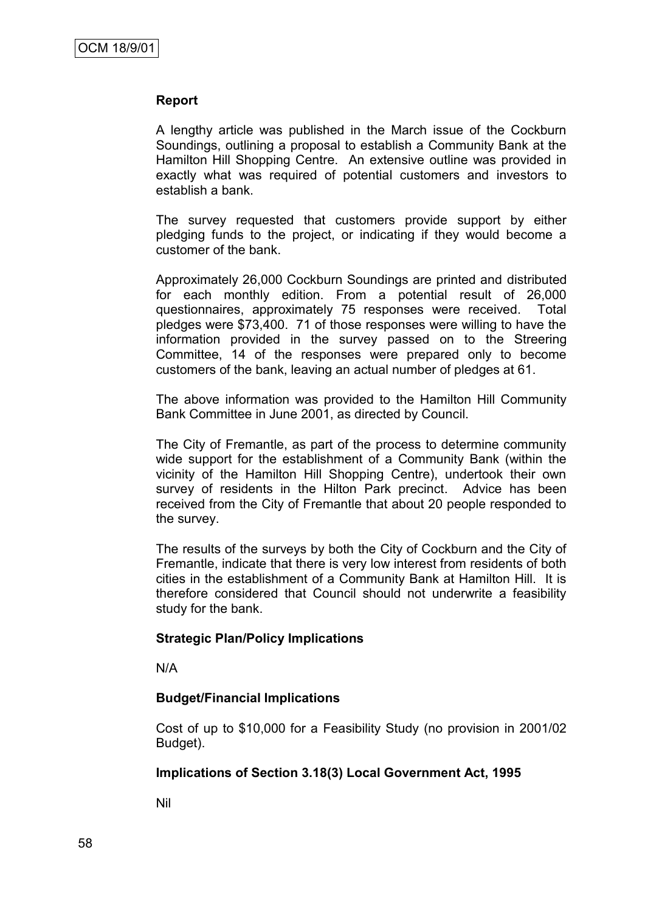### Report

A lengthy article was published in the March issue of the Cockburn Soundings, outlining a proposal to establish a Community Bank at the Hamilton Hill Shopping Centre. An extensive outline was provided in exactly what was required of potential customers and investors to establish a bank.

The survey requested that customers provide support by either pledging funds to the project, or indicating if they would become a customer of the bank.

Approximately 26,000 Cockburn Soundings are printed and distributed for each monthly edition. From a potential result of 26,000 questionnaires, approximately 75 responses were received. Total pledges were $73,400. 71 of those responses were willing to have the information provided in the survey passed on to the Streering Committee, 14 of the responses were prepared only to become customers of the bank, leaving an actual number of pledges at 61.

The above information was provided to the Hamilton Hill Community Bank Committee in June 2001, as directed by Council.

The City of Fremantle, as part of the process to determine community wide support for the establishment of a Community Bank (within the vicinity of the Hamilton Hill Shopping Centre), undertook their own survey of residents in the Hilton Park precinct. Advice has been received from the City of Fremantle that about 20 people responded to the survey.

The results of the surveys by both the City of Cockburn and the City of Fremantle, indicate that there is very low interest from residents of both cities in the establishment of a Community Bank at Hamilton Hill. It is therefore considered that Council should not underwrite a feasibility study for the bank.

### Strategic Plan/Policy Implications

N/A

### Budget/Financial Implications

Cost of up to $10,000 for a Feasibility Study (no provision in 2001/02 Budget).

### Implications of Section 3.18(3) Local Government Act, 1995

Nil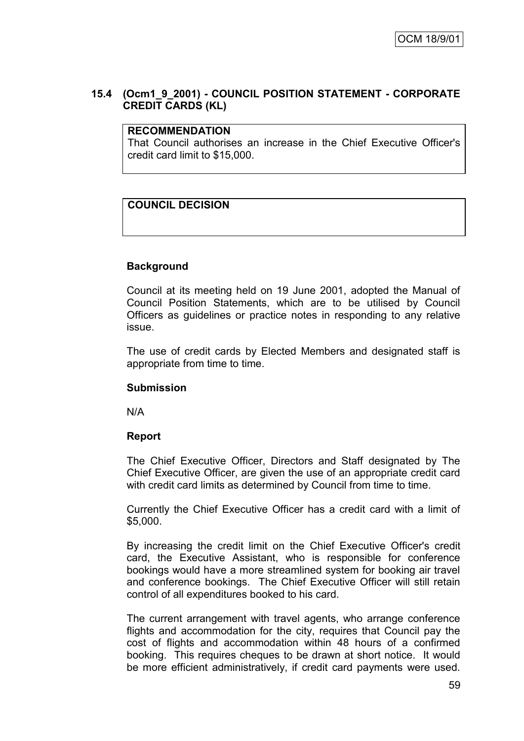## 15.4 (Ocm1_9_2001) - COUNCIL POSITION STATEMENT - CORPORATE CREDIT CARDS (KL)

**RECOMMENDATION**
That Council authorises an increase in the Chief Executive Officer's credit card limit to $15,000.

**COUNCIL DECISION**

### Background

Council at its meeting held on 19 June 2001, adopted the Manual of Council Position Statements, which are to be utilised by Council Officers as guidelines or practice notes in responding to any relative issue.

The use of credit cards by Elected Members and designated staff is appropriate from time to time.

### Submission

N/A

### Report

The Chief Executive Officer, Directors and Staff designated by The Chief Executive Officer, are given the use of an appropriate credit card with credit card limits as determined by Council from time to time.

Currently the Chief Executive Officer has a credit card with a limit of $5,000.

By increasing the credit limit on the Chief Executive Officer's credit card, the Executive Assistant, who is responsible for conference bookings would have a more streamlined system for booking air travel and conference bookings. The Chief Executive Officer will still retain control of all expenditures booked to his card.

The current arrangement with travel agents, who arrange conference flights and accommodation for the city, requires that Council pay the cost of flights and accommodation within 48 hours of a confirmed booking. This requires cheques to be drawn at short notice. It would be more efficient administratively, if credit card payments were used.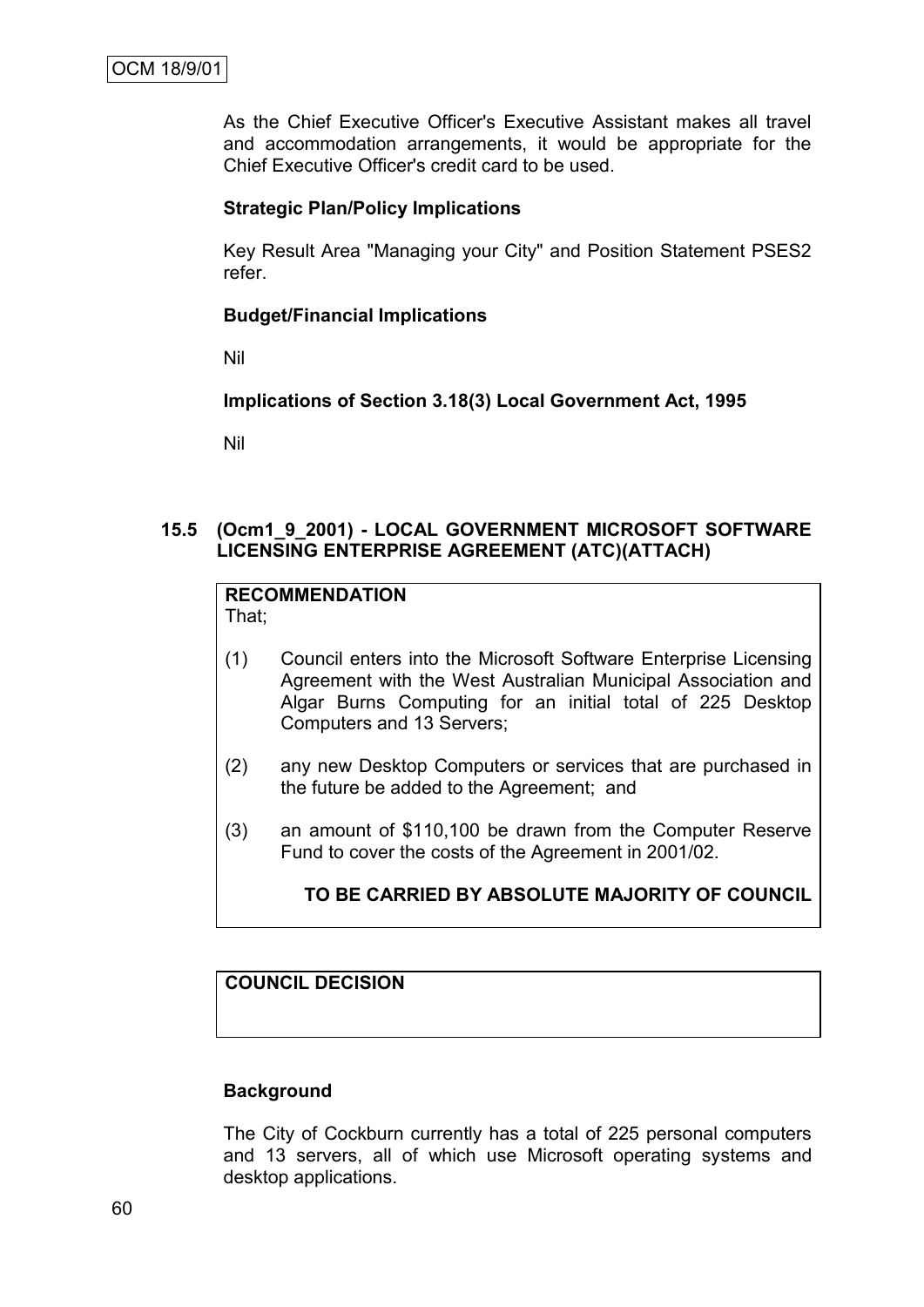As the Chief Executive Officer's Executive Assistant makes all travel and accommodation arrangements, it would be appropriate for the Chief Executive Officer's credit card to be used.

**Strategic Plan/Policy Implications**

Key Result Area "Managing your City" and Position Statement PSES2 refer.

**Budget/Financial Implications**

Nil

**Implications of Section 3.18(3) Local Government Act, 1995**

Nil

### 15.5 (Ocm1_9_2001) - LOCAL GOVERNMENT MICROSOFT SOFTWARE LICENSING ENTERPRISE AGREEMENT (ATC)(ATTACH)

**RECOMMENDATION**
That;

(1) Council enters into the Microsoft Software Enterprise Licensing Agreement with the West Australian Municipal Association and Algar Burns Computing for an initial total of 225 Desktop Computers and 13 Servers;

(2) any new Desktop Computers or services that are purchased in the future be added to the Agreement; and

(3) an amount of $110,100 be drawn from the Computer Reserve Fund to cover the costs of the Agreement in 2001/02.

**TO BE CARRIED BY ABSOLUTE MAJORITY OF COUNCIL**

**COUNCIL DECISION**

**Background**

The City of Cockburn currently has a total of 225 personal computers and 13 servers, all of which use Microsoft operating systems and desktop applications.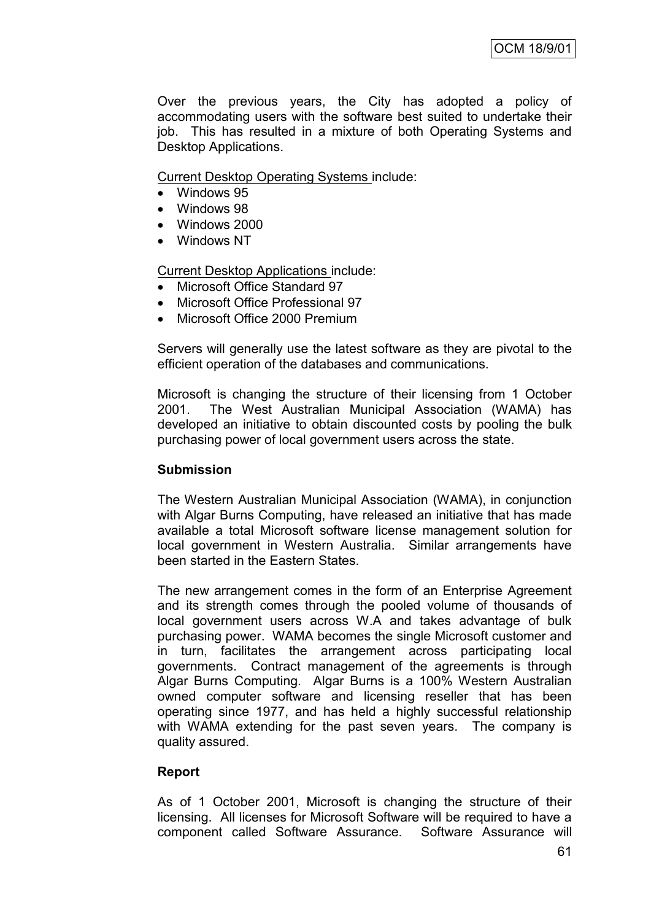Over the previous years, the City has adopted a policy of accommodating users with the software best suited to undertake their job. This has resulted in a mixture of both Operating Systems and Desktop Applications.

Current Desktop Operating Systems include:

- Windows 95
- Windows 98
- Windows 2000
- Windows NT

Current Desktop Applications include:

- Microsoft Office Standard 97
- Microsoft Office Professional 97
- Microsoft Office 2000 Premium

Servers will generally use the latest software as they are pivotal to the efficient operation of the databases and communications.

Microsoft is changing the structure of their licensing from 1 October 2001. The West Australian Municipal Association (WAMA) has developed an initiative to obtain discounted costs by pooling the bulk purchasing power of local government users across the state.

**Submission**

The Western Australian Municipal Association (WAMA), in conjunction with Algar Burns Computing, have released an initiative that has made available a total Microsoft software license management solution for local government in Western Australia. Similar arrangements have been started in the Eastern States.

The new arrangement comes in the form of an Enterprise Agreement and its strength comes through the pooled volume of thousands of local government users across W.A and takes advantage of bulk purchasing power. WAMA becomes the single Microsoft customer and in turn, facilitates the arrangement across participating local governments. Contract management of the agreements is through Algar Burns Computing. Algar Burns is a 100% Western Australian owned computer software and licensing reseller that has been operating since 1977, and has held a highly successful relationship with WAMA extending for the past seven years. The company is quality assured.

**Report**

As of 1 October 2001, Microsoft is changing the structure of their licensing. All licenses for Microsoft Software will be required to have a component called Software Assurance. Software Assurance will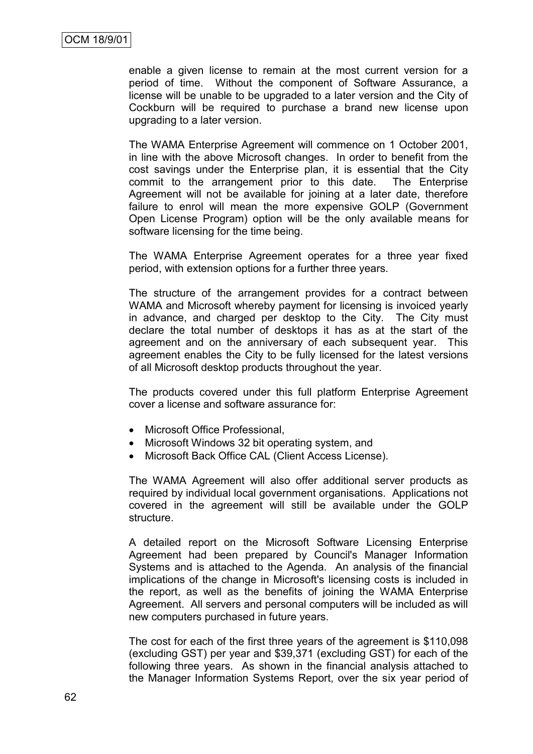enable a given license to remain at the most current version for a period of time. Without the component of Software Assurance, a license will be unable to be upgraded to a later version and the City of Cockburn will be required to purchase a brand new license upon upgrading to a later version.

The WAMA Enterprise Agreement will commence on 1 October 2001, in line with the above Microsoft changes. In order to benefit from the cost savings under the Enterprise plan, it is essential that the City commit to the arrangement prior to this date. The Enterprise Agreement will not be available for joining at a later date, therefore failure to enrol will mean the more expensive GOLP (Government Open License Program) option will be the only available means for software licensing for the time being.

The WAMA Enterprise Agreement operates for a three year fixed period, with extension options for a further three years.

The structure of the arrangement provides for a contract between WAMA and Microsoft whereby payment for licensing is invoiced yearly in advance, and charged per desktop to the City. The City must declare the total number of desktops it has as at the start of the agreement and on the anniversary of each subsequent year. This agreement enables the City to be fully licensed for the latest versions of all Microsoft desktop products throughout the year.

The products covered under this full platform Enterprise Agreement cover a license and software assurance for:

- Microsoft Office Professional,
- Microsoft Windows 32 bit operating system, and
- Microsoft Back Office CAL (Client Access License).

The WAMA Agreement will also offer additional server products as required by individual local government organisations. Applications not covered in the agreement will still be available under the GOLP structure.

A detailed report on the Microsoft Software Licensing Enterprise Agreement had been prepared by Council's Manager Information Systems and is attached to the Agenda. An analysis of the financial implications of the change in Microsoft's licensing costs is included in the report, as well as the benefits of joining the WAMA Enterprise Agreement. All servers and personal computers will be included as will new computers purchased in future years.

The cost for each of the first three years of the agreement is $110,098 (excluding GST) per year and $39,371 (excluding GST) for each of the following three years. As shown in the financial analysis attached to the Manager Information Systems Report, over the six year period of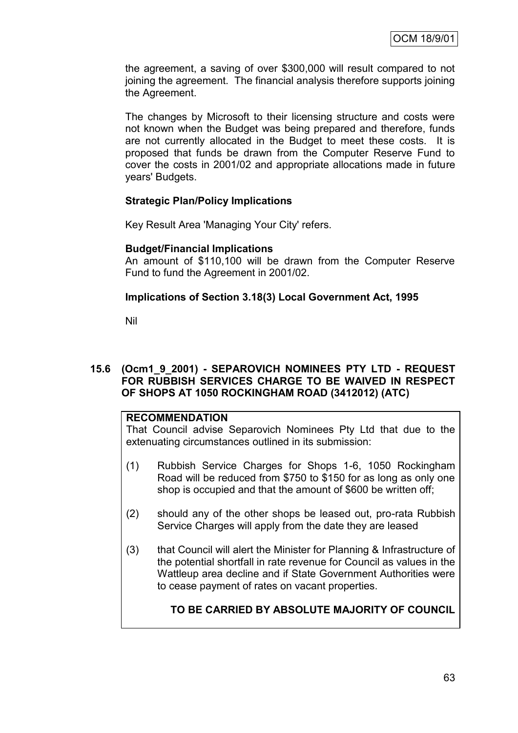the agreement, a saving of over $300,000 will result compared to not joining the agreement. The financial analysis therefore supports joining the Agreement.

The changes by Microsoft to their licensing structure and costs were not known when the Budget was being prepared and therefore, funds are not currently allocated in the Budget to meet these costs. It is proposed that funds be drawn from the Computer Reserve Fund to cover the costs in 2001/02 and appropriate allocations made in future years' Budgets.

**Strategic Plan/Policy Implications**

Key Result Area 'Managing Your City' refers.

**Budget/Financial Implications**

An amount of $110,100 will be drawn from the Computer Reserve Fund to fund the Agreement in 2001/02.

**Implications of Section 3.18(3) Local Government Act, 1995**

Nil

## 15.6 (Ocm1_9_2001) - SEPAROVICH NOMINEES PTY LTD - REQUEST FOR RUBBISH SERVICES CHARGE TO BE WAIVED IN RESPECT OF SHOPS AT 1050 ROCKINGHAM ROAD (3412012) (ATC)

**RECOMMENDATION**

That Council advise Separovich Nominees Pty Ltd that due to the extenuating circumstances outlined in its submission:

(1) Rubbish Service Charges for Shops 1-6, 1050 Rockingham Road will be reduced from $750 to $150 for as long as only one shop is occupied and that the amount of $600 be written off;

(2) should any of the other shops be leased out, pro-rata Rubbish Service Charges will apply from the date they are leased

(3) that Council will alert the Minister for Planning & Infrastructure of the potential shortfall in rate revenue for Council as values in the Wattleup area decline and if State Government Authorities were to cease payment of rates on vacant properties.

**TO BE CARRIED BY ABSOLUTE MAJORITY OF COUNCIL**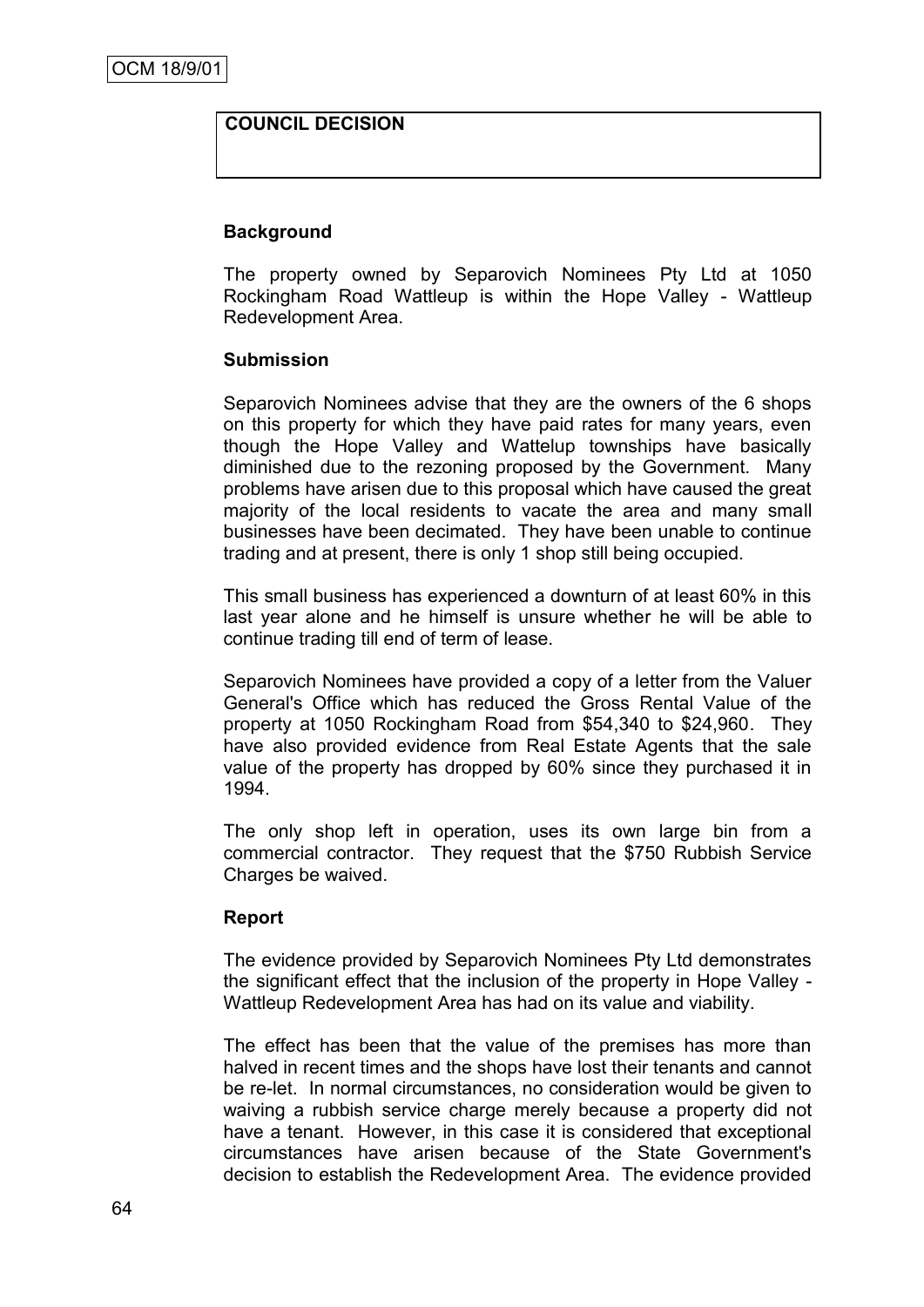OCM 18/9/01

**COUNCIL DECISION**

**Background**

The property owned by Separovich Nominees Pty Ltd at 1050 Rockingham Road Wattleup is within the Hope Valley - Wattleup Redevelopment Area.

**Submission**

Separovich Nominees advise that they are the owners of the 6 shops on this property for which they have paid rates for many years, even though the Hope Valley and Wattelup townships have basically diminished due to the rezoning proposed by the Government. Many problems have arisen due to this proposal which have caused the great majority of the local residents to vacate the area and many small businesses have been decimated. They have been unable to continue trading and at present, there is only 1 shop still being occupied.

This small business has experienced a downturn of at least 60% in this last year alone and he himself is unsure whether he will be able to continue trading till end of term of lease.

Separovich Nominees have provided a copy of a letter from the Valuer General's Office which has reduced the Gross Rental Value of the property at 1050 Rockingham Road from $54,340 to $24,960. They have also provided evidence from Real Estate Agents that the sale value of the property has dropped by 60% since they purchased it in 1994.

The only shop left in operation, uses its own large bin from a commercial contractor. They request that the $750 Rubbish Service Charges be waived.

**Report**

The evidence provided by Separovich Nominees Pty Ltd demonstrates the significant effect that the inclusion of the property in Hope Valley - Wattleup Redevelopment Area has had on its value and viability.

The effect has been that the value of the premises has more than halved in recent times and the shops have lost their tenants and cannot be re-let. In normal circumstances, no consideration would be given to waiving a rubbish service charge merely because a property did not have a tenant. However, in this case it is considered that exceptional circumstances have arisen because of the State Government's decision to establish the Redevelopment Area. The evidence provided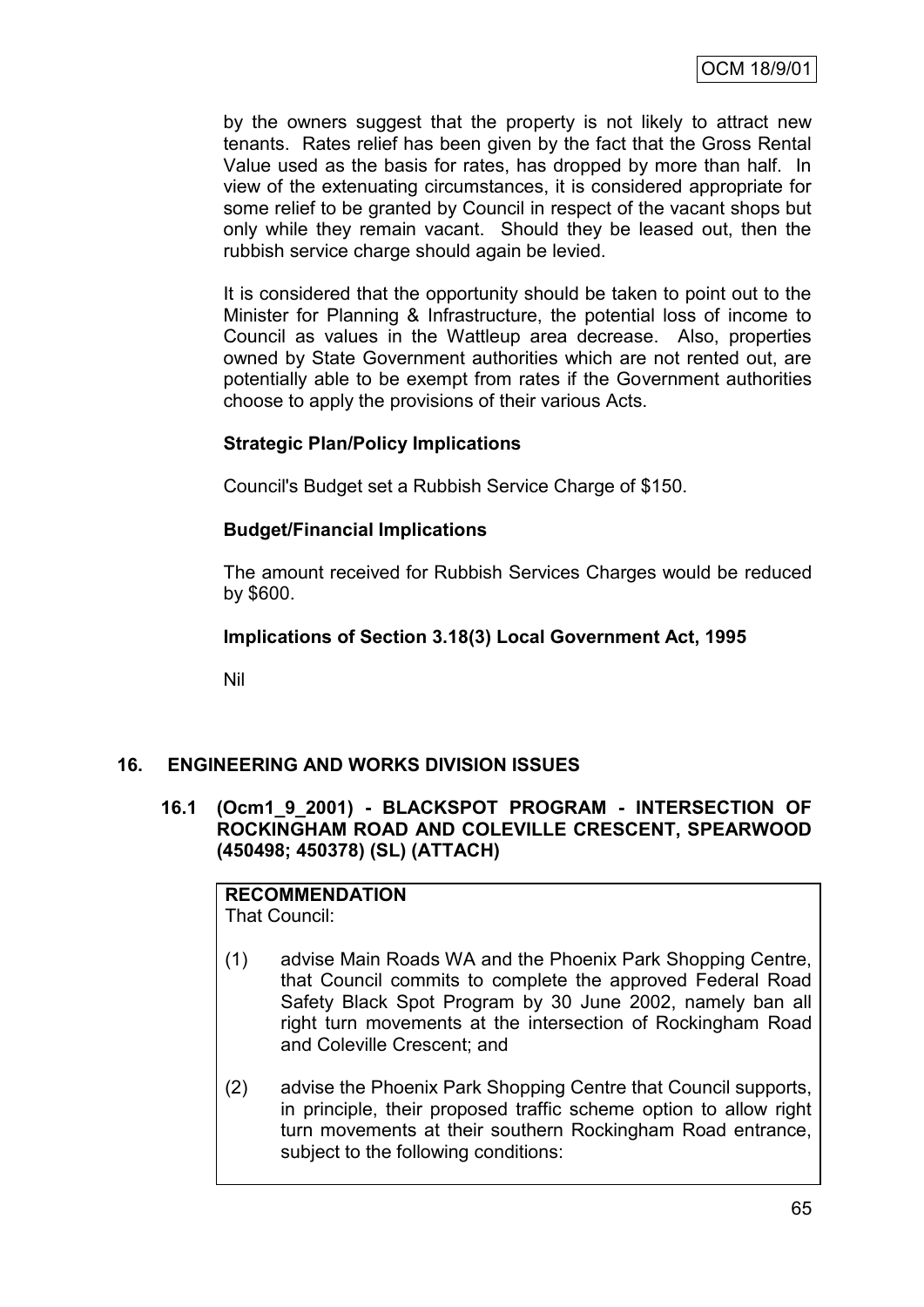by the owners suggest that the property is not likely to attract new tenants. Rates relief has been given by the fact that the Gross Rental Value used as the basis for rates, has dropped by more than half. In view of the extenuating circumstances, it is considered appropriate for some relief to be granted by Council in respect of the vacant shops but only while they remain vacant. Should they be leased out, then the rubbish service charge should again be levied.

It is considered that the opportunity should be taken to point out to the Minister for Planning & Infrastructure, the potential loss of income to Council as values in the Wattleup area decrease. Also, properties owned by State Government authorities which are not rented out, are potentially able to be exempt from rates if the Government authorities choose to apply the provisions of their various Acts.

**Strategic Plan/Policy Implications**

Council's Budget set a Rubbish Service Charge of $150.

**Budget/Financial Implications**

The amount received for Rubbish Services Charges would be reduced by $600.

**Implications of Section 3.18(3) Local Government Act, 1995**

Nil

## 16. ENGINEERING AND WORKS DIVISION ISSUES

### 16.1 (Ocm1_9_2001) - BLACKSPOT PROGRAM - INTERSECTION OF ROCKINGHAM ROAD AND COLEVILLE CRESCENT, SPEARWOOD (450498; 450378) (SL) (ATTACH)

**RECOMMENDATION**
That Council:

(1) advise Main Roads WA and the Phoenix Park Shopping Centre, that Council commits to complete the approved Federal Road Safety Black Spot Program by 30 June 2002, namely ban all right turn movements at the intersection of Rockingham Road and Coleville Crescent; and

(2) advise the Phoenix Park Shopping Centre that Council supports, in principle, their proposed traffic scheme option to allow right turn movements at their southern Rockingham Road entrance, subject to the following conditions: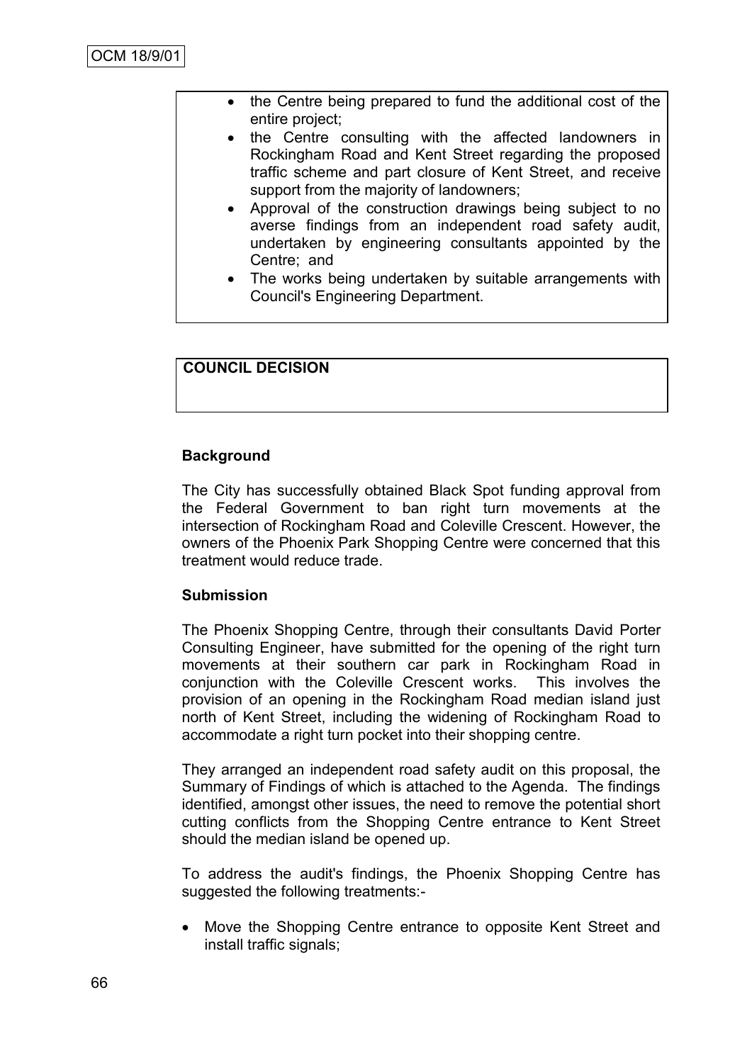- the Centre being prepared to fund the additional cost of the entire project;
- the Centre consulting with the affected landowners in Rockingham Road and Kent Street regarding the proposed traffic scheme and part closure of Kent Street, and receive support from the majority of landowners;
- Approval of the construction drawings being subject to no averse findings from an independent road safety audit, undertaken by engineering consultants appointed by the Centre; and
- The works being undertaken by suitable arrangements with Council's Engineering Department.

**COUNCIL DECISION**

**Background**

The City has successfully obtained Black Spot funding approval from the Federal Government to ban right turn movements at the intersection of Rockingham Road and Coleville Crescent. However, the owners of the Phoenix Park Shopping Centre were concerned that this treatment would reduce trade.

**Submission**

The Phoenix Shopping Centre, through their consultants David Porter Consulting Engineer, have submitted for the opening of the right turn movements at their southern car park in Rockingham Road in conjunction with the Coleville Crescent works. This involves the provision of an opening in the Rockingham Road median island just north of Kent Street, including the widening of Rockingham Road to accommodate a right turn pocket into their shopping centre.

They arranged an independent road safety audit on this proposal, the Summary of Findings of which is attached to the Agenda. The findings identified, amongst other issues, the need to remove the potential short cutting conflicts from the Shopping Centre entrance to Kent Street should the median island be opened up.

To address the audit's findings, the Phoenix Shopping Centre has suggested the following treatments:-

- Move the Shopping Centre entrance to opposite Kent Street and install traffic signals;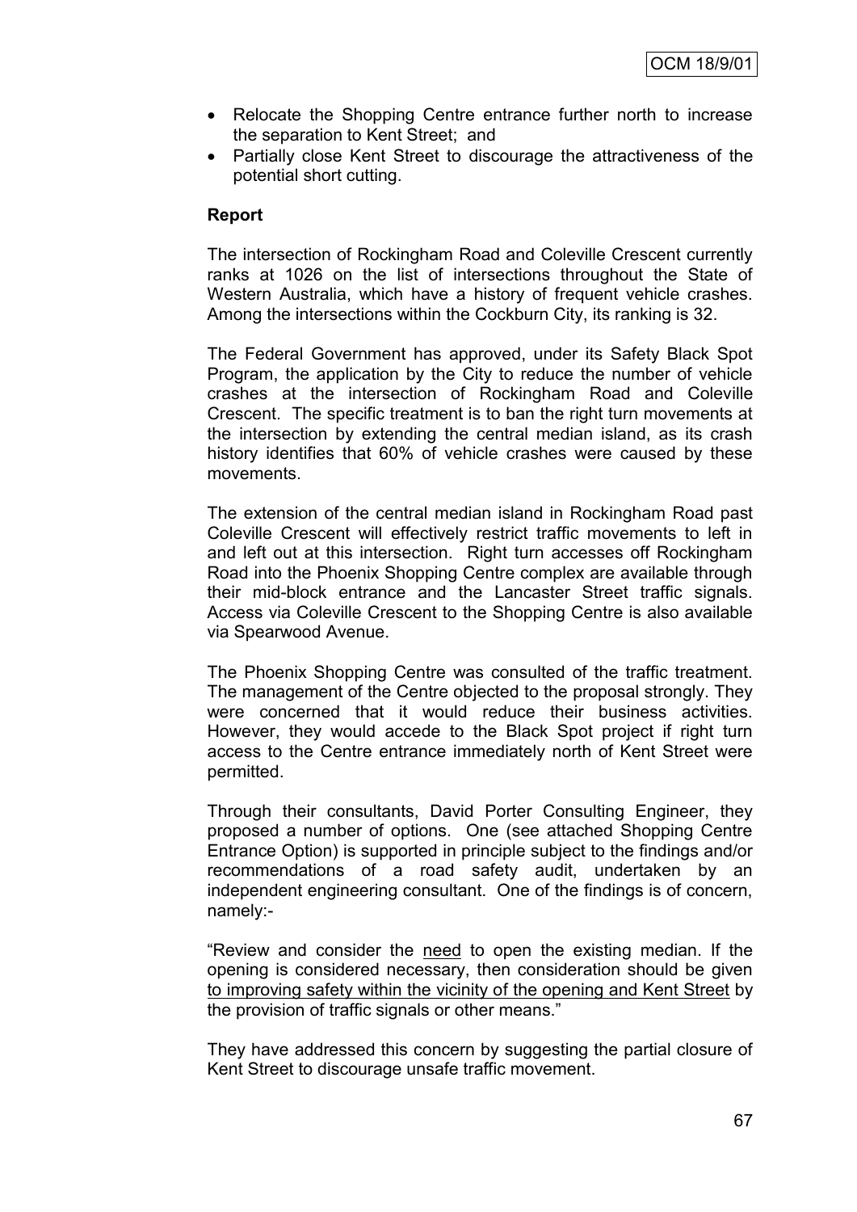- Relocate the Shopping Centre entrance further north to increase the separation to Kent Street; and
- Partially close Kent Street to discourage the attractiveness of the potential short cutting.

**Report**

The intersection of Rockingham Road and Coleville Crescent currently ranks at 1026 on the list of intersections throughout the State of Western Australia, which have a history of frequent vehicle crashes. Among the intersections within the Cockburn City, its ranking is 32.

The Federal Government has approved, under its Safety Black Spot Program, the application by the City to reduce the number of vehicle crashes at the intersection of Rockingham Road and Coleville Crescent. The specific treatment is to ban the right turn movements at the intersection by extending the central median island, as its crash history identifies that 60% of vehicle crashes were caused by these movements.

The extension of the central median island in Rockingham Road past Coleville Crescent will effectively restrict traffic movements to left in and left out at this intersection. Right turn accesses off Rockingham Road into the Phoenix Shopping Centre complex are available through their mid-block entrance and the Lancaster Street traffic signals. Access via Coleville Crescent to the Shopping Centre is also available via Spearwood Avenue.

The Phoenix Shopping Centre was consulted of the traffic treatment. The management of the Centre objected to the proposal strongly. They were concerned that it would reduce their business activities. However, they would accede to the Black Spot project if right turn access to the Centre entrance immediately north of Kent Street were permitted.

Through their consultants, David Porter Consulting Engineer, they proposed a number of options. One (see attached Shopping Centre Entrance Option) is supported in principle subject to the findings and/or recommendations of a road safety audit, undertaken by an independent engineering consultant. One of the findings is of concern, namely:-

"Review and consider the <u>need</u> to open the existing median. If the opening is considered necessary, then consideration should be given <u>to improving safety within the vicinity of the opening and Kent Street</u> by the provision of traffic signals or other means."

They have addressed this concern by suggesting the partial closure of Kent Street to discourage unsafe traffic movement.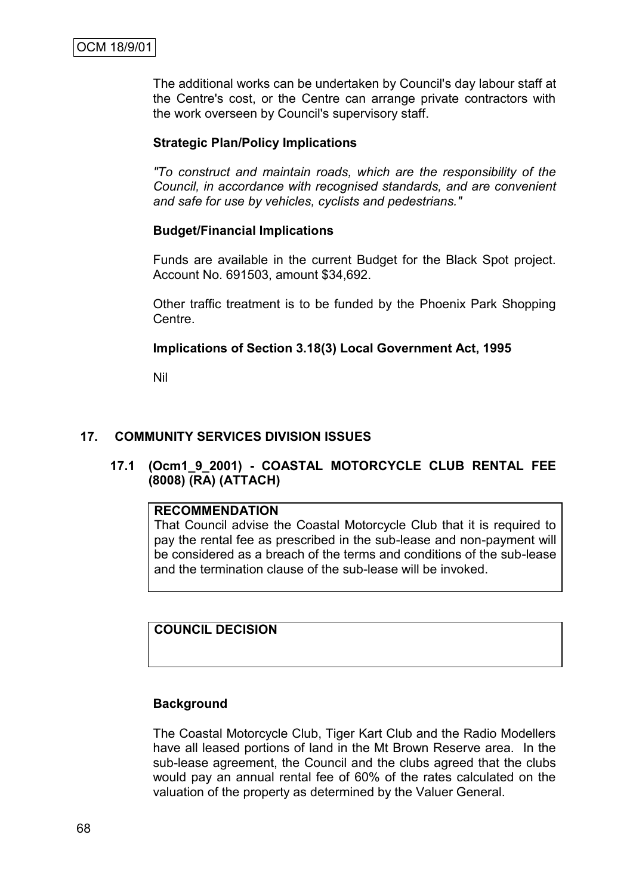The additional works can be undertaken by Council's day labour staff at the Centre's cost, or the Centre can arrange private contractors with the work overseen by Council's supervisory staff.

**Strategic Plan/Policy Implications**

*"To construct and maintain roads, which are the responsibility of the Council, in accordance with recognised standards, and are convenient and safe for use by vehicles, cyclists and pedestrians."*

**Budget/Financial Implications**

Funds are available in the current Budget for the Black Spot project. Account No. 691503, amount $34,692.

Other traffic treatment is to be funded by the Phoenix Park Shopping Centre.

**Implications of Section 3.18(3) Local Government Act, 1995**

Nil

## 17. COMMUNITY SERVICES DIVISION ISSUES

### 17.1 (Ocm1_9_2001) - COASTAL MOTORCYCLE CLUB RENTAL FEE (8008) (RA) (ATTACH)

| **RECOMMENDATION** |
|---|
| That Council advise the Coastal Motorcycle Club that it is required to pay the rental fee as prescribed in the sub-lease and non-payment will be considered as a breach of the terms and conditions of the sub-lease and the termination clause of the sub-lease will be invoked. |

| **COUNCIL DECISION** |
|---|
| |

**Background**

The Coastal Motorcycle Club, Tiger Kart Club and the Radio Modellers have all leased portions of land in the Mt Brown Reserve area. In the sub-lease agreement, the Council and the clubs agreed that the clubs would pay an annual rental fee of 60% of the rates calculated on the valuation of the property as determined by the Valuer General.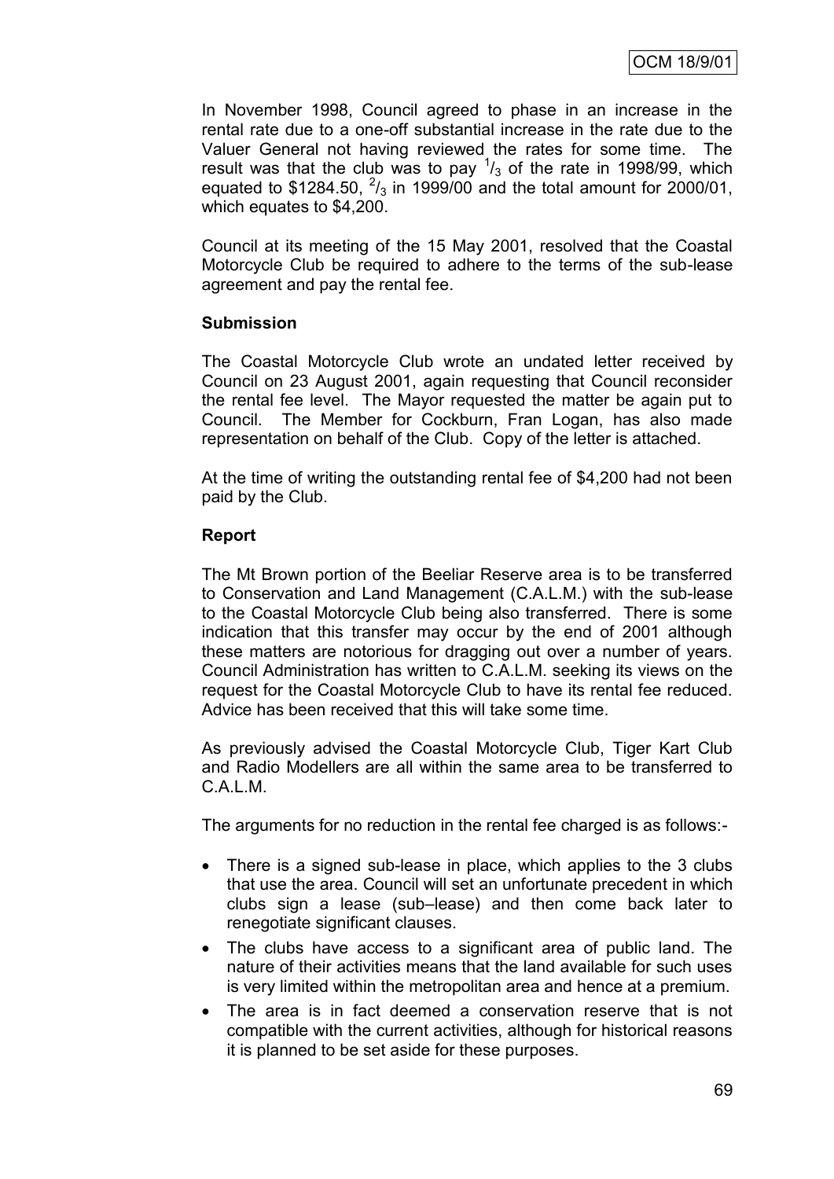In November 1998, Council agreed to phase in an increase in the rental rate due to a one-off substantial increase in the rate due to the Valuer General not having reviewed the rates for some time. The result was that the club was to pay $^1/_3$ of the rate in 1998/99, which equated to $1284.50, $^2/_3$ in 1999/00 and the total amount for 2000/01, which equates to $4,200.

Council at its meeting of the 15 May 2001, resolved that the Coastal Motorcycle Club be required to adhere to the terms of the sub-lease agreement and pay the rental fee.

**Submission**

The Coastal Motorcycle Club wrote an undated letter received by Council on 23 August 2001, again requesting that Council reconsider the rental fee level. The Mayor requested the matter be again put to Council. The Member for Cockburn, Fran Logan, has also made representation on behalf of the Club. Copy of the letter is attached.

At the time of writing the outstanding rental fee of $4,200 had not been paid by the Club.

**Report**

The Mt Brown portion of the Beeliar Reserve area is to be transferred to Conservation and Land Management (C.A.L.M.) with the sub-lease to the Coastal Motorcycle Club being also transferred. There is some indication that this transfer may occur by the end of 2001 although these matters are notorious for dragging out over a number of years. Council Administration has written to C.A.L.M. seeking its views on the request for the Coastal Motorcycle Club to have its rental fee reduced. Advice has been received that this will take some time.

As previously advised the Coastal Motorcycle Club, Tiger Kart Club and Radio Modellers are all within the same area to be transferred to C.A.L.M.

The arguments for no reduction in the rental fee charged is as follows:-

- There is a signed sub-lease in place, which applies to the 3 clubs that use the area. Council will set an unfortunate precedent in which clubs sign a lease (sub–lease) and then come back later to renegotiate significant clauses.
- The clubs have access to a significant area of public land. The nature of their activities means that the land available for such uses is very limited within the metropolitan area and hence at a premium.
- The area is in fact deemed a conservation reserve that is not compatible with the current activities, although for historical reasons it is planned to be set aside for these purposes.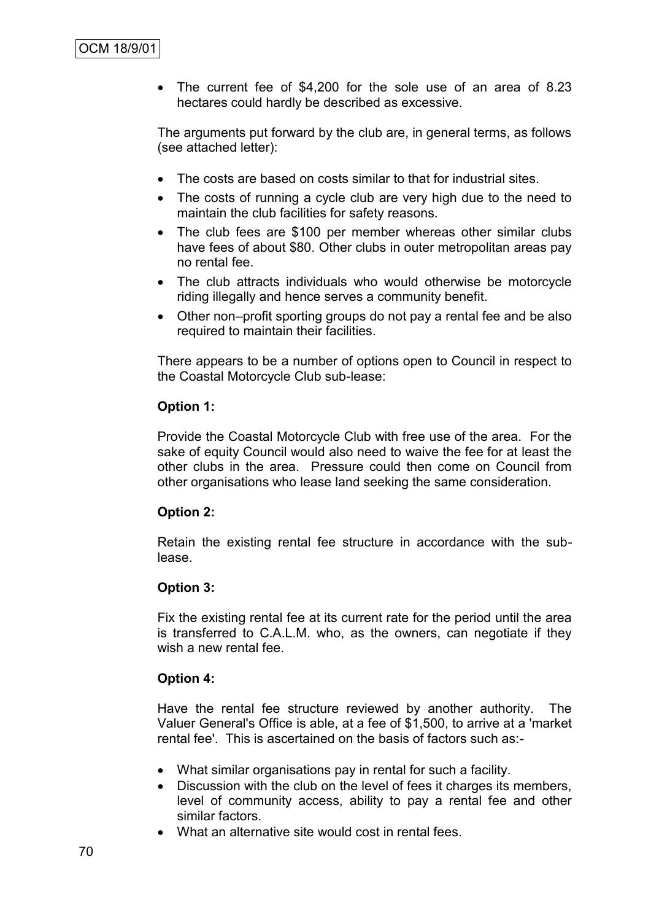- The current fee of $4,200 for the sole use of an area of 8.23 hectares could hardly be described as excessive.

The arguments put forward by the club are, in general terms, as follows (see attached letter):

- The costs are based on costs similar to that for industrial sites.
- The costs of running a cycle club are very high due to the need to maintain the club facilities for safety reasons.
- The club fees are $100 per member whereas other similar clubs have fees of about $80. Other clubs in outer metropolitan areas pay no rental fee.
- The club attracts individuals who would otherwise be motorcycle riding illegally and hence serves a community benefit.
- Other non–profit sporting groups do not pay a rental fee and be also required to maintain their facilities.

There appears to be a number of options open to Council in respect to the Coastal Motorcycle Club sub-lease:

**Option 1:**

Provide the Coastal Motorcycle Club with free use of the area. For the sake of equity Council would also need to waive the fee for at least the other clubs in the area. Pressure could then come on Council from other organisations who lease land seeking the same consideration.

**Option 2:**

Retain the existing rental fee structure in accordance with the sub-lease.

**Option 3:**

Fix the existing rental fee at its current rate for the period until the area is transferred to C.A.L.M. who, as the owners, can negotiate if they wish a new rental fee.

**Option 4:**

Have the rental fee structure reviewed by another authority. The Valuer General's Office is able, at a fee of $1,500, to arrive at a 'market rental fee'. This is ascertained on the basis of factors such as:-

- What similar organisations pay in rental for such a facility.
- Discussion with the club on the level of fees it charges its members, level of community access, ability to pay a rental fee and other similar factors.
- What an alternative site would cost in rental fees.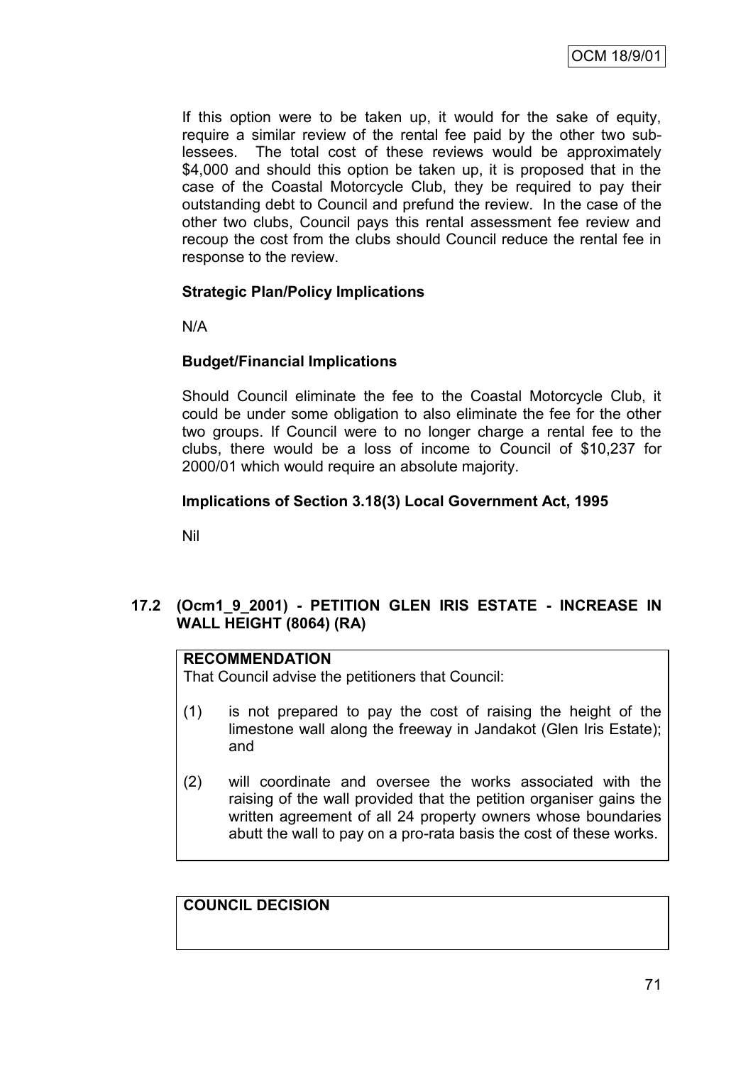If this option were to be taken up, it would for the sake of equity, require a similar review of the rental fee paid by the other two sub-lessees. The total cost of these reviews would be approximately $4,000 and should this option be taken up, it is proposed that in the case of the Coastal Motorcycle Club, they be required to pay their outstanding debt to Council and prefund the review. In the case of the other two clubs, Council pays this rental assessment fee review and recoup the cost from the clubs should Council reduce the rental fee in response to the review.

**Strategic Plan/Policy Implications**

N/A

**Budget/Financial Implications**

Should Council eliminate the fee to the Coastal Motorcycle Club, it could be under some obligation to also eliminate the fee for the other two groups. If Council were to no longer charge a rental fee to the clubs, there would be a loss of income to Council of $10,237 for 2000/01 which would require an absolute majority.

**Implications of Section 3.18(3) Local Government Act, 1995**

Nil

## 17.2 (Ocm1_9_2001) - PETITION GLEN IRIS ESTATE - INCREASE IN WALL HEIGHT (8064) (RA)

**RECOMMENDATION**

That Council advise the petitioners that Council:

(1) is not prepared to pay the cost of raising the height of the limestone wall along the freeway in Jandakot (Glen Iris Estate); and

(2) will coordinate and oversee the works associated with the raising of the wall provided that the petition organiser gains the written agreement of all 24 property owners whose boundaries abutt the wall to pay on a pro-rata basis the cost of these works.

**COUNCIL DECISION**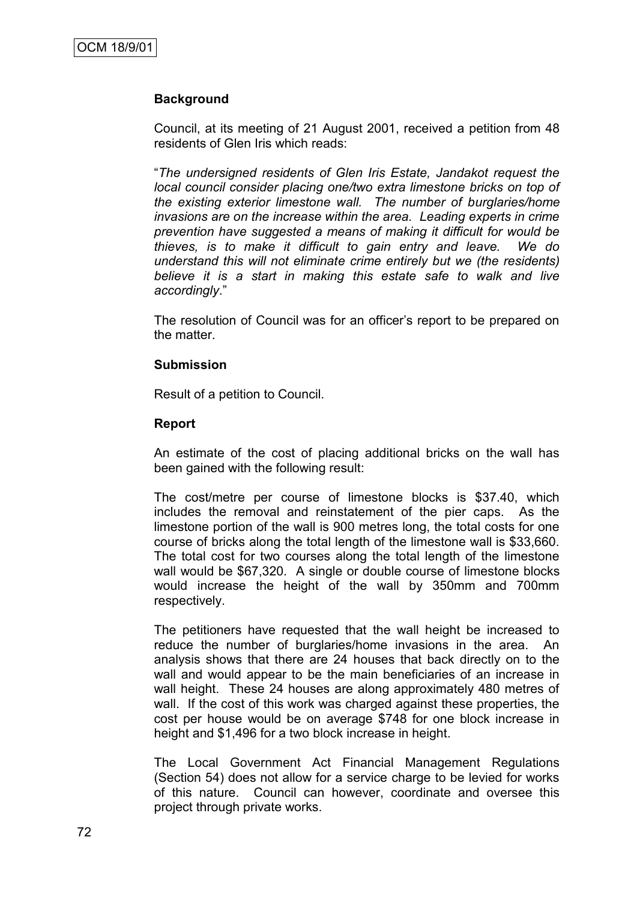### Background

Council, at its meeting of 21 August 2001, received a petition from 48 residents of Glen Iris which reads:

"*The undersigned residents of Glen Iris Estate, Jandakot request the local council consider placing one/two extra limestone bricks on top of the existing exterior limestone wall. The number of burglaries/home invasions are on the increase within the area. Leading experts in crime prevention have suggested a means of making it difficult for would be thieves, is to make it difficult to gain entry and leave. We do understand this will not eliminate crime entirely but we (the residents) believe it is a start in making this estate safe to walk and live accordingly*."

The resolution of Council was for an officer's report to be prepared on the matter.

### Submission

Result of a petition to Council.

### Report

An estimate of the cost of placing additional bricks on the wall has been gained with the following result:

The cost/metre per course of limestone blocks is $37.40, which includes the removal and reinstatement of the pier caps. As the limestone portion of the wall is 900 metres long, the total costs for one course of bricks along the total length of the limestone wall is $33,660. The total cost for two courses along the total length of the limestone wall would be $67,320. A single or double course of limestone blocks would increase the height of the wall by 350mm and 700mm respectively.

The petitioners have requested that the wall height be increased to reduce the number of burglaries/home invasions in the area. An analysis shows that there are 24 houses that back directly on to the wall and would appear to be the main beneficiaries of an increase in wall height. These 24 houses are along approximately 480 metres of wall. If the cost of this work was charged against these properties, the cost per house would be on average $748 for one block increase in height and $1,496 for a two block increase in height.

The Local Government Act Financial Management Regulations (Section 54) does not allow for a service charge to be levied for works of this nature. Council can however, coordinate and oversee this project through private works.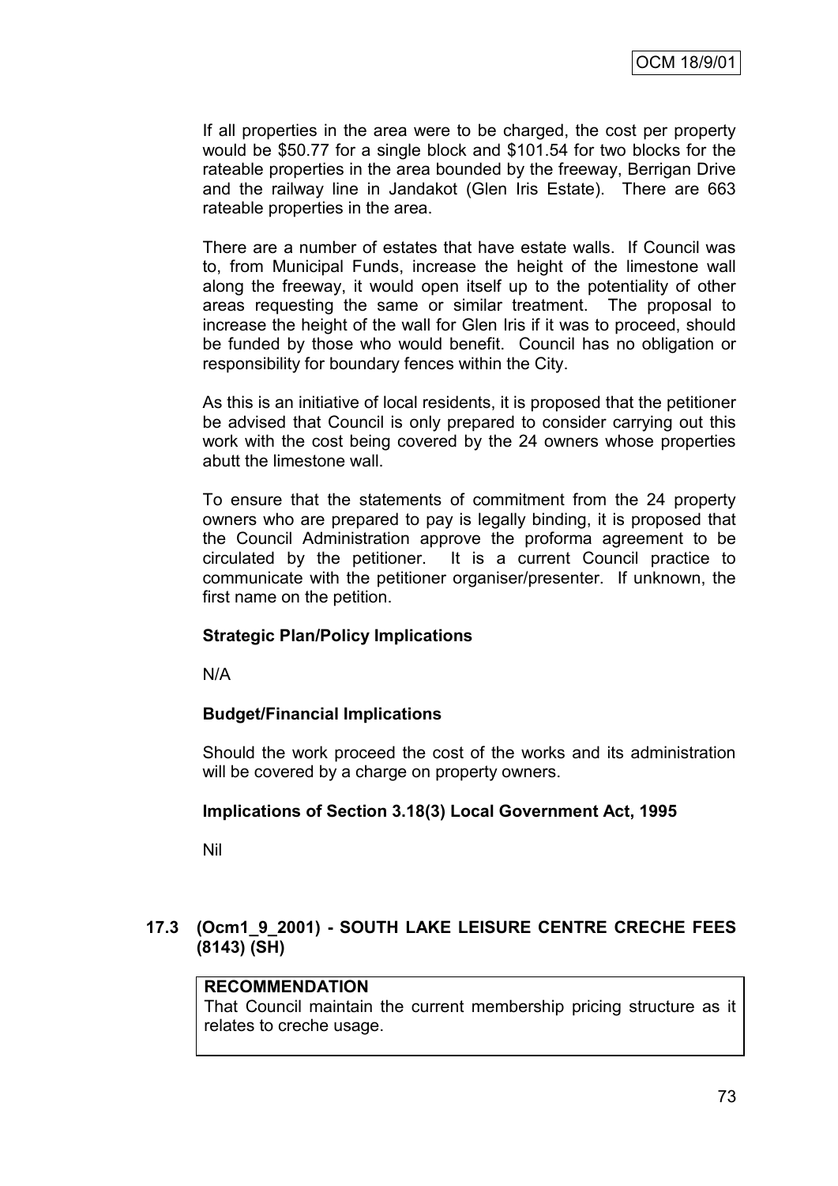If all properties in the area were to be charged, the cost per property would be $50.77 for a single block and $101.54 for two blocks for the rateable properties in the area bounded by the freeway, Berrigan Drive and the railway line in Jandakot (Glen Iris Estate). There are 663 rateable properties in the area.

There are a number of estates that have estate walls. If Council was to, from Municipal Funds, increase the height of the limestone wall along the freeway, it would open itself up to the potentiality of other areas requesting the same or similar treatment. The proposal to increase the height of the wall for Glen Iris if it was to proceed, should be funded by those who would benefit. Council has no obligation or responsibility for boundary fences within the City.

As this is an initiative of local residents, it is proposed that the petitioner be advised that Council is only prepared to consider carrying out this work with the cost being covered by the 24 owners whose properties abutt the limestone wall.

To ensure that the statements of commitment from the 24 property owners who are prepared to pay is legally binding, it is proposed that the Council Administration approve the proforma agreement to be circulated by the petitioner. It is a current Council practice to communicate with the petitioner organiser/presenter. If unknown, the first name on the petition.

**Strategic Plan/Policy Implications**

N/A

**Budget/Financial Implications**

Should the work proceed the cost of the works and its administration will be covered by a charge on property owners.

**Implications of Section 3.18(3) Local Government Act, 1995**

Nil

## 17.3 (Ocm1_9_2001) - SOUTH LAKE LEISURE CENTRE CRECHE FEES (8143) (SH)

| **RECOMMENDATION** |
| --- |
| That Council maintain the current membership pricing structure as it relates to creche usage. |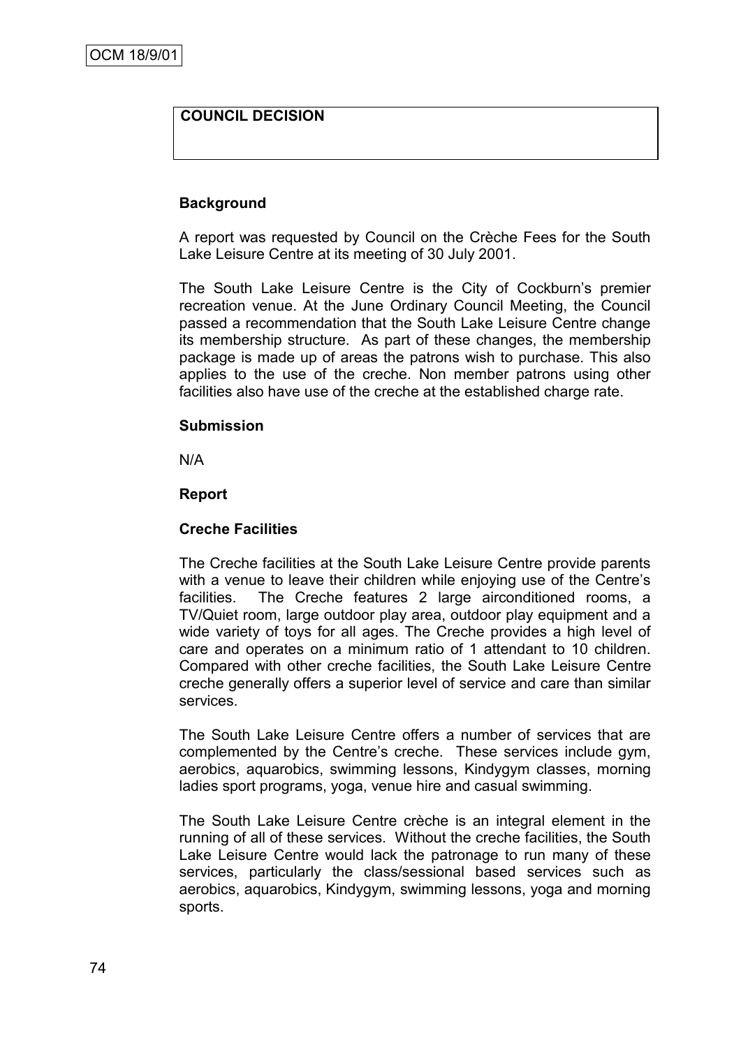OCM 18/9/01

| COUNCIL DECISION |
|---|
| |

**Background**

A report was requested by Council on the Crèche Fees for the South Lake Leisure Centre at its meeting of 30 July 2001.

The South Lake Leisure Centre is the City of Cockburn's premier recreation venue. At the June Ordinary Council Meeting, the Council passed a recommendation that the South Lake Leisure Centre change its membership structure. As part of these changes, the membership package is made up of areas the patrons wish to purchase. This also applies to the use of the creche. Non member patrons using other facilities also have use of the creche at the established charge rate.

**Submission**

N/A

**Report**

**Creche Facilities**

The Creche facilities at the South Lake Leisure Centre provide parents with a venue to leave their children while enjoying use of the Centre's facilities. The Creche features 2 large airconditioned rooms, a TV/Quiet room, large outdoor play area, outdoor play equipment and a wide variety of toys for all ages. The Creche provides a high level of care and operates on a minimum ratio of 1 attendant to 10 children. Compared with other creche facilities, the South Lake Leisure Centre creche generally offers a superior level of service and care than similar services.

The South Lake Leisure Centre offers a number of services that are complemented by the Centre's creche. These services include gym, aerobics, aquarobics, swimming lessons, Kindygym classes, morning ladies sport programs, yoga, venue hire and casual swimming.

The South Lake Leisure Centre crèche is an integral element in the running of all of these services. Without the creche facilities, the South Lake Leisure Centre would lack the patronage to run many of these services, particularly the class/sessional based services such as aerobics, aquarobics, Kindygym, swimming lessons, yoga and morning sports.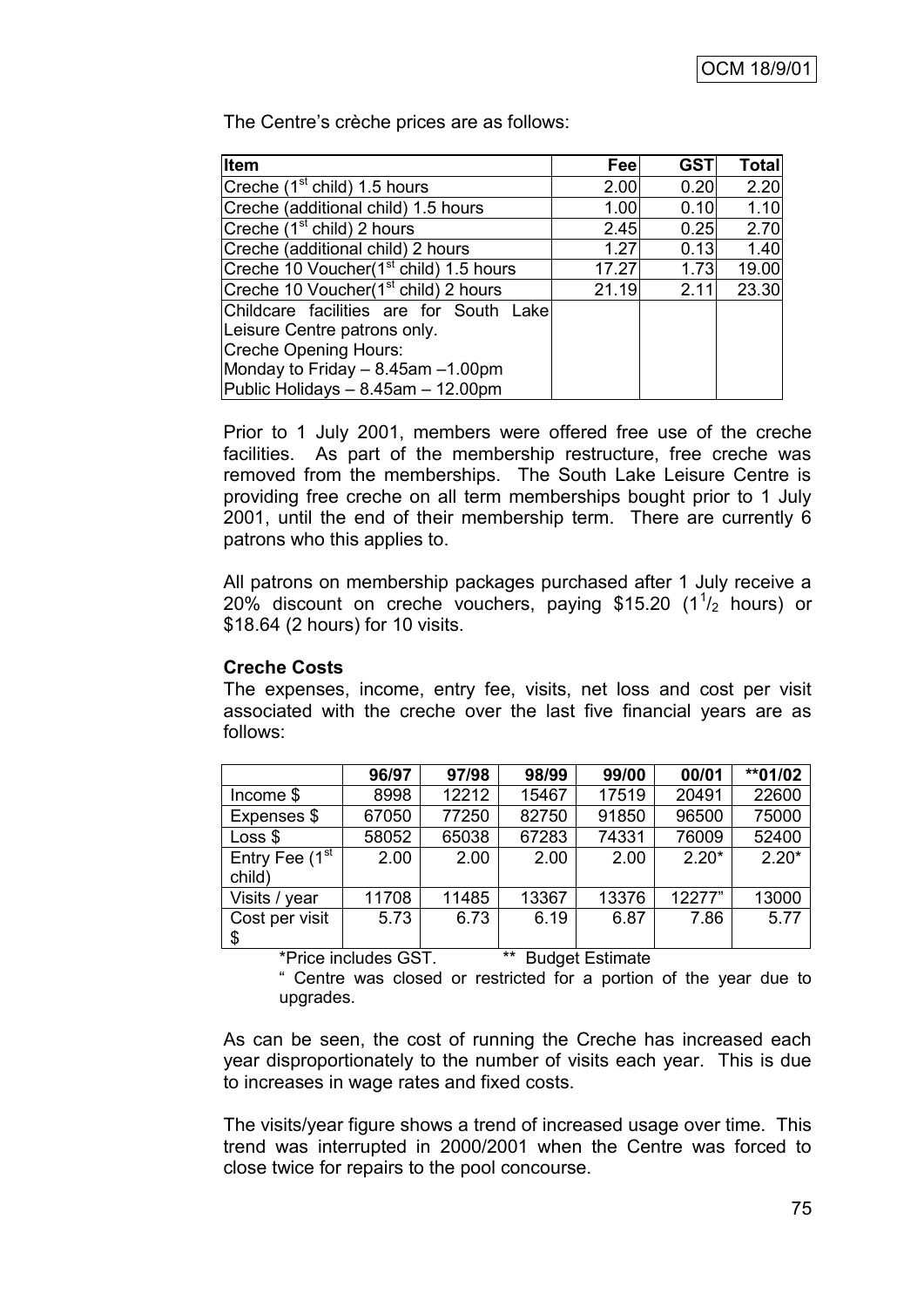The Centre's crèche prices are as follows:

| Item | Fee | GST | Total |
|---|---|---|---|
| Creche (1st child) 1.5 hours | 2.00 | 0.20 | 2.20 |
| Creche (additional child) 1.5 hours | 1.00 | 0.10 | 1.10 |
| Creche (1st child) 2 hours | 2.45 | 0.25 | 2.70 |
| Creche (additional child) 2 hours | 1.27 | 0.13 | 1.40 |
| Creche 10 Voucher(1st child) 1.5 hours | 17.27 | 1.73 | 19.00 |
| Creche 10 Voucher(1st child) 2 hours | 21.19 | 2.11 | 23.30 |
| Childcare facilities are for South Lake Leisure Centre patrons only.<br>Creche Opening Hours:<br>Monday to Friday – 8.45am –1.00pm<br>Public Holidays – 8.45am – 12.00pm | | | |

Prior to 1 July 2001, members were offered free use of the creche facilities. As part of the membership restructure, free creche was removed from the memberships. The South Lake Leisure Centre is providing free creche on all term memberships bought prior to 1 July 2001, until the end of their membership term. There are currently 6 patrons who this applies to.

All patrons on membership packages purchased after 1 July receive a 20% discount on creche vouchers, paying \$15.20 ($1^1/_2$ hours) or \$18.64 (2 hours) for 10 visits.

**Creche Costs**

The expenses, income, entry fee, visits, net loss and cost per visit associated with the creche over the last five financial years are as follows:

| | 96/97 | 97/98 | 98/99 | 99/00 | 00/01 | **01/02 |
|---|---|---|---|---|---|---|
| Income \$ | 8998 | 12212 | 15467 | 17519 | 20491 | 22600 |
| Expenses \$ | 67050 | 77250 | 82750 | 91850 | 96500 | 75000 |
| Loss \$ | 58052 | 65038 | 67283 | 74331 | 76009 | 52400 |
| Entry Fee (1st child) | 2.00 | 2.00 | 2.00 | 2.00 | 2.20* | 2.20* |
| Visits / year | 11708 | 11485 | 13367 | 13376 | 12277" | 13000 |
| Cost per visit \$ | 5.73 | 6.73 | 6.19 | 6.87 | 7.86 | 5.77 |

*Price includes GST. ** Budget Estimate

" Centre was closed or restricted for a portion of the year due to upgrades.

As can be seen, the cost of running the Creche has increased each year disproportionately to the number of visits each year. This is due to increases in wage rates and fixed costs.

The visits/year figure shows a trend of increased usage over time. This trend was interrupted in 2000/2001 when the Centre was forced to close twice for repairs to the pool concourse.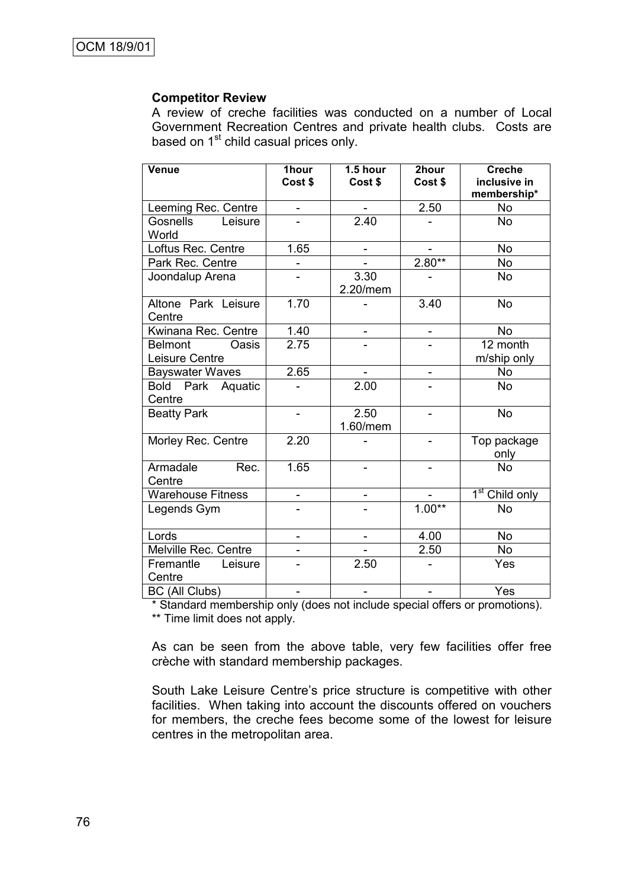### Competitor Review

A review of creche facilities was conducted on a number of Local Government Recreation Centres and private health clubs. Costs are based on 1st child casual prices only.

| Venue | 1hour Cost $ | 1.5 hour Cost $ | 2hour Cost $ | Creche inclusive in membership* |
|---|---|---|---|---|
| Leeming Rec. Centre | - | - | 2.50 | No |
| Gosnells Leisure World | - | 2.40 | - | No |
| Loftus Rec. Centre | 1.65 | - | - | No |
| Park Rec. Centre | - | - | 2.80** | No |
| Joondalup Arena | - | 3.30 2.20/mem | - | No |
| Altone Park Leisure Centre | 1.70 | - | 3.40 | No |
| Kwinana Rec. Centre | 1.40 | - | - | No |
| Belmont Oasis Leisure Centre | 2.75 | - | - | 12 month m/ship only |
| Bayswater Waves | 2.65 | - | - | No |
| Bold Park Aquatic Centre | - | 2.00 | - | No |
| Beatty Park | - | 2.50 1.60/mem | - | No |
| Morley Rec. Centre | 2.20 | - | - | Top package only |
| Armadale Rec. Centre | 1.65 | - | - | No |
| Warehouse Fitness | - | - | - | 1st Child only |
| Legends Gym | - | - | 1.00** | No |
| Lords | - | - | 4.00 | No |
| Melville Rec. Centre | - | - | 2.50 | No |
| Fremantle Leisure Centre | - | 2.50 | - | Yes |
| BC (All Clubs) | - | - | - | Yes |

\* Standard membership only (does not include special offers or promotions).
** Time limit does not apply.

As can be seen from the above table, very few facilities offer free crèche with standard membership packages.

South Lake Leisure Centre's price structure is competitive with other facilities. When taking into account the discounts offered on vouchers for members, the creche fees become some of the lowest for leisure centres in the metropolitan area.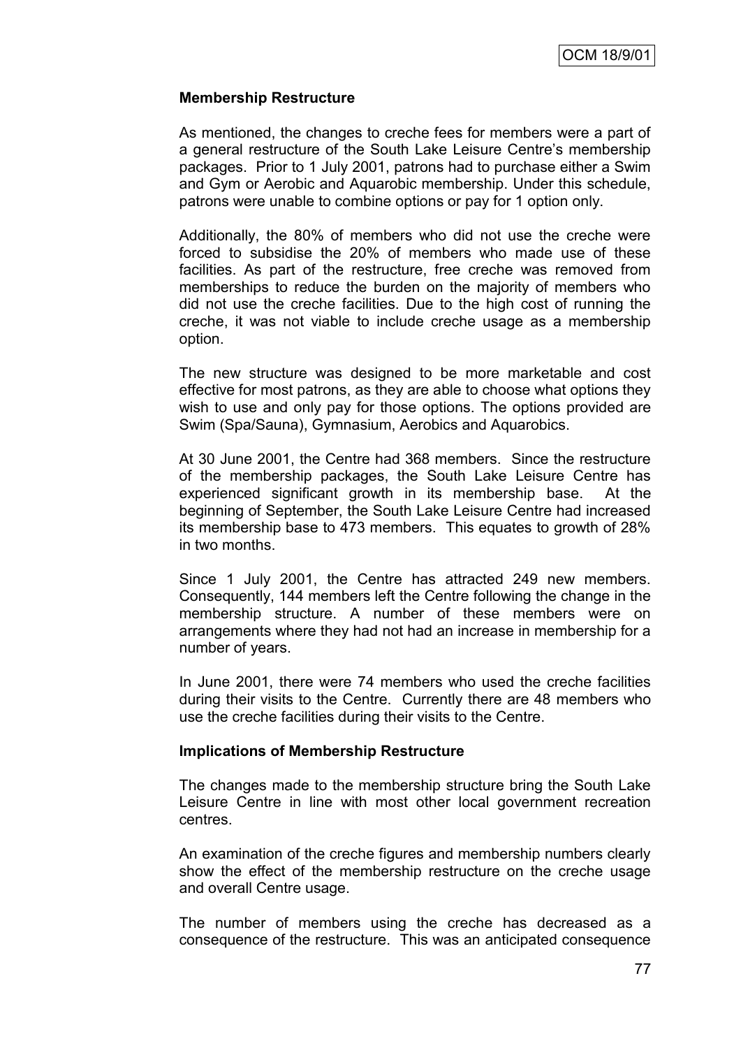**Membership Restructure**

As mentioned, the changes to creche fees for members were a part of a general restructure of the South Lake Leisure Centre's membership packages. Prior to 1 July 2001, patrons had to purchase either a Swim and Gym or Aerobic and Aquarobic membership. Under this schedule, patrons were unable to combine options or pay for 1 option only.

Additionally, the 80% of members who did not use the creche were forced to subsidise the 20% of members who made use of these facilities. As part of the restructure, free creche was removed from memberships to reduce the burden on the majority of members who did not use the creche facilities. Due to the high cost of running the creche, it was not viable to include creche usage as a membership option.

The new structure was designed to be more marketable and cost effective for most patrons, as they are able to choose what options they wish to use and only pay for those options. The options provided are Swim (Spa/Sauna), Gymnasium, Aerobics and Aquarobics.

At 30 June 2001, the Centre had 368 members. Since the restructure of the membership packages, the South Lake Leisure Centre has experienced significant growth in its membership base. At the beginning of September, the South Lake Leisure Centre had increased its membership base to 473 members. This equates to growth of 28% in two months.

Since 1 July 2001, the Centre has attracted 249 new members. Consequently, 144 members left the Centre following the change in the membership structure. A number of these members were on arrangements where they had not had an increase in membership for a number of years.

In June 2001, there were 74 members who used the creche facilities during their visits to the Centre. Currently there are 48 members who use the creche facilities during their visits to the Centre.

**Implications of Membership Restructure**

The changes made to the membership structure bring the South Lake Leisure Centre in line with most other local government recreation centres.

An examination of the creche figures and membership numbers clearly show the effect of the membership restructure on the creche usage and overall Centre usage.

The number of members using the creche has decreased as a consequence of the restructure. This was an anticipated consequence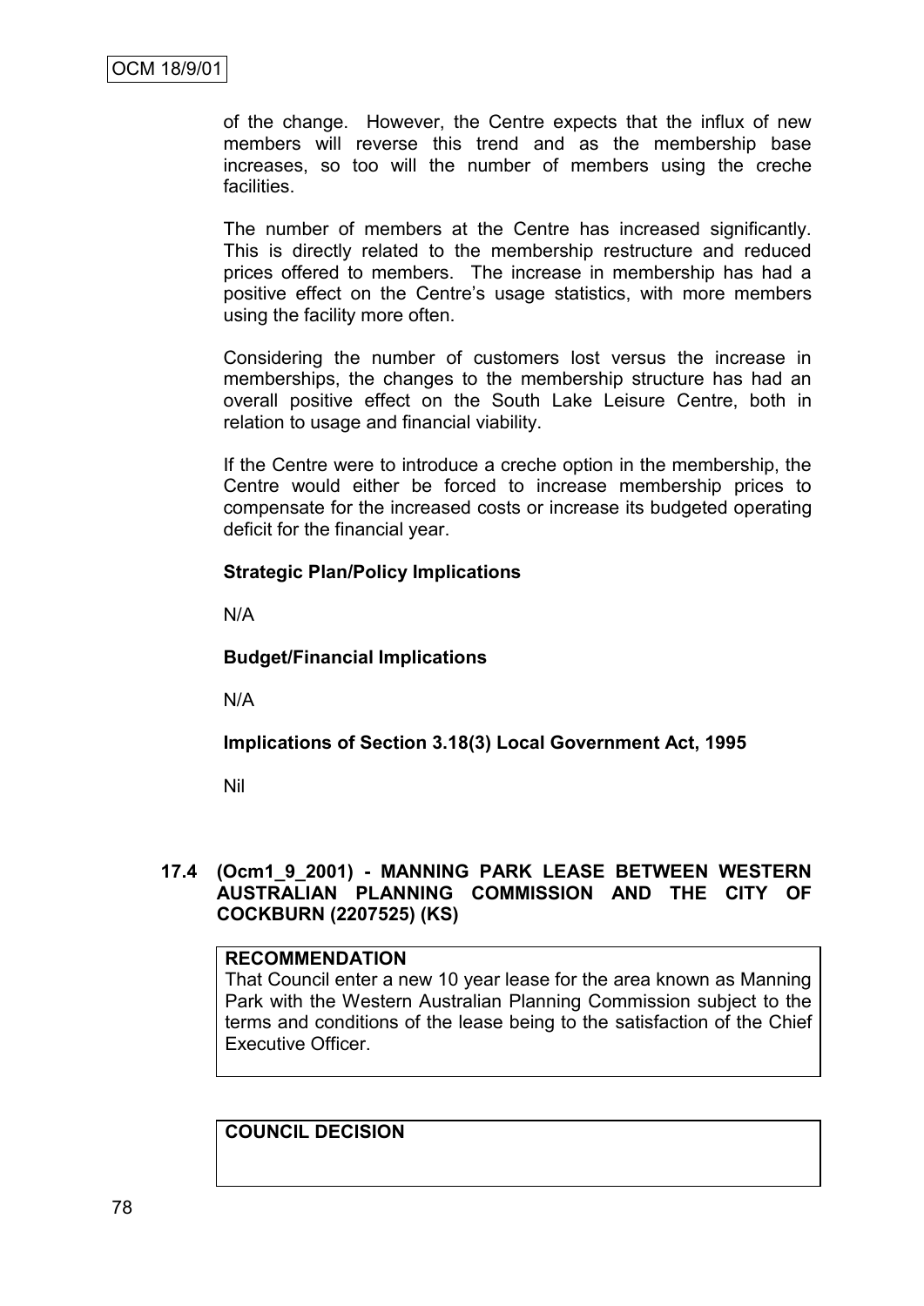of the change. However, the Centre expects that the influx of new members will reverse this trend and as the membership base increases, so too will the number of members using the creche facilities.

The number of members at the Centre has increased significantly. This is directly related to the membership restructure and reduced prices offered to members. The increase in membership has had a positive effect on the Centre's usage statistics, with more members using the facility more often.

Considering the number of customers lost versus the increase in memberships, the changes to the membership structure has had an overall positive effect on the South Lake Leisure Centre, both in relation to usage and financial viability.

If the Centre were to introduce a creche option in the membership, the Centre would either be forced to increase membership prices to compensate for the increased costs or increase its budgeted operating deficit for the financial year.

**Strategic Plan/Policy Implications**

N/A

**Budget/Financial Implications**

N/A

**Implications of Section 3.18(3) Local Government Act, 1995**

Nil

## 17.4 (Ocm1_9_2001) - MANNING PARK LEASE BETWEEN WESTERN AUSTRALIAN PLANNING COMMISSION AND THE CITY OF COCKBURN (2207525) (KS)

**RECOMMENDATION**
That Council enter a new 10 year lease for the area known as Manning Park with the Western Australian Planning Commission subject to the terms and conditions of the lease being to the satisfaction of the Chief Executive Officer.

**COUNCIL DECISION**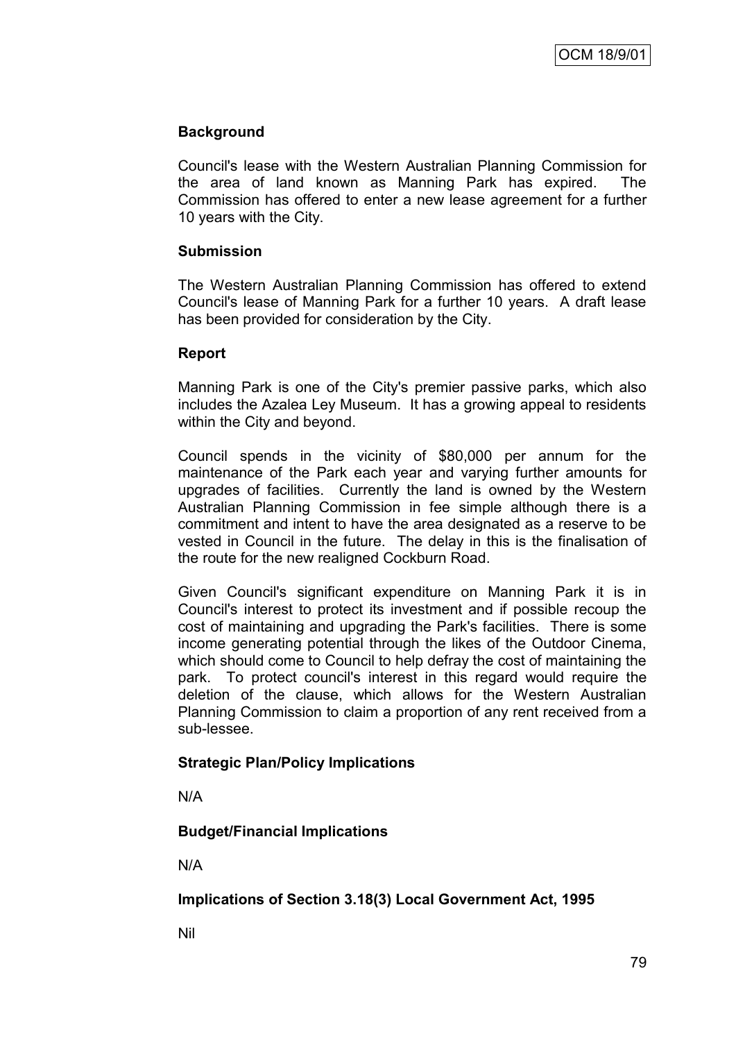OCM 18/9/01

### Background

Council's lease with the Western Australian Planning Commission for the area of land known as Manning Park has expired. The Commission has offered to enter a new lease agreement for a further 10 years with the City.

### Submission

The Western Australian Planning Commission has offered to extend Council's lease of Manning Park for a further 10 years. A draft lease has been provided for consideration by the City.

### Report

Manning Park is one of the City's premier passive parks, which also includes the Azalea Ley Museum. It has a growing appeal to residents within the City and beyond.

Council spends in the vicinity of $80,000 per annum for the maintenance of the Park each year and varying further amounts for upgrades of facilities. Currently the land is owned by the Western Australian Planning Commission in fee simple although there is a commitment and intent to have the area designated as a reserve to be vested in Council in the future. The delay in this is the finalisation of the route for the new realigned Cockburn Road.

Given Council's significant expenditure on Manning Park it is in Council's interest to protect its investment and if possible recoup the cost of maintaining and upgrading the Park's facilities. There is some income generating potential through the likes of the Outdoor Cinema, which should come to Council to help defray the cost of maintaining the park. To protect council's interest in this regard would require the deletion of the clause, which allows for the Western Australian Planning Commission to claim a proportion of any rent received from a sub-lessee.

### Strategic Plan/Policy Implications

N/A

### Budget/Financial Implications

N/A

### Implications of Section 3.18(3) Local Government Act, 1995

Nil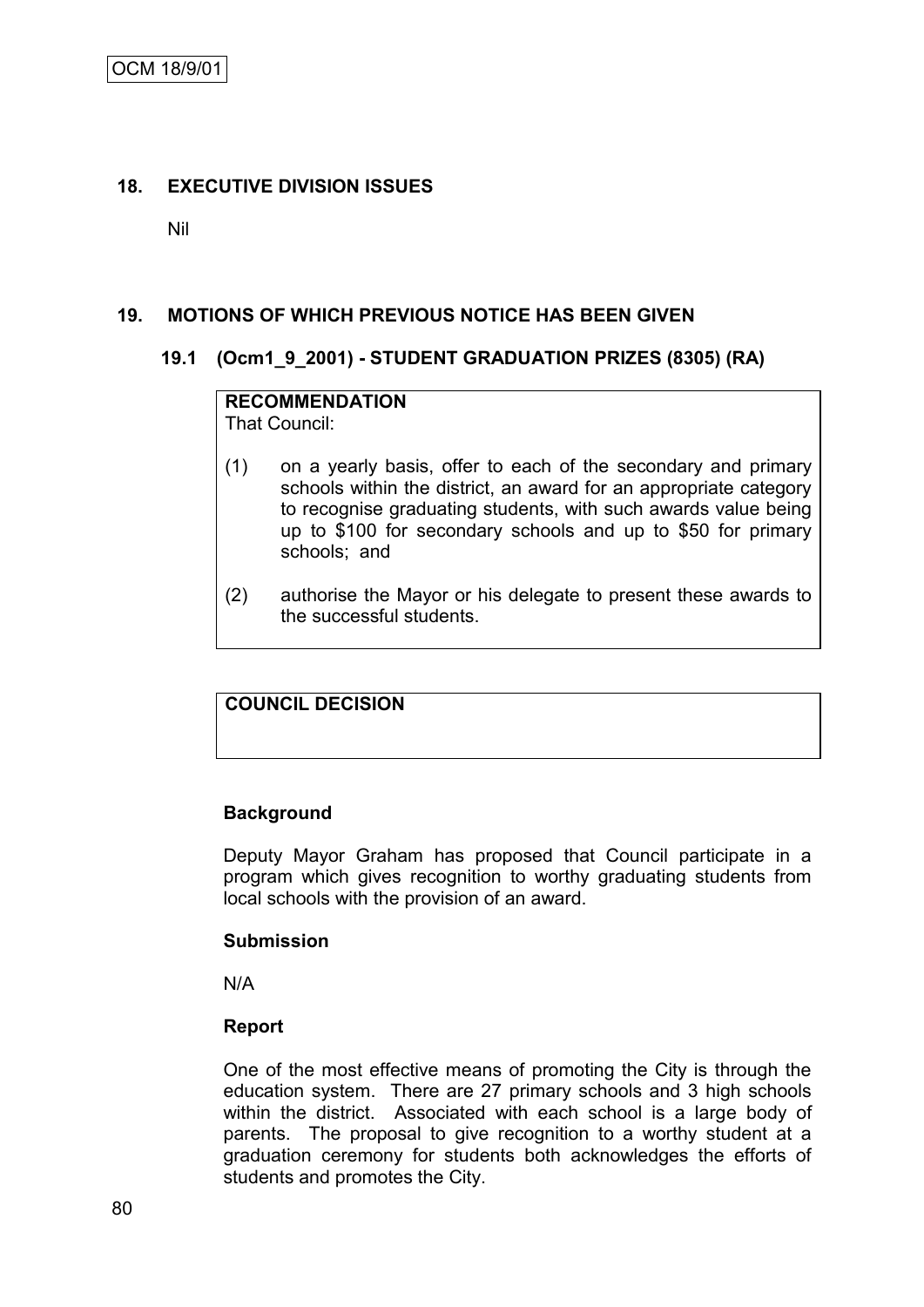## 18. EXECUTIVE DIVISION ISSUES

Nil

## 19. MOTIONS OF WHICH PREVIOUS NOTICE HAS BEEN GIVEN

### 19.1 (Ocm1_9_2001) - STUDENT GRADUATION PRIZES (8305) (RA)

**RECOMMENDATION**

That Council:

(1) on a yearly basis, offer to each of the secondary and primary schools within the district, an award for an appropriate category to recognise graduating students, with such awards value being up to $100 for secondary schools and up to $50 for primary schools; and

(2) authorise the Mayor or his delegate to present these awards to the successful students.

**COUNCIL DECISION**

**Background**

Deputy Mayor Graham has proposed that Council participate in a program which gives recognition to worthy graduating students from local schools with the provision of an award.

**Submission**

N/A

**Report**

One of the most effective means of promoting the City is through the education system. There are 27 primary schools and 3 high schools within the district. Associated with each school is a large body of parents. The proposal to give recognition to a worthy student at a graduation ceremony for students both acknowledges the efforts of students and promotes the City.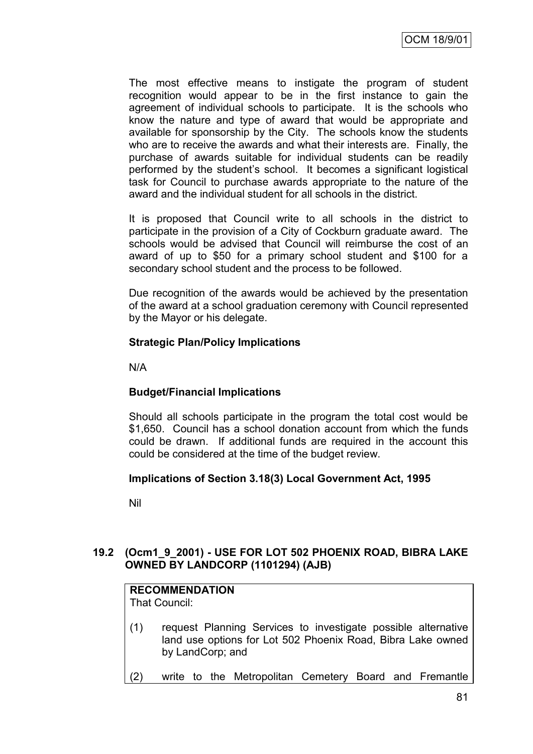The most effective means to instigate the program of student recognition would appear to be in the first instance to gain the agreement of individual schools to participate. It is the schools who know the nature and type of award that would be appropriate and available for sponsorship by the City. The schools know the students who are to receive the awards and what their interests are. Finally, the purchase of awards suitable for individual students can be readily performed by the student's school. It becomes a significant logistical task for Council to purchase awards appropriate to the nature of the award and the individual student for all schools in the district.

It is proposed that Council write to all schools in the district to participate in the provision of a City of Cockburn graduate award. The schools would be advised that Council will reimburse the cost of an award of up to $50 for a primary school student and $100 for a secondary school student and the process to be followed.

Due recognition of the awards would be achieved by the presentation of the award at a school graduation ceremony with Council represented by the Mayor or his delegate.

**Strategic Plan/Policy Implications**

N/A

**Budget/Financial Implications**

Should all schools participate in the program the total cost would be $1,650. Council has a school donation account from which the funds could be drawn. If additional funds are required in the account this could be considered at the time of the budget review.

**Implications of Section 3.18(3) Local Government Act, 1995**

Nil

### 19.2 (Ocm1_9_2001) - USE FOR LOT 502 PHOENIX ROAD, BIBRA LAKE OWNED BY LANDCORP (1101294) (AJB)

**RECOMMENDATION**
That Council:

(1) request Planning Services to investigate possible alternative land use options for Lot 502 Phoenix Road, Bibra Lake owned by LandCorp; and

(2) write to the Metropolitan Cemetery Board and Fremantle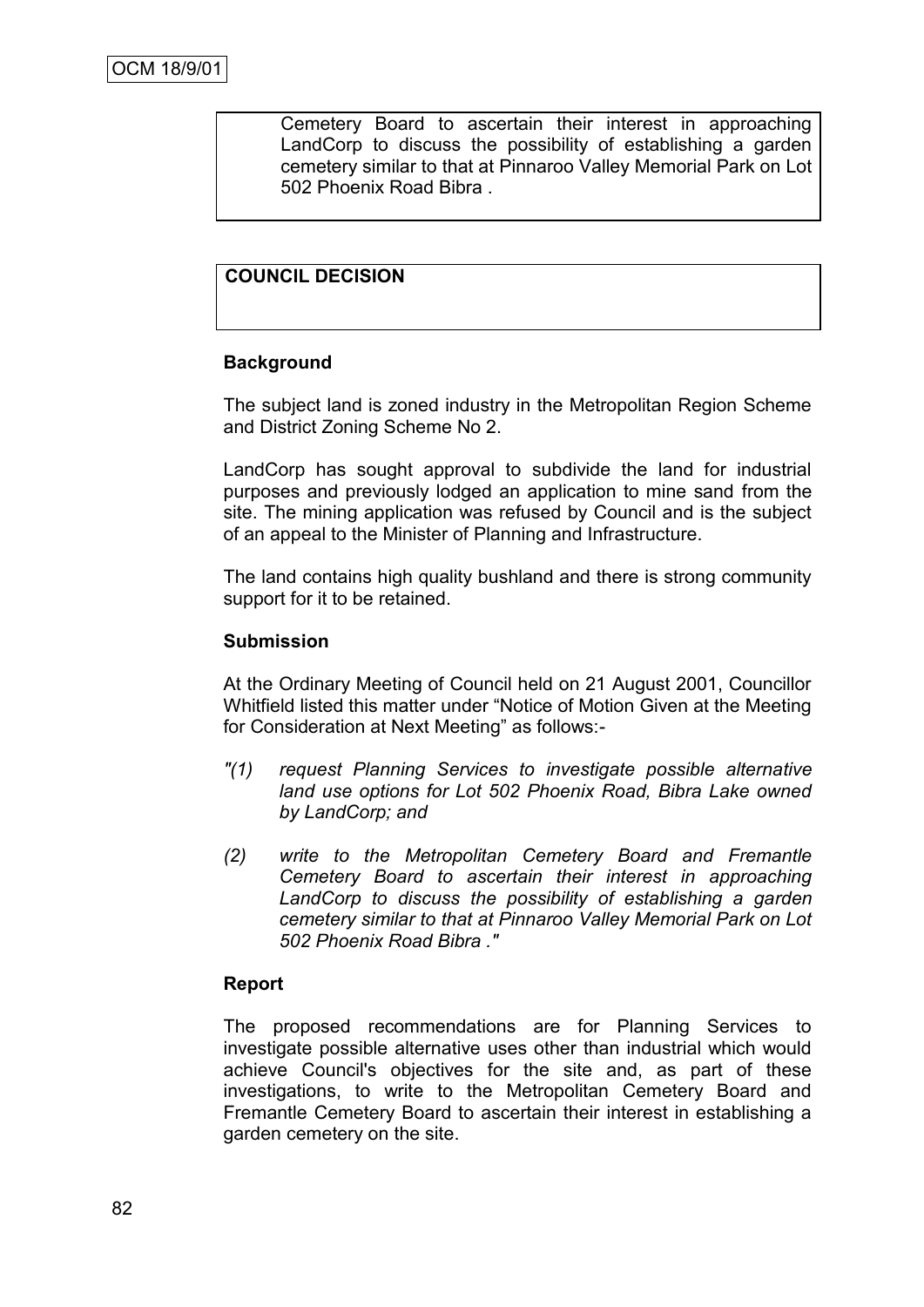Cemetery Board to ascertain their interest in approaching LandCorp to discuss the possibility of establishing a garden cemetery similar to that at Pinnaroo Valley Memorial Park on Lot 502 Phoenix Road Bibra .

**COUNCIL DECISION**

**Background**

The subject land is zoned industry in the Metropolitan Region Scheme and District Zoning Scheme No 2.

LandCorp has sought approval to subdivide the land for industrial purposes and previously lodged an application to mine sand from the site. The mining application was refused by Council and is the subject of an appeal to the Minister of Planning and Infrastructure.

The land contains high quality bushland and there is strong community support for it to be retained.

**Submission**

At the Ordinary Meeting of Council held on 21 August 2001, Councillor Whitfield listed this matter under "Notice of Motion Given at the Meeting for Consideration at Next Meeting" as follows:-

*"(1) request Planning Services to investigate possible alternative land use options for Lot 502 Phoenix Road, Bibra Lake owned by LandCorp; and*

*(2) write to the Metropolitan Cemetery Board and Fremantle Cemetery Board to ascertain their interest in approaching LandCorp to discuss the possibility of establishing a garden cemetery similar to that at Pinnaroo Valley Memorial Park on Lot 502 Phoenix Road Bibra ."*

**Report**

The proposed recommendations are for Planning Services to investigate possible alternative uses other than industrial which would achieve Council's objectives for the site and, as part of these investigations, to write to the Metropolitan Cemetery Board and Fremantle Cemetery Board to ascertain their interest in establishing a garden cemetery on the site.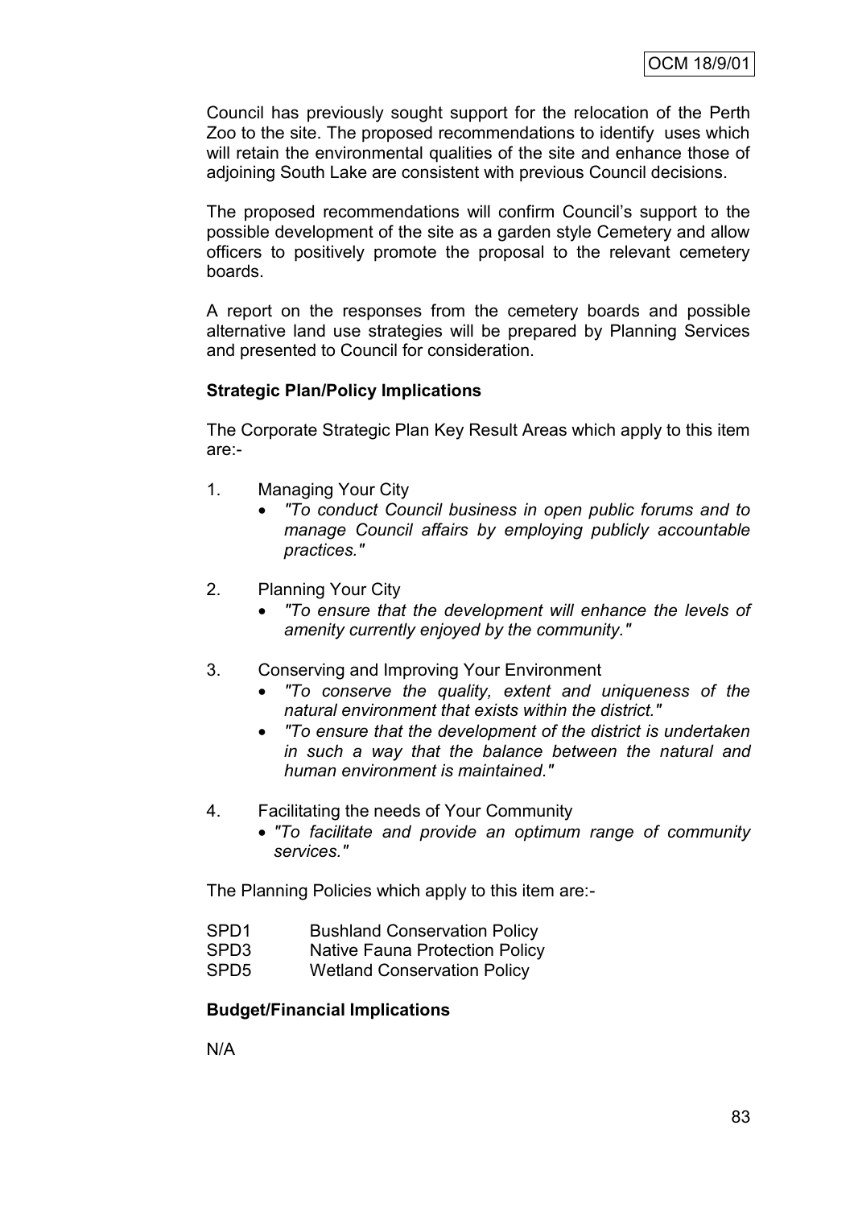Council has previously sought support for the relocation of the Perth Zoo to the site. The proposed recommendations to identify uses which will retain the environmental qualities of the site and enhance those of adjoining South Lake are consistent with previous Council decisions.

The proposed recommendations will confirm Council's support to the possible development of the site as a garden style Cemetery and allow officers to positively promote the proposal to the relevant cemetery boards.

A report on the responses from the cemetery boards and possible alternative land use strategies will be prepared by Planning Services and presented to Council for consideration.

**Strategic Plan/Policy Implications**

The Corporate Strategic Plan Key Result Areas which apply to this item are:-

1. Managing Your City
   - *"To conduct Council business in open public forums and to manage Council affairs by employing publicly accountable practices."*

2. Planning Your City
   - *"To ensure that the development will enhance the levels of amenity currently enjoyed by the community."*

3. Conserving and Improving Your Environment
   - *"To conserve the quality, extent and uniqueness of the natural environment that exists within the district."*
   - *"To ensure that the development of the district is undertaken in such a way that the balance between the natural and human environment is maintained."*

4. Facilitating the needs of Your Community
   - *"To facilitate and provide an optimum range of community services."*

The Planning Policies which apply to this item are:-

| | |
|---|---|
| SPD1 | Bushland Conservation Policy |
| SPD3 | Native Fauna Protection Policy |
| SPD5 | Wetland Conservation Policy |

**Budget/Financial Implications**

N/A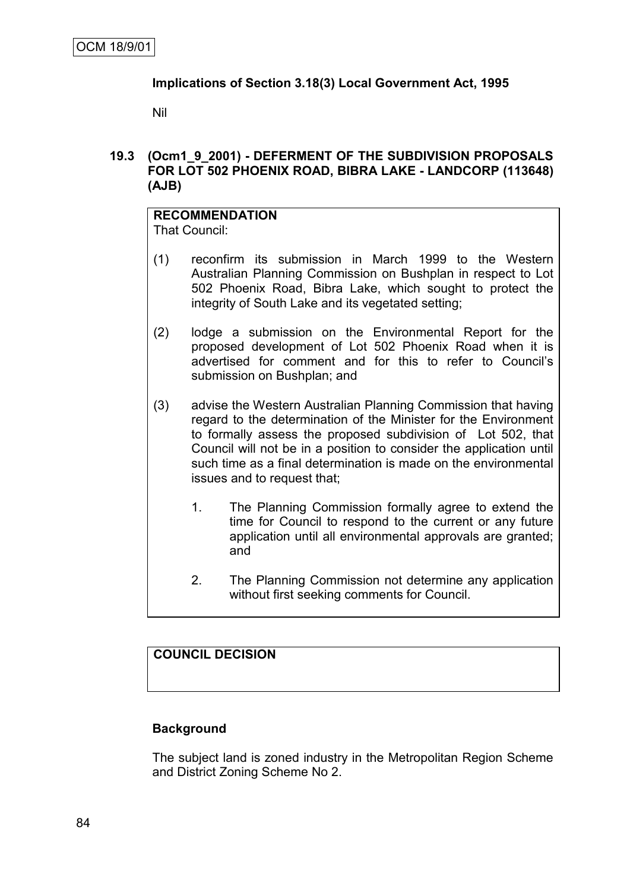OCM 18/9/01

**Implications of Section 3.18(3) Local Government Act, 1995**

Nil

## 19.3 (Ocm1_9_2001) - DEFERMENT OF THE SUBDIVISION PROPOSALS FOR LOT 502 PHOENIX ROAD, BIBRA LAKE - LANDCORP (113648) (AJB)

**RECOMMENDATION**

That Council:

(1) reconfirm its submission in March 1999 to the Western Australian Planning Commission on Bushplan in respect to Lot 502 Phoenix Road, Bibra Lake, which sought to protect the integrity of South Lake and its vegetated setting;

(2) lodge a submission on the Environmental Report for the proposed development of Lot 502 Phoenix Road when it is advertised for comment and for this to refer to Council's submission on Bushplan; and

(3) advise the Western Australian Planning Commission that having regard to the determination of the Minister for the Environment to formally assess the proposed subdivision of Lot 502, that Council will not be in a position to consider the application until such time as a final determination is made on the environmental issues and to request that;

   1. The Planning Commission formally agree to extend the time for Council to respond to the current or any future application until all environmental approvals are granted; and

   2. The Planning Commission not determine any application without first seeking comments for Council.

**COUNCIL DECISION**

**Background**

The subject land is zoned industry in the Metropolitan Region Scheme and District Zoning Scheme No 2.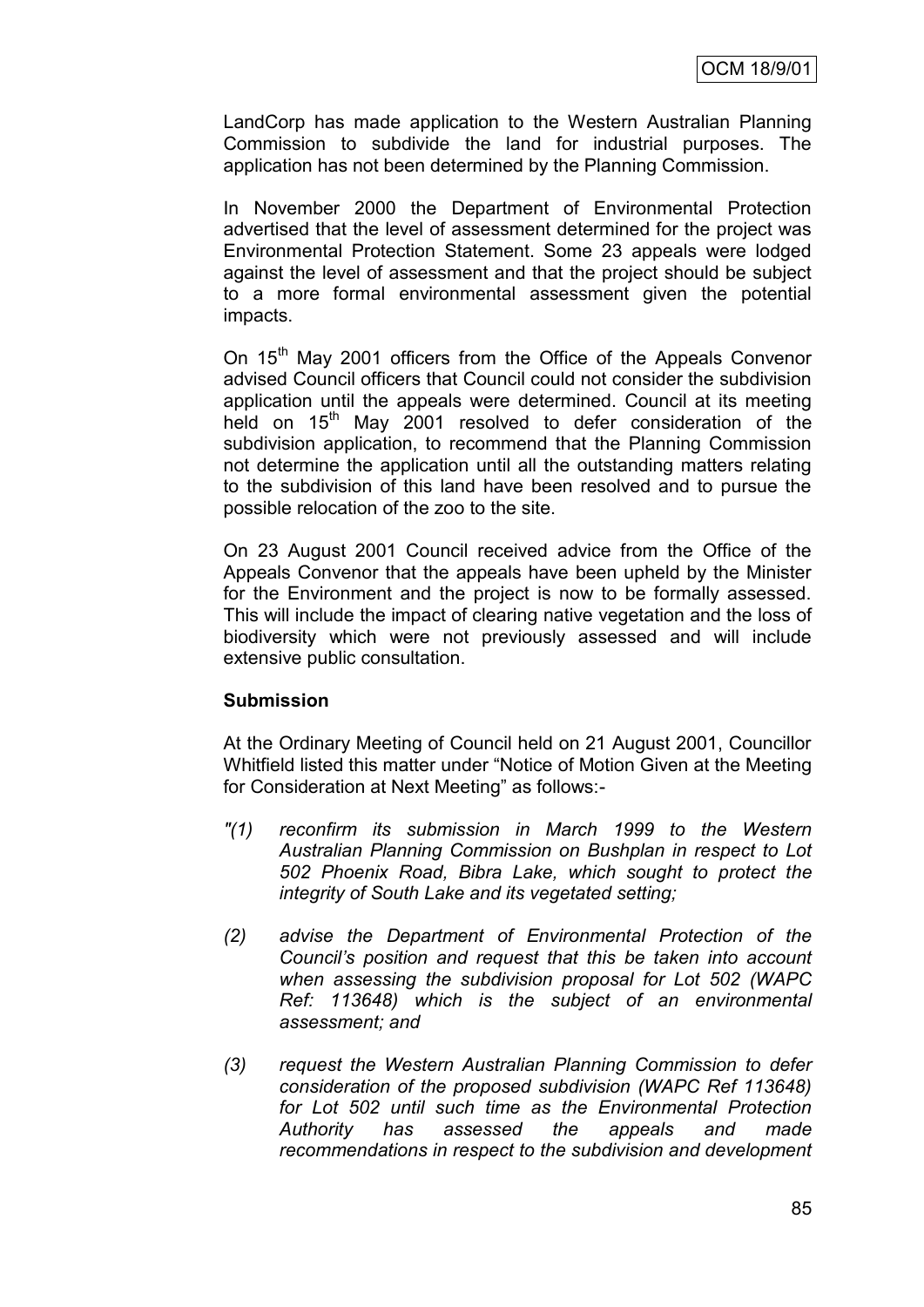LandCorp has made application to the Western Australian Planning Commission to subdivide the land for industrial purposes. The application has not been determined by the Planning Commission.

In November 2000 the Department of Environmental Protection advertised that the level of assessment determined for the project was Environmental Protection Statement. Some 23 appeals were lodged against the level of assessment and that the project should be subject to a more formal environmental assessment given the potential impacts.

On 15th May 2001 officers from the Office of the Appeals Convenor advised Council officers that Council could not consider the subdivision application until the appeals were determined. Council at its meeting held on 15th May 2001 resolved to defer consideration of the subdivision application, to recommend that the Planning Commission not determine the application until all the outstanding matters relating to the subdivision of this land have been resolved and to pursue the possible relocation of the zoo to the site.

On 23 August 2001 Council received advice from the Office of the Appeals Convenor that the appeals have been upheld by the Minister for the Environment and the project is now to be formally assessed. This will include the impact of clearing native vegetation and the loss of biodiversity which were not previously assessed and will include extensive public consultation.

**Submission**

At the Ordinary Meeting of Council held on 21 August 2001, Councillor Whitfield listed this matter under "Notice of Motion Given at the Meeting for Consideration at Next Meeting" as follows:-

*"(1) reconfirm its submission in March 1999 to the Western Australian Planning Commission on Bushplan in respect to Lot 502 Phoenix Road, Bibra Lake, which sought to protect the integrity of South Lake and its vegetated setting;*

*(2) advise the Department of Environmental Protection of the Council's position and request that this be taken into account when assessing the subdivision proposal for Lot 502 (WAPC Ref: 113648) which is the subject of an environmental assessment; and*

*(3) request the Western Australian Planning Commission to defer consideration of the proposed subdivision (WAPC Ref 113648) for Lot 502 until such time as the Environmental Protection Authority has assessed the appeals and made recommendations in respect to the subdivision and development*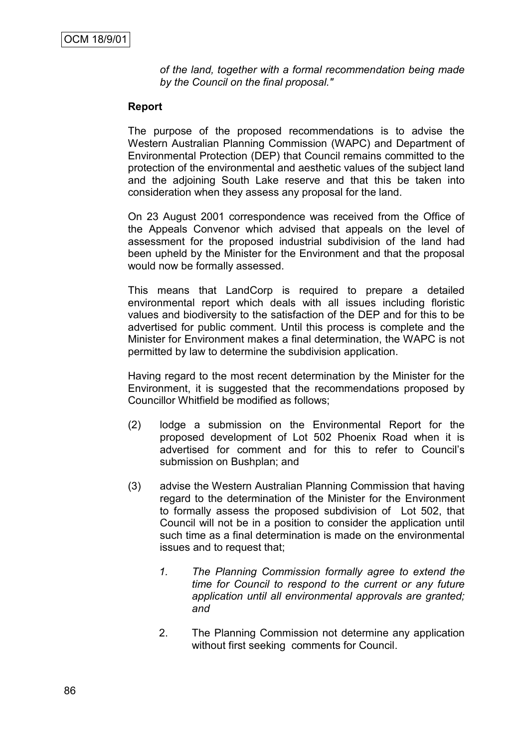*of the land, together with a formal recommendation being made by the Council on the final proposal."*

**Report**

The purpose of the proposed recommendations is to advise the Western Australian Planning Commission (WAPC) and Department of Environmental Protection (DEP) that Council remains committed to the protection of the environmental and aesthetic values of the subject land and the adjoining South Lake reserve and that this be taken into consideration when they assess any proposal for the land.

On 23 August 2001 correspondence was received from the Office of the Appeals Convenor which advised that appeals on the level of assessment for the proposed industrial subdivision of the land had been upheld by the Minister for the Environment and that the proposal would now be formally assessed.

This means that LandCorp is required to prepare a detailed environmental report which deals with all issues including floristic values and biodiversity to the satisfaction of the DEP and for this to be advertised for public comment. Until this process is complete and the Minister for Environment makes a final determination, the WAPC is not permitted by law to determine the subdivision application.

Having regard to the most recent determination by the Minister for the Environment, it is suggested that the recommendations proposed by Councillor Whitfield be modified as follows;

(2) lodge a submission on the Environmental Report for the proposed development of Lot 502 Phoenix Road when it is advertised for comment and for this to refer to Council's submission on Bushplan; and

(3) advise the Western Australian Planning Commission that having regard to the determination of the Minister for the Environment to formally assess the proposed subdivision of Lot 502, that Council will not be in a position to consider the application until such time as a final determination is made on the environmental issues and to request that;

   1. *The Planning Commission formally agree to extend the time for Council to respond to the current or any future application until all environmental approvals are granted; and*

   2. The Planning Commission not determine any application without first seeking comments for Council.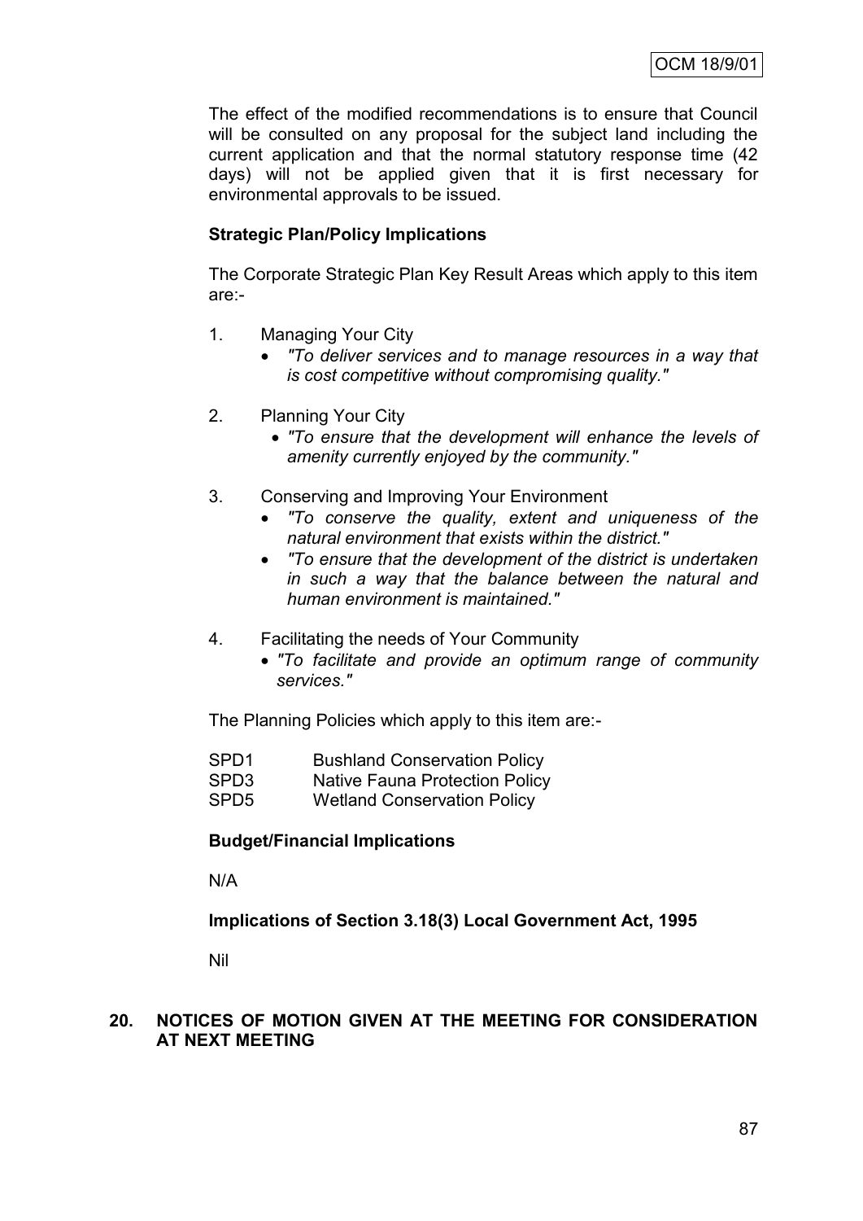The effect of the modified recommendations is to ensure that Council will be consulted on any proposal for the subject land including the current application and that the normal statutory response time (42 days) will not be applied given that it is first necessary for environmental approvals to be issued.

**Strategic Plan/Policy Implications**

The Corporate Strategic Plan Key Result Areas which apply to this item are:-

1. Managing Your City
   - *"To deliver services and to manage resources in a way that is cost competitive without compromising quality."*

2. Planning Your City
   - *"To ensure that the development will enhance the levels of amenity currently enjoyed by the community."*

3. Conserving and Improving Your Environment
   - *"To conserve the quality, extent and uniqueness of the natural environment that exists within the district."*
   - *"To ensure that the development of the district is undertaken in such a way that the balance between the natural and human environment is maintained."*

4. Facilitating the needs of Your Community
   - *"To facilitate and provide an optimum range of community services."*

The Planning Policies which apply to this item are:-

| | |
|---|---|
| SPD1 | Bushland Conservation Policy |
| SPD3 | Native Fauna Protection Policy |
| SPD5 | Wetland Conservation Policy |

**Budget/Financial Implications**

N/A

**Implications of Section 3.18(3) Local Government Act, 1995**

Nil

## 20. NOTICES OF MOTION GIVEN AT THE MEETING FOR CONSIDERATION AT NEXT MEETING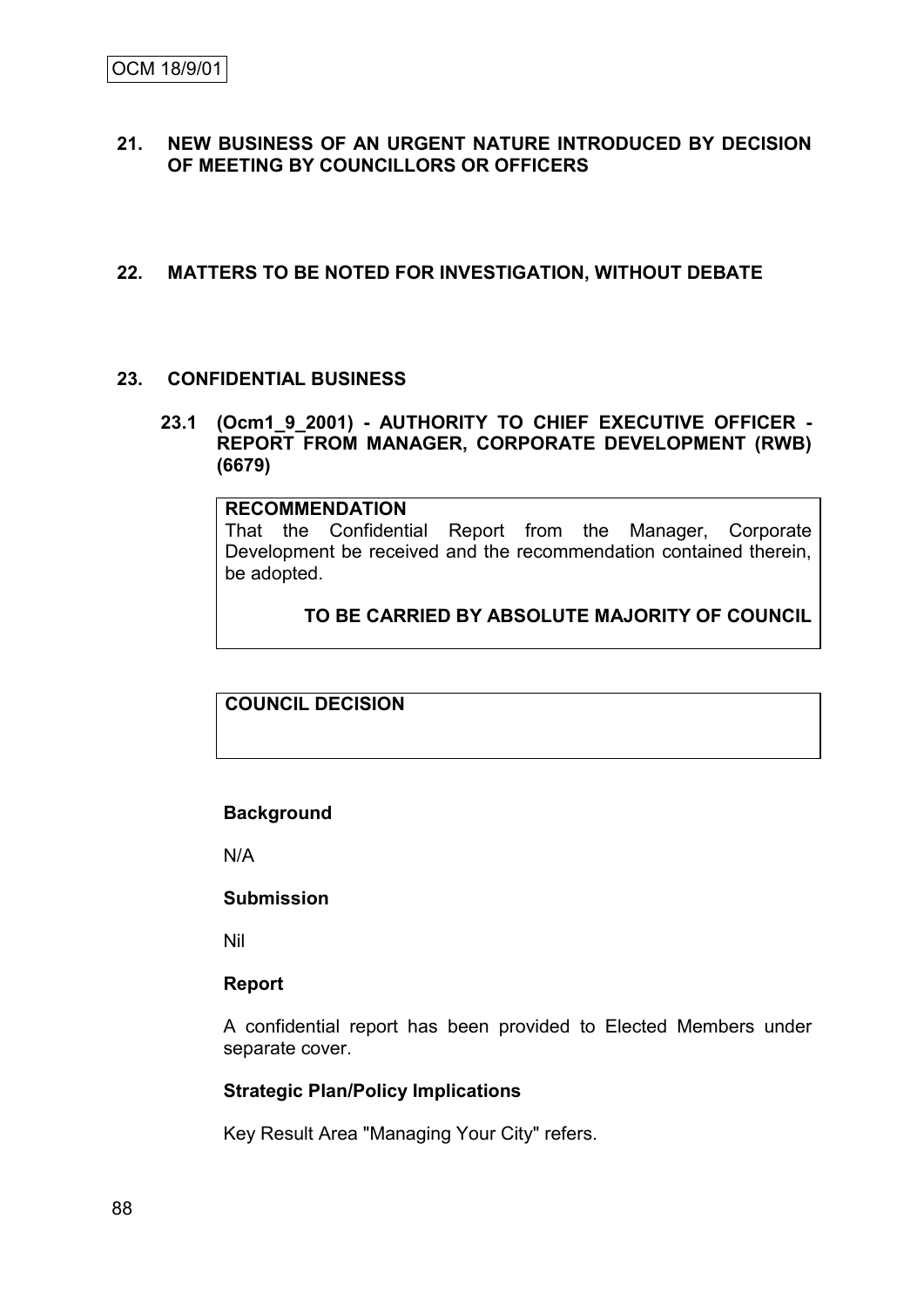## 21. NEW BUSINESS OF AN URGENT NATURE INTRODUCED BY DECISION OF MEETING BY COUNCILLORS OR OFFICERS

## 22. MATTERS TO BE NOTED FOR INVESTIGATION, WITHOUT DEBATE

## 23. CONFIDENTIAL BUSINESS

### 23.1 (Ocm1_9_2001) - AUTHORITY TO CHIEF EXECUTIVE OFFICER - REPORT FROM MANAGER, CORPORATE DEVELOPMENT (RWB) (6679)

**RECOMMENDATION**

That the Confidential Report from the Manager, Corporate Development be received and the recommendation contained therein, be adopted.

**TO BE CARRIED BY ABSOLUTE MAJORITY OF COUNCIL**

**COUNCIL DECISION**

**Background**

N/A

**Submission**

Nil

**Report**

A confidential report has been provided to Elected Members under separate cover.

**Strategic Plan/Policy Implications**

Key Result Area "Managing Your City" refers.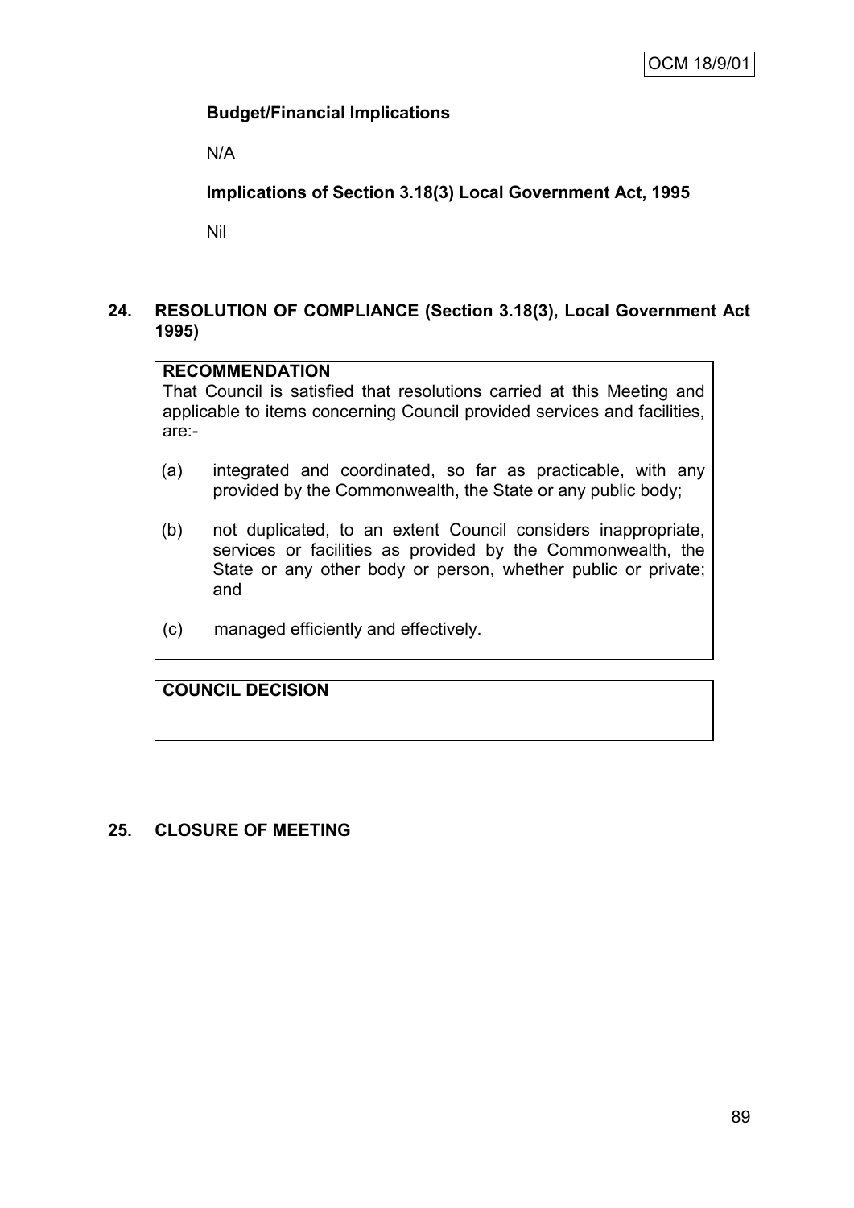**Budget/Financial Implications**

N/A

**Implications of Section 3.18(3) Local Government Act, 1995**

Nil

## 24. RESOLUTION OF COMPLIANCE (Section 3.18(3), Local Government Act 1995)

**RECOMMENDATION**

That Council is satisfied that resolutions carried at this Meeting and applicable to items concerning Council provided services and facilities, are:-

(a) integrated and coordinated, so far as practicable, with any provided by the Commonwealth, the State or any public body;

(b) not duplicated, to an extent Council considers inappropriate, services or facilities as provided by the Commonwealth, the State or any other body or person, whether public or private; and

(c) managed efficiently and effectively.

**COUNCIL DECISION**

## 25. CLOSURE OF MEETING